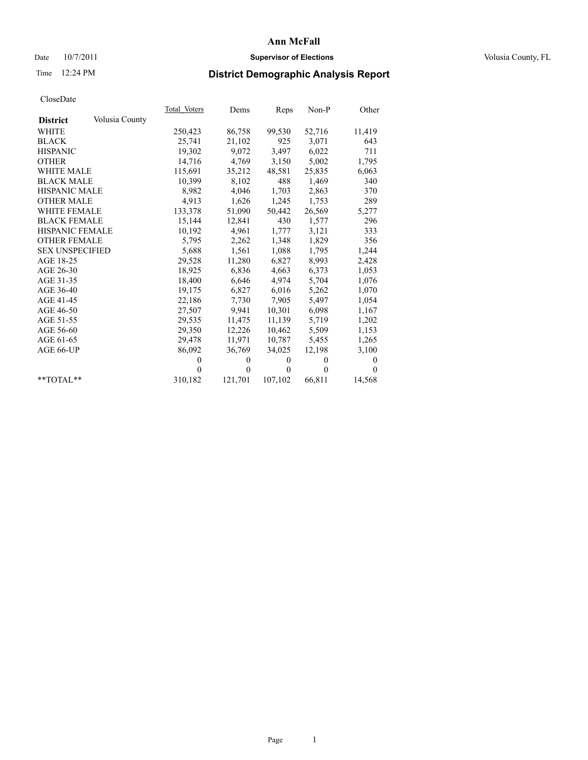# Ann McFall

Date 10/7/2011 **Supervisor of Elections** Volusia County, FL

Time 12:24 PM

## District Demographic Analysis Report

CloseDate

| **District** Volusia County | Total Voters | Dems | Reps | Non-P | Other |
|---|---|---|---|---|---|
| WHITE | 250,423 | 86,758 | 99,530 | 52,716 | 11,419 |
| BLACK | 25,741 | 21,102 | 925 | 3,071 | 643 |
| HISPANIC | 19,302 | 9,072 | 3,497 | 6,022 | 711 |
| OTHER | 14,716 | 4,769 | 3,150 | 5,002 | 1,795 |
| WHITE MALE | 115,691 | 35,212 | 48,581 | 25,835 | 6,063 |
| BLACK MALE | 10,399 | 8,102 | 488 | 1,469 | 340 |
| HISPANIC MALE | 8,982 | 4,046 | 1,703 | 2,863 | 370 |
| OTHER MALE | 4,913 | 1,626 | 1,245 | 1,753 | 289 |
| WHITE FEMALE | 133,378 | 51,090 | 50,442 | 26,569 | 5,277 |
| BLACK FEMALE | 15,144 | 12,841 | 430 | 1,577 | 296 |
| HISPANIC FEMALE | 10,192 | 4,961 | 1,777 | 3,121 | 333 |
| OTHER FEMALE | 5,795 | 2,262 | 1,348 | 1,829 | 356 |
| SEX UNSPECIFIED | 5,688 | 1,561 | 1,088 | 1,795 | 1,244 |
| AGE 18-25 | 29,528 | 11,280 | 6,827 | 8,993 | 2,428 |
| AGE 26-30 | 18,925 | 6,836 | 4,663 | 6,373 | 1,053 |
| AGE 31-35 | 18,400 | 6,646 | 4,974 | 5,704 | 1,076 |
| AGE 36-40 | 19,175 | 6,827 | 6,016 | 5,262 | 1,070 |
| AGE 41-45 | 22,186 | 7,730 | 7,905 | 5,497 | 1,054 |
| AGE 46-50 | 27,507 | 9,941 | 10,301 | 6,098 | 1,167 |
| AGE 51-55 | 29,535 | 11,475 | 11,139 | 5,719 | 1,202 |
| AGE 56-60 | 29,350 | 12,226 | 10,462 | 5,509 | 1,153 |
| AGE 61-65 | 29,478 | 11,971 | 10,787 | 5,455 | 1,265 |
| AGE 66-UP | 86,092 | 36,769 | 34,025 | 12,198 | 3,100 |
| | 0 | 0 | 0 | 0 | 0 |
| | 0 | 0 | 0 | 0 | 0 |
| **TOTAL** | 310,182 | 121,701 | 107,102 | 66,811 | 14,568 |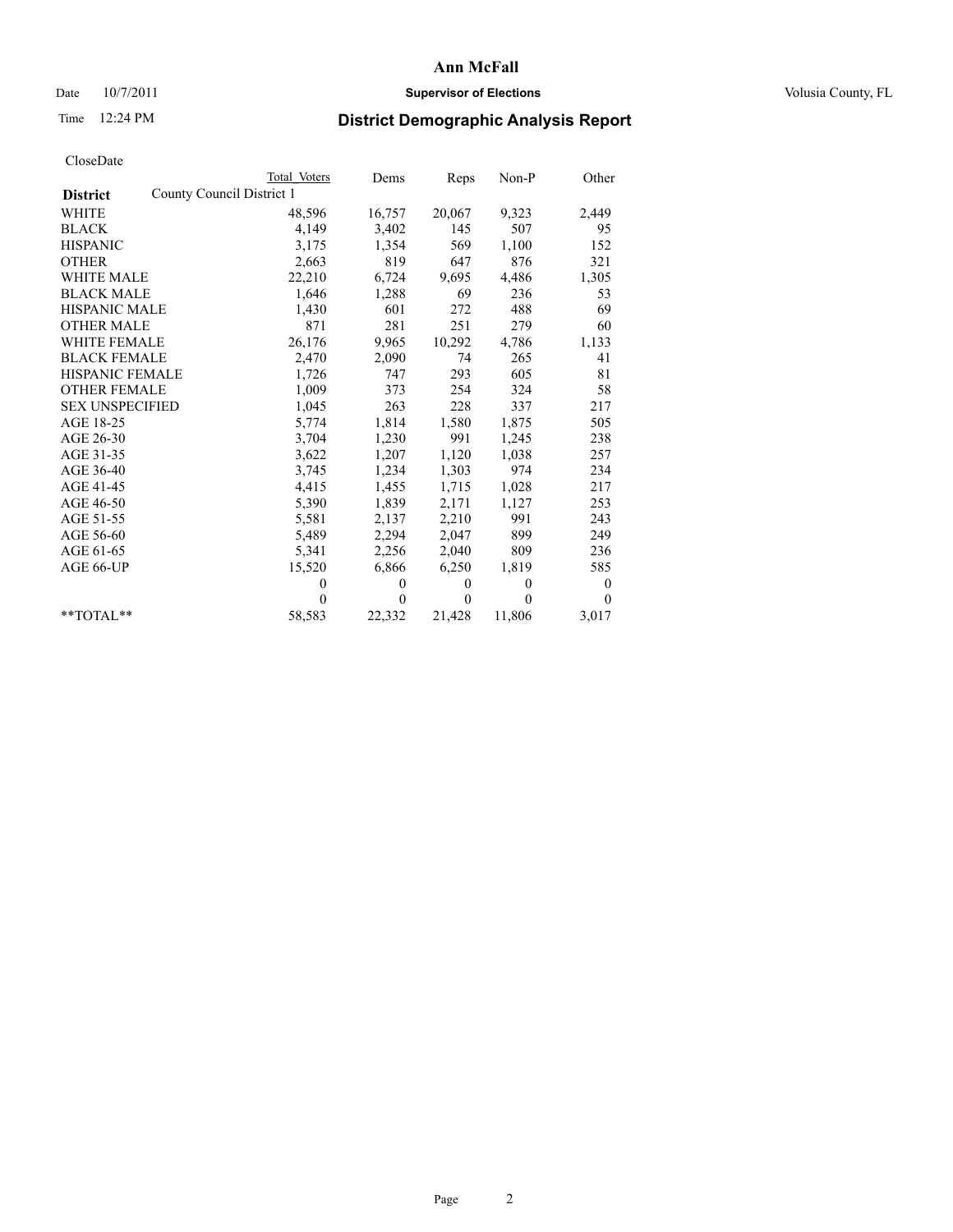# Ann McFall

Date 10/7/2011 **Supervisor of Elections** Volusia County, FL

Time 12:24 PM **District Demographic Analysis Report**

CloseDate

| **District** County Council District 1 | Total Voters | Dems | Reps | Non-P | Other |
|---|---|---|---|---|---|
| WHITE | 48,596 | 16,757 | 20,067 | 9,323 | 2,449 |
| BLACK | 4,149 | 3,402 | 145 | 507 | 95 |
| HISPANIC | 3,175 | 1,354 | 569 | 1,100 | 152 |
| OTHER | 2,663 | 819 | 647 | 876 | 321 |
| WHITE MALE | 22,210 | 6,724 | 9,695 | 4,486 | 1,305 |
| BLACK MALE | 1,646 | 1,288 | 69 | 236 | 53 |
| HISPANIC MALE | 1,430 | 601 | 272 | 488 | 69 |
| OTHER MALE | 871 | 281 | 251 | 279 | 60 |
| WHITE FEMALE | 26,176 | 9,965 | 10,292 | 4,786 | 1,133 |
| BLACK FEMALE | 2,470 | 2,090 | 74 | 265 | 41 |
| HISPANIC FEMALE | 1,726 | 747 | 293 | 605 | 81 |
| OTHER FEMALE | 1,009 | 373 | 254 | 324 | 58 |
| SEX UNSPECIFIED | 1,045 | 263 | 228 | 337 | 217 |
| AGE 18-25 | 5,774 | 1,814 | 1,580 | 1,875 | 505 |
| AGE 26-30 | 3,704 | 1,230 | 991 | 1,245 | 238 |
| AGE 31-35 | 3,622 | 1,207 | 1,120 | 1,038 | 257 |
| AGE 36-40 | 3,745 | 1,234 | 1,303 | 974 | 234 |
| AGE 41-45 | 4,415 | 1,455 | 1,715 | 1,028 | 217 |
| AGE 46-50 | 5,390 | 1,839 | 2,171 | 1,127 | 253 |
| AGE 51-55 | 5,581 | 2,137 | 2,210 | 991 | 243 |
| AGE 56-60 | 5,489 | 2,294 | 2,047 | 899 | 249 |
| AGE 61-65 | 5,341 | 2,256 | 2,040 | 809 | 236 |
| AGE 66-UP | 15,520 | 6,866 | 6,250 | 1,819 | 585 |
| | 0 | 0 | 0 | 0 | 0 |
| | 0 | 0 | 0 | 0 | 0 |
| **TOTAL** | 58,583 | 22,332 | 21,428 | 11,806 | 3,017 |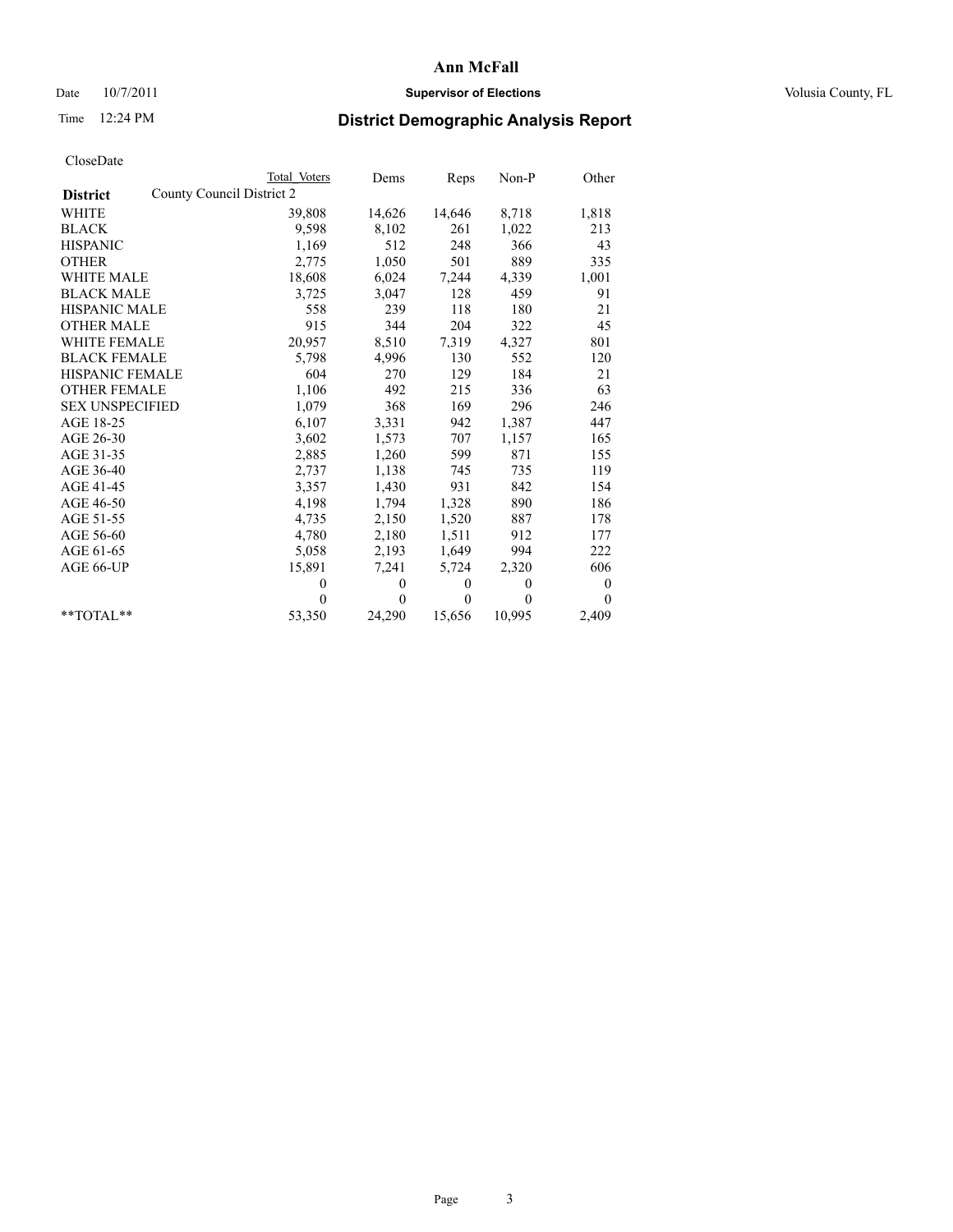# Ann McFall

Date 10/7/2011 **Supervisor of Elections** Volusia County, FL

Time 12:24 PM **District Demographic Analysis Report**

CloseDate

| **District** | County Council District 2 Total Voters | Dems | Reps | Non-P | Other |
|---|---|---|---|---|---|
| WHITE | 39,808 | 14,626 | 14,646 | 8,718 | 1,818 |
| BLACK | 9,598 | 8,102 | 261 | 1,022 | 213 |
| HISPANIC | 1,169 | 512 | 248 | 366 | 43 |
| OTHER | 2,775 | 1,050 | 501 | 889 | 335 |
| WHITE MALE | 18,608 | 6,024 | 7,244 | 4,339 | 1,001 |
| BLACK MALE | 3,725 | 3,047 | 128 | 459 | 91 |
| HISPANIC MALE | 558 | 239 | 118 | 180 | 21 |
| OTHER MALE | 915 | 344 | 204 | 322 | 45 |
| WHITE FEMALE | 20,957 | 8,510 | 7,319 | 4,327 | 801 |
| BLACK FEMALE | 5,798 | 4,996 | 130 | 552 | 120 |
| HISPANIC FEMALE | 604 | 270 | 129 | 184 | 21 |
| OTHER FEMALE | 1,106 | 492 | 215 | 336 | 63 |
| SEX UNSPECIFIED | 1,079 | 368 | 169 | 296 | 246 |
| AGE 18-25 | 6,107 | 3,331 | 942 | 1,387 | 447 |
| AGE 26-30 | 3,602 | 1,573 | 707 | 1,157 | 165 |
| AGE 31-35 | 2,885 | 1,260 | 599 | 871 | 155 |
| AGE 36-40 | 2,737 | 1,138 | 745 | 735 | 119 |
| AGE 41-45 | 3,357 | 1,430 | 931 | 842 | 154 |
| AGE 46-50 | 4,198 | 1,794 | 1,328 | 890 | 186 |
| AGE 51-55 | 4,735 | 2,150 | 1,520 | 887 | 178 |
| AGE 56-60 | 4,780 | 2,180 | 1,511 | 912 | 177 |
| AGE 61-65 | 5,058 | 2,193 | 1,649 | 994 | 222 |
| AGE 66-UP | 15,891 | 7,241 | 5,724 | 2,320 | 606 |
| | 0 | 0 | 0 | 0 | 0 |
| | 0 | 0 | 0 | 0 | 0 |
| **TOTAL** | 53,350 | 24,290 | 15,656 | 10,995 | 2,409 |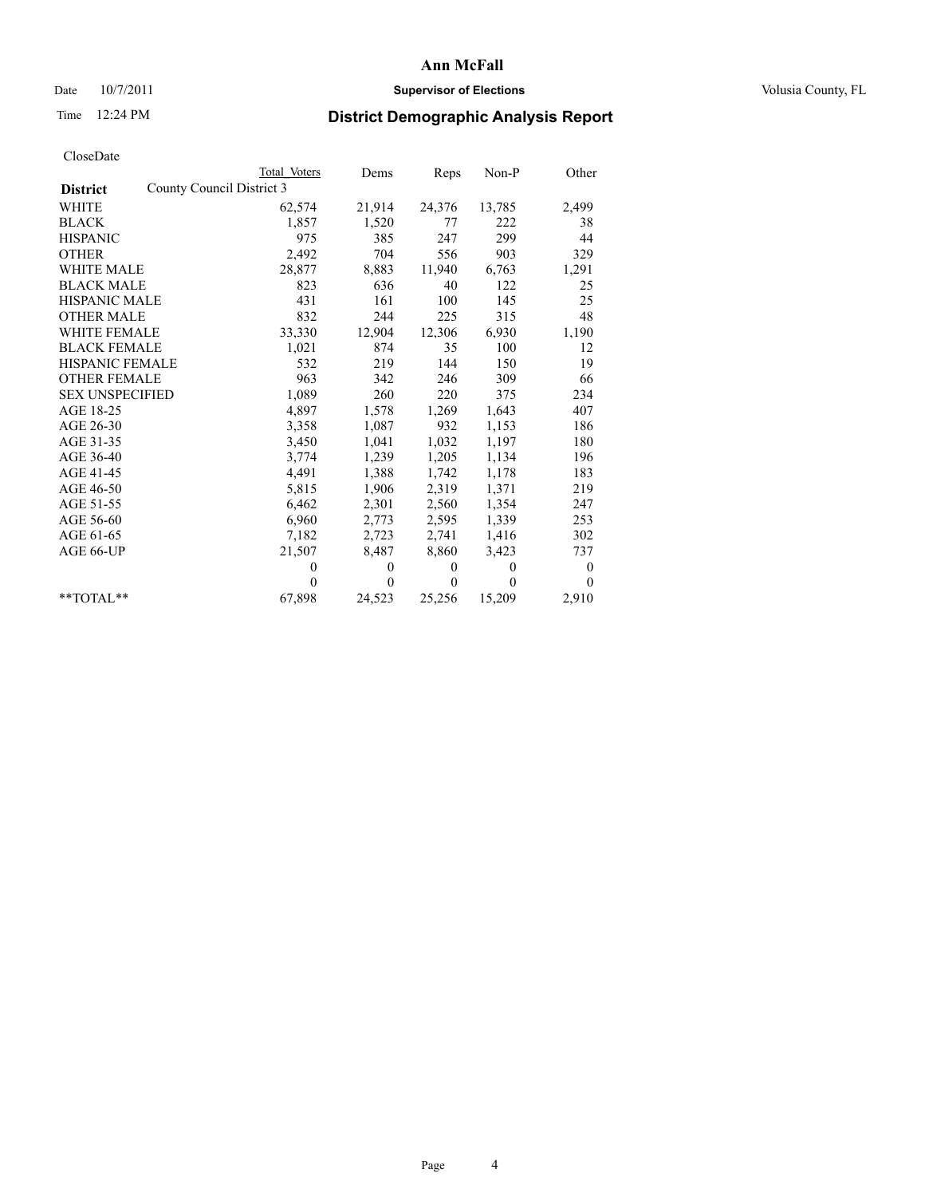# Ann McFall

Date 10/7/2011 **Supervisor of Elections** Volusia County, FL

Time 12:24 PM

## District Demographic Analysis Report

CloseDate

| | Total Voters | Dems | Reps | Non-P | Other |
|---|---|---|---|---|---|
| **District** County Council District 3 | | | | | |
| WHITE | 62,574 | 21,914 | 24,376 | 13,785 | 2,499 |
| BLACK | 1,857 | 1,520 | 77 | 222 | 38 |
| HISPANIC | 975 | 385 | 247 | 299 | 44 |
| OTHER | 2,492 | 704 | 556 | 903 | 329 |
| WHITE MALE | 28,877 | 8,883 | 11,940 | 6,763 | 1,291 |
| BLACK MALE | 823 | 636 | 40 | 122 | 25 |
| HISPANIC MALE | 431 | 161 | 100 | 145 | 25 |
| OTHER MALE | 832 | 244 | 225 | 315 | 48 |
| WHITE FEMALE | 33,330 | 12,904 | 12,306 | 6,930 | 1,190 |
| BLACK FEMALE | 1,021 | 874 | 35 | 100 | 12 |
| HISPANIC FEMALE | 532 | 219 | 144 | 150 | 19 |
| OTHER FEMALE | 963 | 342 | 246 | 309 | 66 |
| SEX UNSPECIFIED | 1,089 | 260 | 220 | 375 | 234 |
| AGE 18-25 | 4,897 | 1,578 | 1,269 | 1,643 | 407 |
| AGE 26-30 | 3,358 | 1,087 | 932 | 1,153 | 186 |
| AGE 31-35 | 3,450 | 1,041 | 1,032 | 1,197 | 180 |
| AGE 36-40 | 3,774 | 1,239 | 1,205 | 1,134 | 196 |
| AGE 41-45 | 4,491 | 1,388 | 1,742 | 1,178 | 183 |
| AGE 46-50 | 5,815 | 1,906 | 2,319 | 1,371 | 219 |
| AGE 51-55 | 6,462 | 2,301 | 2,560 | 1,354 | 247 |
| AGE 56-60 | 6,960 | 2,773 | 2,595 | 1,339 | 253 |
| AGE 61-65 | 7,182 | 2,723 | 2,741 | 1,416 | 302 |
| AGE 66-UP | 21,507 | 8,487 | 8,860 | 3,423 | 737 |
| | 0 | 0 | 0 | 0 | 0 |
| | 0 | 0 | 0 | 0 | 0 |
| **TOTAL** | 67,898 | 24,523 | 25,256 | 15,209 | 2,910 |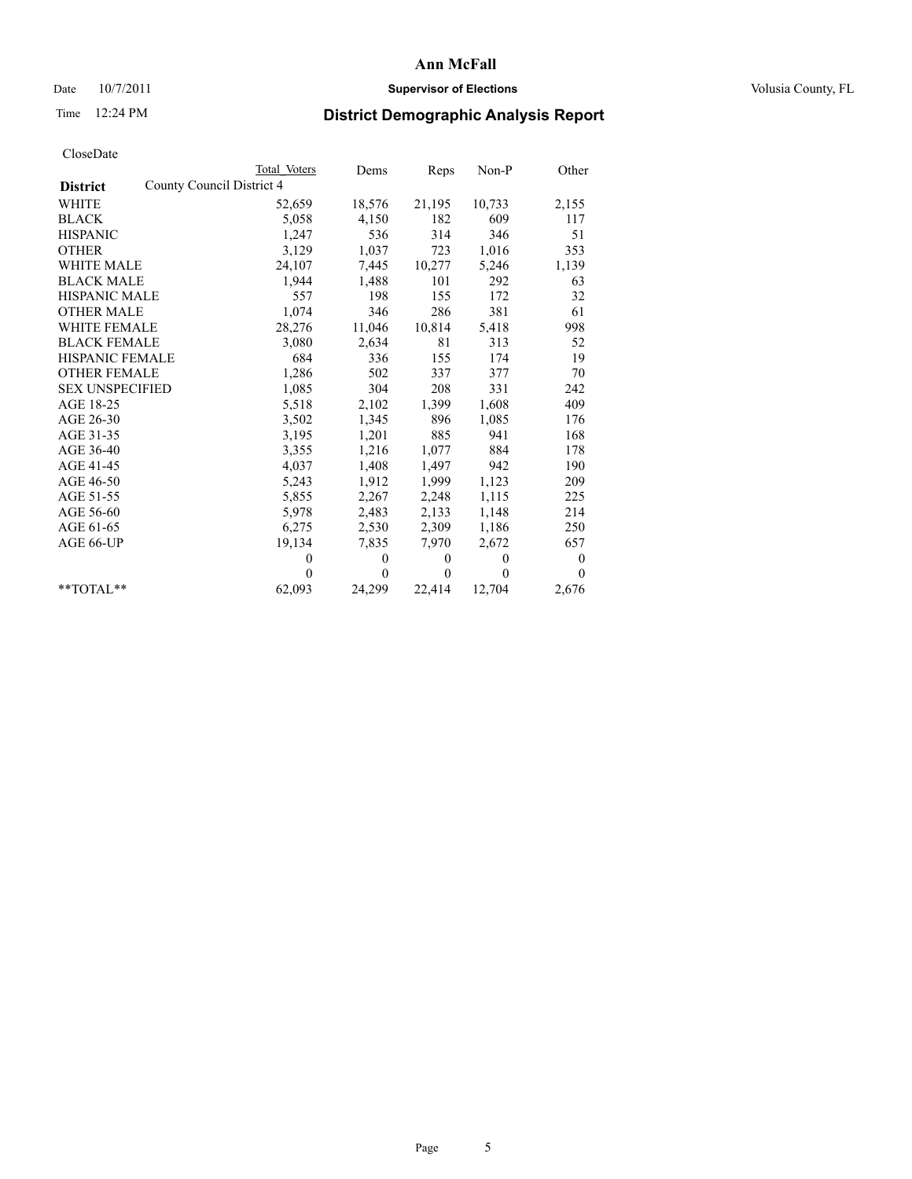Date 10/7/2011

Time 12:24 PM

# Ann McFall

**Supervisor of Elections**

Volusia County, FL

## District Demographic Analysis Report

CloseDate

| | Total Voters | Dems | Reps | Non-P | Other |
|---|---|---|---|---|---|
| **District** County Council District 4 | | | | | |
| WHITE | 52,659 | 18,576 | 21,195 | 10,733 | 2,155 |
| BLACK | 5,058 | 4,150 | 182 | 609 | 117 |
| HISPANIC | 1,247 | 536 | 314 | 346 | 51 |
| OTHER | 3,129 | 1,037 | 723 | 1,016 | 353 |
| WHITE MALE | 24,107 | 7,445 | 10,277 | 5,246 | 1,139 |
| BLACK MALE | 1,944 | 1,488 | 101 | 292 | 63 |
| HISPANIC MALE | 557 | 198 | 155 | 172 | 32 |
| OTHER MALE | 1,074 | 346 | 286 | 381 | 61 |
| WHITE FEMALE | 28,276 | 11,046 | 10,814 | 5,418 | 998 |
| BLACK FEMALE | 3,080 | 2,634 | 81 | 313 | 52 |
| HISPANIC FEMALE | 684 | 336 | 155 | 174 | 19 |
| OTHER FEMALE | 1,286 | 502 | 337 | 377 | 70 |
| SEX UNSPECIFIED | 1,085 | 304 | 208 | 331 | 242 |
| AGE 18-25 | 5,518 | 2,102 | 1,399 | 1,608 | 409 |
| AGE 26-30 | 3,502 | 1,345 | 896 | 1,085 | 176 |
| AGE 31-35 | 3,195 | 1,201 | 885 | 941 | 168 |
| AGE 36-40 | 3,355 | 1,216 | 1,077 | 884 | 178 |
| AGE 41-45 | 4,037 | 1,408 | 1,497 | 942 | 190 |
| AGE 46-50 | 5,243 | 1,912 | 1,999 | 1,123 | 209 |
| AGE 51-55 | 5,855 | 2,267 | 2,248 | 1,115 | 225 |
| AGE 56-60 | 5,978 | 2,483 | 2,133 | 1,148 | 214 |
| AGE 61-65 | 6,275 | 2,530 | 2,309 | 1,186 | 250 |
| AGE 66-UP | 19,134 | 7,835 | 7,970 | 2,672 | 657 |
| | 0 | 0 | 0 | 0 | 0 |
| | 0 | 0 | 0 | 0 | 0 |
| **TOTAL** | 62,093 | 24,299 | 22,414 | 12,704 | 2,676 |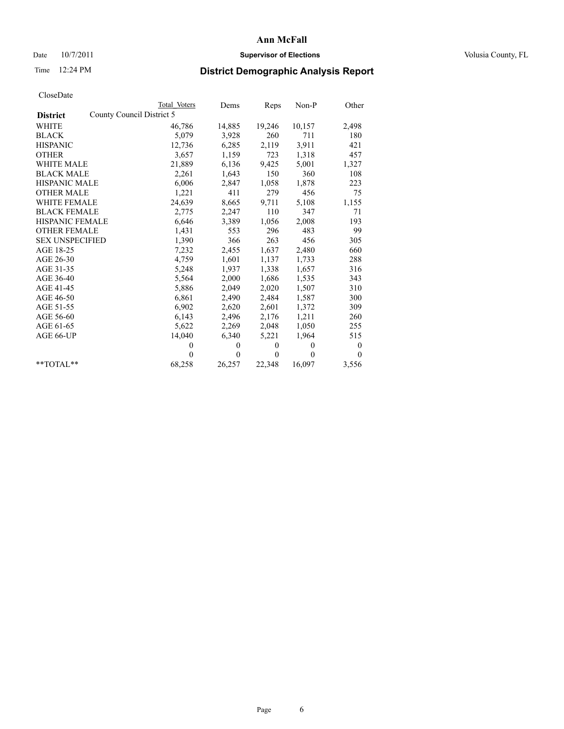# Ann McFall

Date 10/7/2011 **Supervisor of Elections** Volusia County, FL

Time 12:24 PM

## District Demographic Analysis Report

CloseDate

| | Total Voters | Dems | Reps | Non-P | Other |
|---|---|---|---|---|---|
| **District** County Council District 5 | | | | | |
| WHITE | 46,786 | 14,885 | 19,246 | 10,157 | 2,498 |
| BLACK | 5,079 | 3,928 | 260 | 711 | 180 |
| HISPANIC | 12,736 | 6,285 | 2,119 | 3,911 | 421 |
| OTHER | 3,657 | 1,159 | 723 | 1,318 | 457 |
| WHITE MALE | 21,889 | 6,136 | 9,425 | 5,001 | 1,327 |
| BLACK MALE | 2,261 | 1,643 | 150 | 360 | 108 |
| HISPANIC MALE | 6,006 | 2,847 | 1,058 | 1,878 | 223 |
| OTHER MALE | 1,221 | 411 | 279 | 456 | 75 |
| WHITE FEMALE | 24,639 | 8,665 | 9,711 | 5,108 | 1,155 |
| BLACK FEMALE | 2,775 | 2,247 | 110 | 347 | 71 |
| HISPANIC FEMALE | 6,646 | 3,389 | 1,056 | 2,008 | 193 |
| OTHER FEMALE | 1,431 | 553 | 296 | 483 | 99 |
| SEX UNSPECIFIED | 1,390 | 366 | 263 | 456 | 305 |
| AGE 18-25 | 7,232 | 2,455 | 1,637 | 2,480 | 660 |
| AGE 26-30 | 4,759 | 1,601 | 1,137 | 1,733 | 288 |
| AGE 31-35 | 5,248 | 1,937 | 1,338 | 1,657 | 316 |
| AGE 36-40 | 5,564 | 2,000 | 1,686 | 1,535 | 343 |
| AGE 41-45 | 5,886 | 2,049 | 2,020 | 1,507 | 310 |
| AGE 46-50 | 6,861 | 2,490 | 2,484 | 1,587 | 300 |
| AGE 51-55 | 6,902 | 2,620 | 2,601 | 1,372 | 309 |
| AGE 56-60 | 6,143 | 2,496 | 2,176 | 1,211 | 260 |
| AGE 61-65 | 5,622 | 2,269 | 2,048 | 1,050 | 255 |
| AGE 66-UP | 14,040 | 6,340 | 5,221 | 1,964 | 515 |
| | 0 | 0 | 0 | 0 | 0 |
| | 0 | 0 | 0 | 0 | 0 |
| **TOTAL** | 68,258 | 26,257 | 22,348 | 16,097 | 3,556 |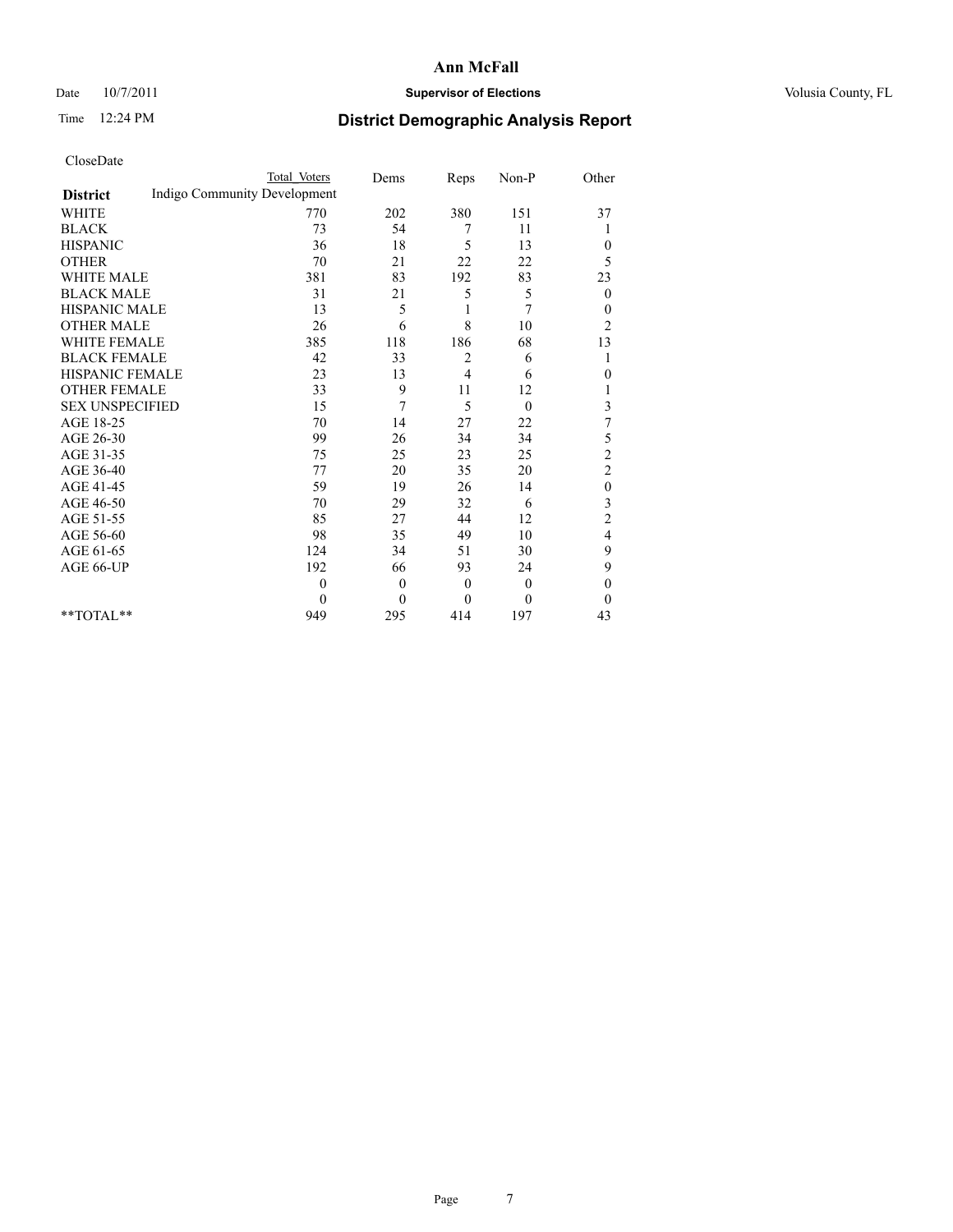# Ann McFall

Date 10/7/2011 **Supervisor of Elections** Volusia County, FL

Time 12:24 PM **District Demographic Analysis Report**

CloseDate

| **District** | Total Voters | Dems | Reps | Non-P | Other |
|---|---|---|---|---|---|
| Indigo Community Development | | | | | |
| WHITE | 770 | 202 | 380 | 151 | 37 |
| BLACK | 73 | 54 | 7 | 11 | 1 |
| HISPANIC | 36 | 18 | 5 | 13 | 0 |
| OTHER | 70 | 21 | 22 | 22 | 5 |
| WHITE MALE | 381 | 83 | 192 | 83 | 23 |
| BLACK MALE | 31 | 21 | 5 | 5 | 0 |
| HISPANIC MALE | 13 | 5 | 1 | 7 | 0 |
| OTHER MALE | 26 | 6 | 8 | 10 | 2 |
| WHITE FEMALE | 385 | 118 | 186 | 68 | 13 |
| BLACK FEMALE | 42 | 33 | 2 | 6 | 1 |
| HISPANIC FEMALE | 23 | 13 | 4 | 6 | 0 |
| OTHER FEMALE | 33 | 9 | 11 | 12 | 1 |
| SEX UNSPECIFIED | 15 | 7 | 5 | 0 | 3 |
| AGE 18-25 | 70 | 14 | 27 | 22 | 7 |
| AGE 26-30 | 99 | 26 | 34 | 34 | 5 |
| AGE 31-35 | 75 | 25 | 23 | 25 | 2 |
| AGE 36-40 | 77 | 20 | 35 | 20 | 2 |
| AGE 41-45 | 59 | 19 | 26 | 14 | 0 |
| AGE 46-50 | 70 | 29 | 32 | 6 | 3 |
| AGE 51-55 | 85 | 27 | 44 | 12 | 2 |
| AGE 56-60 | 98 | 35 | 49 | 10 | 4 |
| AGE 61-65 | 124 | 34 | 51 | 30 | 9 |
| AGE 66-UP | 192 | 66 | 93 | 24 | 9 |
| | 0 | 0 | 0 | 0 | 0 |
| | 0 | 0 | 0 | 0 | 0 |
| **TOTAL** | 949 | 295 | 414 | 197 | 43 |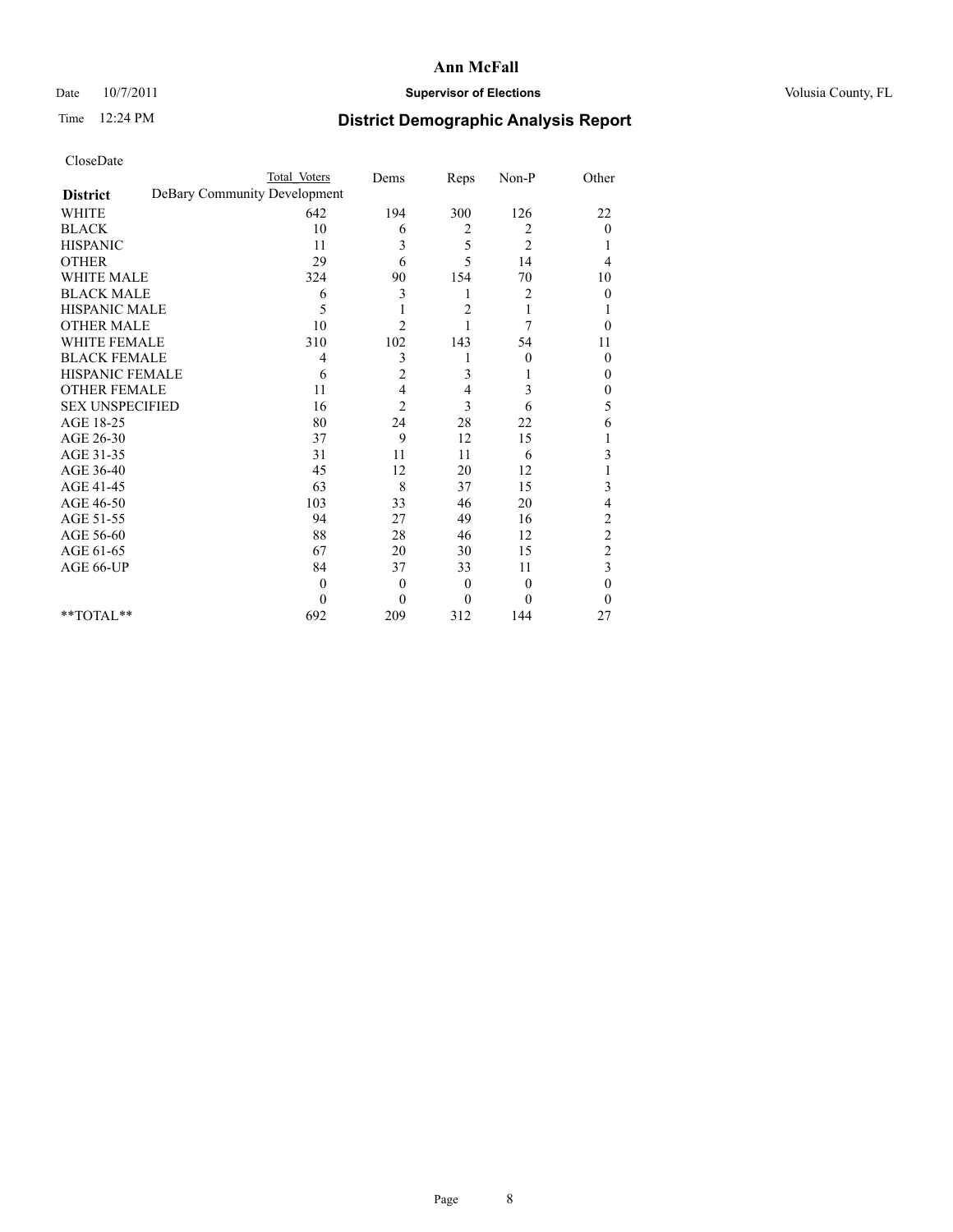CloseDate

| District | DeBary Community Development Total Voters | Dems | Reps | Non-P | Other |
|---|---|---|---|---|---|
| WHITE | 642 | 194 | 300 | 126 | 22 |
| BLACK | 10 | 6 | 2 | 2 | 0 |
| HISPANIC | 11 | 3 | 5 | 2 | 1 |
| OTHER | 29 | 6 | 5 | 14 | 4 |
| WHITE MALE | 324 | 90 | 154 | 70 | 10 |
| BLACK MALE | 6 | 3 | 1 | 2 | 0 |
| HISPANIC MALE | 5 | 1 | 2 | 1 | 1 |
| OTHER MALE | 10 | 2 | 1 | 7 | 0 |
| WHITE FEMALE | 310 | 102 | 143 | 54 | 11 |
| BLACK FEMALE | 4 | 3 | 1 | 0 | 0 |
| HISPANIC FEMALE | 6 | 2 | 3 | 1 | 0 |
| OTHER FEMALE | 11 | 4 | 4 | 3 | 0 |
| SEX UNSPECIFIED | 16 | 2 | 3 | 6 | 5 |
| AGE 18-25 | 80 | 24 | 28 | 22 | 6 |
| AGE 26-30 | 37 | 9 | 12 | 15 | 1 |
| AGE 31-35 | 31 | 11 | 11 | 6 | 3 |
| AGE 36-40 | 45 | 12 | 20 | 12 | 1 |
| AGE 41-45 | 63 | 8 | 37 | 15 | 3 |
| AGE 46-50 | 103 | 33 | 46 | 20 | 4 |
| AGE 51-55 | 94 | 27 | 49 | 16 | 2 |
| AGE 56-60 | 88 | 28 | 46 | 12 | 2 |
| AGE 61-65 | 67 | 20 | 30 | 15 | 2 |
| AGE 66-UP | 84 | 37 | 33 | 11 | 3 |
| | 0 | 0 | 0 | 0 | 0 |
| | 0 | 0 | 0 | 0 | 0 |
| **TOTAL** | 692 | 209 | 312 | 144 | 27 |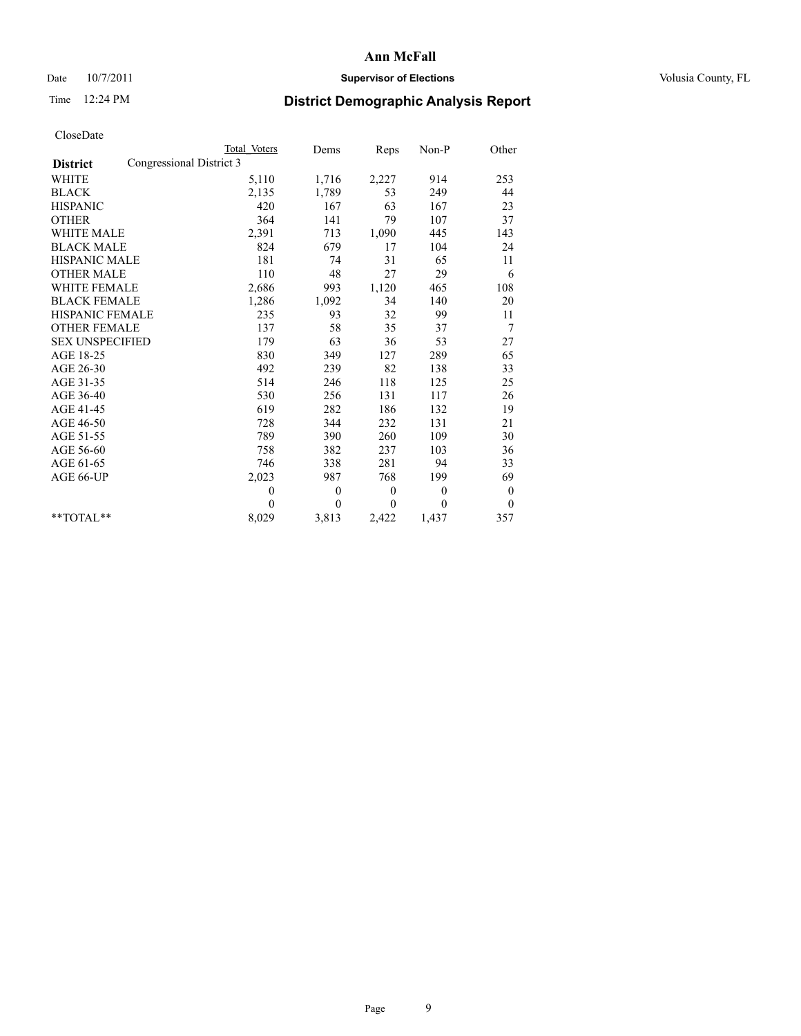**Ann McFall**

Date 10/7/2011 **Supervisor of Elections** Volusia County, FL

Time 12:24 PM

## District Demographic Analysis Report

CloseDate

| | Total Voters | Dems | Reps | Non-P | Other |
|---|---|---|---|---|---|
| **District** Congressional District 3 | | | | | |
| WHITE | 5,110 | 1,716 | 2,227 | 914 | 253 |
| BLACK | 2,135 | 1,789 | 53 | 249 | 44 |
| HISPANIC | 420 | 167 | 63 | 167 | 23 |
| OTHER | 364 | 141 | 79 | 107 | 37 |
| WHITE MALE | 2,391 | 713 | 1,090 | 445 | 143 |
| BLACK MALE | 824 | 679 | 17 | 104 | 24 |
| HISPANIC MALE | 181 | 74 | 31 | 65 | 11 |
| OTHER MALE | 110 | 48 | 27 | 29 | 6 |
| WHITE FEMALE | 2,686 | 993 | 1,120 | 465 | 108 |
| BLACK FEMALE | 1,286 | 1,092 | 34 | 140 | 20 |
| HISPANIC FEMALE | 235 | 93 | 32 | 99 | 11 |
| OTHER FEMALE | 137 | 58 | 35 | 37 | 7 |
| SEX UNSPECIFIED | 179 | 63 | 36 | 53 | 27 |
| AGE 18-25 | 830 | 349 | 127 | 289 | 65 |
| AGE 26-30 | 492 | 239 | 82 | 138 | 33 |
| AGE 31-35 | 514 | 246 | 118 | 125 | 25 |
| AGE 36-40 | 530 | 256 | 131 | 117 | 26 |
| AGE 41-45 | 619 | 282 | 186 | 132 | 19 |
| AGE 46-50 | 728 | 344 | 232 | 131 | 21 |
| AGE 51-55 | 789 | 390 | 260 | 109 | 30 |
| AGE 56-60 | 758 | 382 | 237 | 103 | 36 |
| AGE 61-65 | 746 | 338 | 281 | 94 | 33 |
| AGE 66-UP | 2,023 | 987 | 768 | 199 | 69 |
| | 0 | 0 | 0 | 0 | 0 |
| | 0 | 0 | 0 | 0 | 0 |
| **TOTAL** | 8,029 | 3,813 | 2,422 | 1,437 | 357 |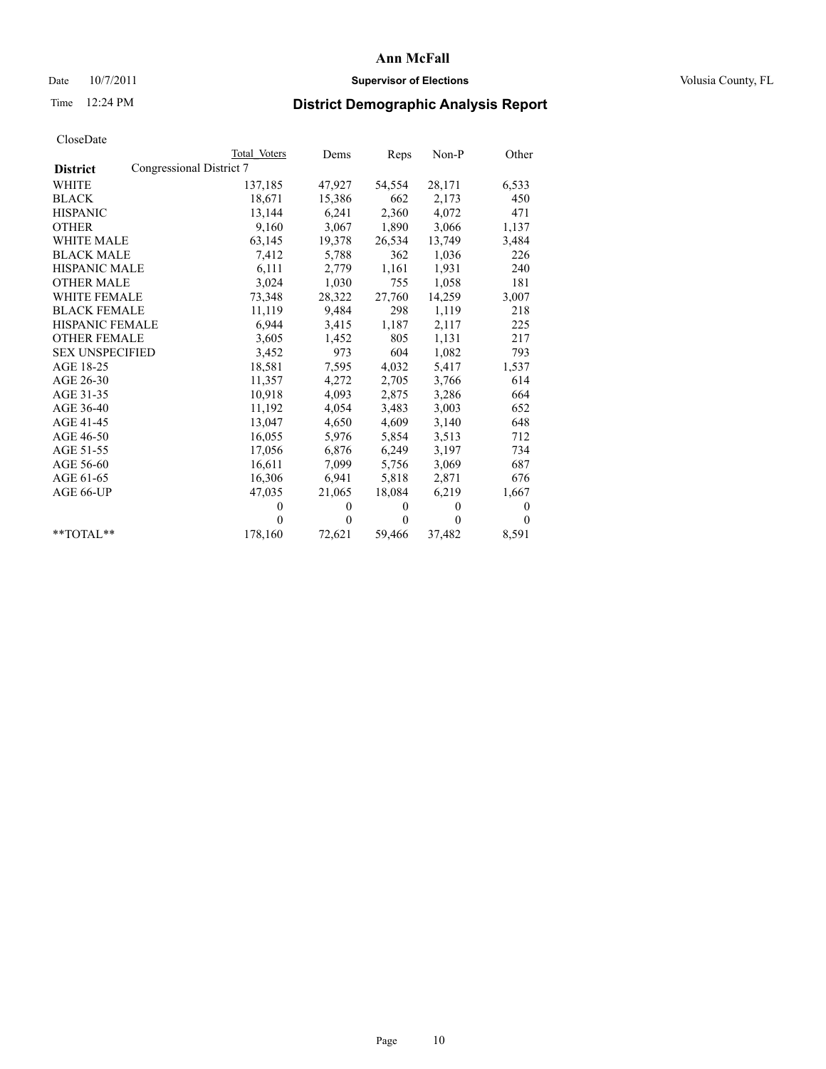# Ann McFall

Date 10/7/2011 **Supervisor of Elections** Volusia County, FL

Time 12:24 PM **District Demographic Analysis Report**

CloseDate

| **District** | Congressional District 7 | | | | |
|---|---|---|---|---|---|
| | Total Voters | Dems | Reps | Non-P | Other |
| WHITE | 137,185 | 47,927 | 54,554 | 28,171 | 6,533 |
| BLACK | 18,671 | 15,386 | 662 | 2,173 | 450 |
| HISPANIC | 13,144 | 6,241 | 2,360 | 4,072 | 471 |
| OTHER | 9,160 | 3,067 | 1,890 | 3,066 | 1,137 |
| WHITE MALE | 63,145 | 19,378 | 26,534 | 13,749 | 3,484 |
| BLACK MALE | 7,412 | 5,788 | 362 | 1,036 | 226 |
| HISPANIC MALE | 6,111 | 2,779 | 1,161 | 1,931 | 240 |
| OTHER MALE | 3,024 | 1,030 | 755 | 1,058 | 181 |
| WHITE FEMALE | 73,348 | 28,322 | 27,760 | 14,259 | 3,007 |
| BLACK FEMALE | 11,119 | 9,484 | 298 | 1,119 | 218 |
| HISPANIC FEMALE | 6,944 | 3,415 | 1,187 | 2,117 | 225 |
| OTHER FEMALE | 3,605 | 1,452 | 805 | 1,131 | 217 |
| SEX UNSPECIFIED | 3,452 | 973 | 604 | 1,082 | 793 |
| AGE 18-25 | 18,581 | 7,595 | 4,032 | 5,417 | 1,537 |
| AGE 26-30 | 11,357 | 4,272 | 2,705 | 3,766 | 614 |
| AGE 31-35 | 10,918 | 4,093 | 2,875 | 3,286 | 664 |
| AGE 36-40 | 11,192 | 4,054 | 3,483 | 3,003 | 652 |
| AGE 41-45 | 13,047 | 4,650 | 4,609 | 3,140 | 648 |
| AGE 46-50 | 16,055 | 5,976 | 5,854 | 3,513 | 712 |
| AGE 51-55 | 17,056 | 6,876 | 6,249 | 3,197 | 734 |
| AGE 56-60 | 16,611 | 7,099 | 5,756 | 3,069 | 687 |
| AGE 61-65 | 16,306 | 6,941 | 5,818 | 2,871 | 676 |
| AGE 66-UP | 47,035 | 21,065 | 18,084 | 6,219 | 1,667 |
| | 0 | 0 | 0 | 0 | 0 |
| | 0 | 0 | 0 | 0 | 0 |
| **TOTAL** | 178,160 | 72,621 | 59,466 | 37,482 | 8,591 |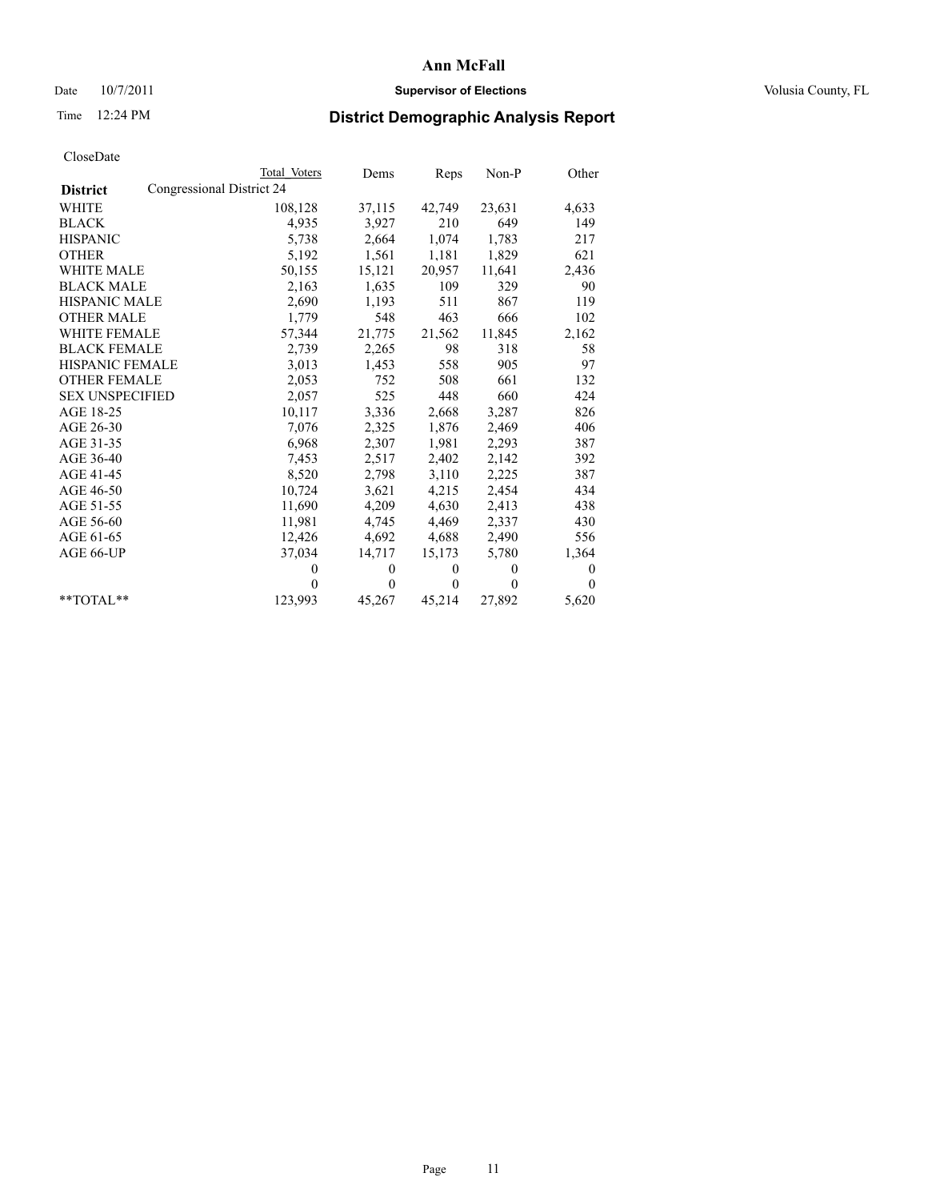# Ann McFall

Date 10/7/2011 **Supervisor of Elections** Volusia County, FL

Time 12:24 PM

## District Demographic Analysis Report

CloseDate

| | Total Voters | Dems | Reps | Non-P | Other |
|---|---|---|---|---|---|
| **District** Congressional District 24 | | | | | |
| WHITE | 108,128 | 37,115 | 42,749 | 23,631 | 4,633 |
| BLACK | 4,935 | 3,927 | 210 | 649 | 149 |
| HISPANIC | 5,738 | 2,664 | 1,074 | 1,783 | 217 |
| OTHER | 5,192 | 1,561 | 1,181 | 1,829 | 621 |
| WHITE MALE | 50,155 | 15,121 | 20,957 | 11,641 | 2,436 |
| BLACK MALE | 2,163 | 1,635 | 109 | 329 | 90 |
| HISPANIC MALE | 2,690 | 1,193 | 511 | 867 | 119 |
| OTHER MALE | 1,779 | 548 | 463 | 666 | 102 |
| WHITE FEMALE | 57,344 | 21,775 | 21,562 | 11,845 | 2,162 |
| BLACK FEMALE | 2,739 | 2,265 | 98 | 318 | 58 |
| HISPANIC FEMALE | 3,013 | 1,453 | 558 | 905 | 97 |
| OTHER FEMALE | 2,053 | 752 | 508 | 661 | 132 |
| SEX UNSPECIFIED | 2,057 | 525 | 448 | 660 | 424 |
| AGE 18-25 | 10,117 | 3,336 | 2,668 | 3,287 | 826 |
| AGE 26-30 | 7,076 | 2,325 | 1,876 | 2,469 | 406 |
| AGE 31-35 | 6,968 | 2,307 | 1,981 | 2,293 | 387 |
| AGE 36-40 | 7,453 | 2,517 | 2,402 | 2,142 | 392 |
| AGE 41-45 | 8,520 | 2,798 | 3,110 | 2,225 | 387 |
| AGE 46-50 | 10,724 | 3,621 | 4,215 | 2,454 | 434 |
| AGE 51-55 | 11,690 | 4,209 | 4,630 | 2,413 | 438 |
| AGE 56-60 | 11,981 | 4,745 | 4,469 | 2,337 | 430 |
| AGE 61-65 | 12,426 | 4,692 | 4,688 | 2,490 | 556 |
| AGE 66-UP | 37,034 | 14,717 | 15,173 | 5,780 | 1,364 |
| | 0 | 0 | 0 | 0 | 0 |
| | 0 | 0 | 0 | 0 | 0 |
| **TOTAL** | 123,993 | 45,267 | 45,214 | 27,892 | 5,620 |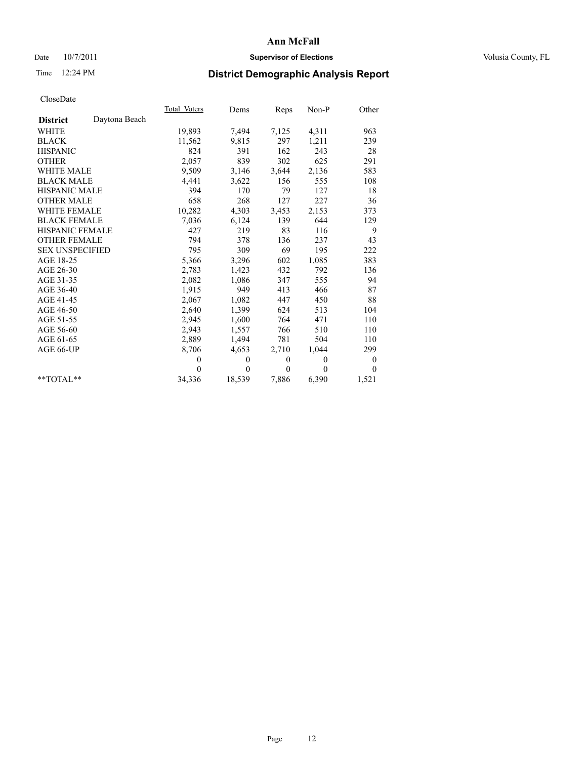# Ann McFall

Date 10/7/2011 **Supervisor of Elections** Volusia County, FL

Time 12:24 PM **District Demographic Analysis Report**

CloseDate

| | Total Voters | Dems | Reps | Non-P | Other |
|---|---|---|---|---|---|
| **District** Daytona Beach | | | | | |
| WHITE | 19,893 | 7,494 | 7,125 | 4,311 | 963 |
| BLACK | 11,562 | 9,815 | 297 | 1,211 | 239 |
| HISPANIC | 824 | 391 | 162 | 243 | 28 |
| OTHER | 2,057 | 839 | 302 | 625 | 291 |
| WHITE MALE | 9,509 | 3,146 | 3,644 | 2,136 | 583 |
| BLACK MALE | 4,441 | 3,622 | 156 | 555 | 108 |
| HISPANIC MALE | 394 | 170 | 79 | 127 | 18 |
| OTHER MALE | 658 | 268 | 127 | 227 | 36 |
| WHITE FEMALE | 10,282 | 4,303 | 3,453 | 2,153 | 373 |
| BLACK FEMALE | 7,036 | 6,124 | 139 | 644 | 129 |
| HISPANIC FEMALE | 427 | 219 | 83 | 116 | 9 |
| OTHER FEMALE | 794 | 378 | 136 | 237 | 43 |
| SEX UNSPECIFIED | 795 | 309 | 69 | 195 | 222 |
| AGE 18-25 | 5,366 | 3,296 | 602 | 1,085 | 383 |
| AGE 26-30 | 2,783 | 1,423 | 432 | 792 | 136 |
| AGE 31-35 | 2,082 | 1,086 | 347 | 555 | 94 |
| AGE 36-40 | 1,915 | 949 | 413 | 466 | 87 |
| AGE 41-45 | 2,067 | 1,082 | 447 | 450 | 88 |
| AGE 46-50 | 2,640 | 1,399 | 624 | 513 | 104 |
| AGE 51-55 | 2,945 | 1,600 | 764 | 471 | 110 |
| AGE 56-60 | 2,943 | 1,557 | 766 | 510 | 110 |
| AGE 61-65 | 2,889 | 1,494 | 781 | 504 | 110 |
| AGE 66-UP | 8,706 | 4,653 | 2,710 | 1,044 | 299 |
| | 0 | 0 | 0 | 0 | 0 |
| | 0 | 0 | 0 | 0 | 0 |
| **TOTAL** | 34,336 | 18,539 | 7,886 | 6,390 | 1,521 |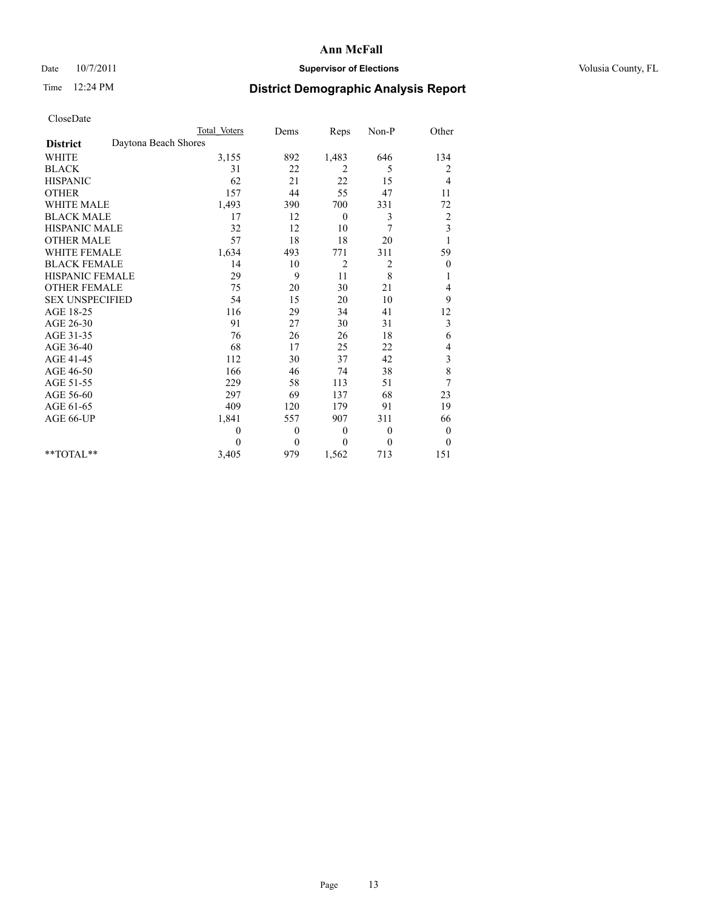**Ann McFall**

Date 10/7/2011 **Supervisor of Elections** Volusia County, FL

Time 12:24 PM

# District Demographic Analysis Report

CloseDate

| | Total Voters | Dems | Reps | Non-P | Other |
|---|---|---|---|---|---|
| **District** Daytona Beach Shores | | | | | |
| WHITE | 3,155 | 892 | 1,483 | 646 | 134 |
| BLACK | 31 | 22 | 2 | 5 | 2 |
| HISPANIC | 62 | 21 | 22 | 15 | 4 |
| OTHER | 157 | 44 | 55 | 47 | 11 |
| WHITE MALE | 1,493 | 390 | 700 | 331 | 72 |
| BLACK MALE | 17 | 12 | 0 | 3 | 2 |
| HISPANIC MALE | 32 | 12 | 10 | 7 | 3 |
| OTHER MALE | 57 | 18 | 18 | 20 | 1 |
| WHITE FEMALE | 1,634 | 493 | 771 | 311 | 59 |
| BLACK FEMALE | 14 | 10 | 2 | 2 | 0 |
| HISPANIC FEMALE | 29 | 9 | 11 | 8 | 1 |
| OTHER FEMALE | 75 | 20 | 30 | 21 | 4 |
| SEX UNSPECIFIED | 54 | 15 | 20 | 10 | 9 |
| AGE 18-25 | 116 | 29 | 34 | 41 | 12 |
| AGE 26-30 | 91 | 27 | 30 | 31 | 3 |
| AGE 31-35 | 76 | 26 | 26 | 18 | 6 |
| AGE 36-40 | 68 | 17 | 25 | 22 | 4 |
| AGE 41-45 | 112 | 30 | 37 | 42 | 3 |
| AGE 46-50 | 166 | 46 | 74 | 38 | 8 |
| AGE 51-55 | 229 | 58 | 113 | 51 | 7 |
| AGE 56-60 | 297 | 69 | 137 | 68 | 23 |
| AGE 61-65 | 409 | 120 | 179 | 91 | 19 |
| AGE 66-UP | 1,841 | 557 | 907 | 311 | 66 |
| | 0 | 0 | 0 | 0 | 0 |
| | 0 | 0 | 0 | 0 | 0 |
| **TOTAL** | 3,405 | 979 | 1,562 | 713 | 151 |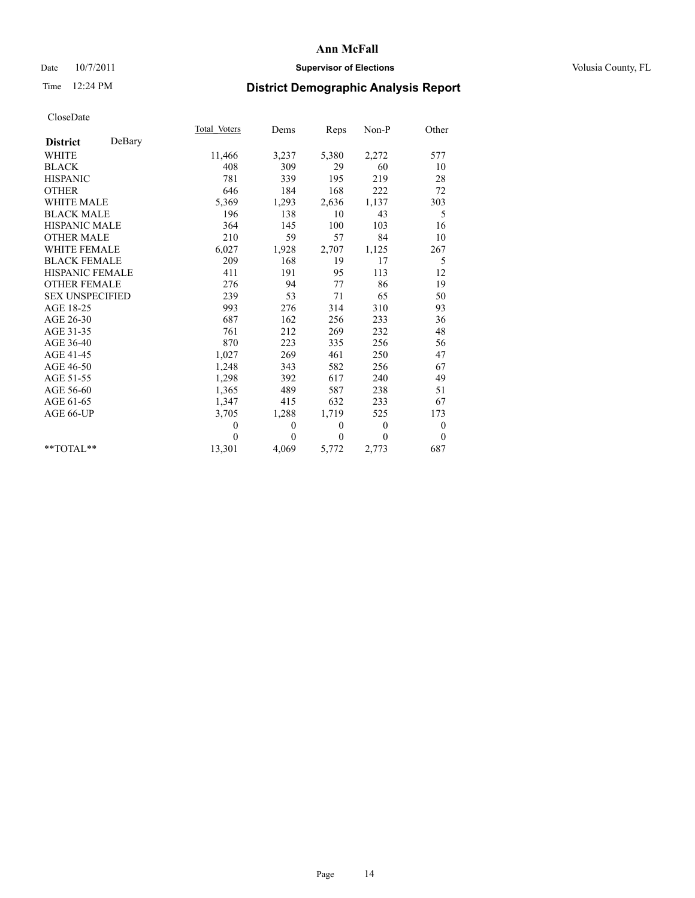**Ann McFall**

Date 10/7/2011 **Supervisor of Elections** Volusia County, FL

Time 12:24 PM **District Demographic Analysis Report**

CloseDate

| **District** DeBary | Total Voters | Dems | Reps | Non-P | Other |
|---|---|---|---|---|---|
| WHITE | 11,466 | 3,237 | 5,380 | 2,272 | 577 |
| BLACK | 408 | 309 | 29 | 60 | 10 |
| HISPANIC | 781 | 339 | 195 | 219 | 28 |
| OTHER | 646 | 184 | 168 | 222 | 72 |
| WHITE MALE | 5,369 | 1,293 | 2,636 | 1,137 | 303 |
| BLACK MALE | 196 | 138 | 10 | 43 | 5 |
| HISPANIC MALE | 364 | 145 | 100 | 103 | 16 |
| OTHER MALE | 210 | 59 | 57 | 84 | 10 |
| WHITE FEMALE | 6,027 | 1,928 | 2,707 | 1,125 | 267 |
| BLACK FEMALE | 209 | 168 | 19 | 17 | 5 |
| HISPANIC FEMALE | 411 | 191 | 95 | 113 | 12 |
| OTHER FEMALE | 276 | 94 | 77 | 86 | 19 |
| SEX UNSPECIFIED | 239 | 53 | 71 | 65 | 50 |
| AGE 18-25 | 993 | 276 | 314 | 310 | 93 |
| AGE 26-30 | 687 | 162 | 256 | 233 | 36 |
| AGE 31-35 | 761 | 212 | 269 | 232 | 48 |
| AGE 36-40 | 870 | 223 | 335 | 256 | 56 |
| AGE 41-45 | 1,027 | 269 | 461 | 250 | 47 |
| AGE 46-50 | 1,248 | 343 | 582 | 256 | 67 |
| AGE 51-55 | 1,298 | 392 | 617 | 240 | 49 |
| AGE 56-60 | 1,365 | 489 | 587 | 238 | 51 |
| AGE 61-65 | 1,347 | 415 | 632 | 233 | 67 |
| AGE 66-UP | 3,705 | 1,288 | 1,719 | 525 | 173 |
| | 0 | 0 | 0 | 0 | 0 |
| | 0 | 0 | 0 | 0 | 0 |
| **TOTAL** | 13,301 | 4,069 | 5,772 | 2,773 | 687 |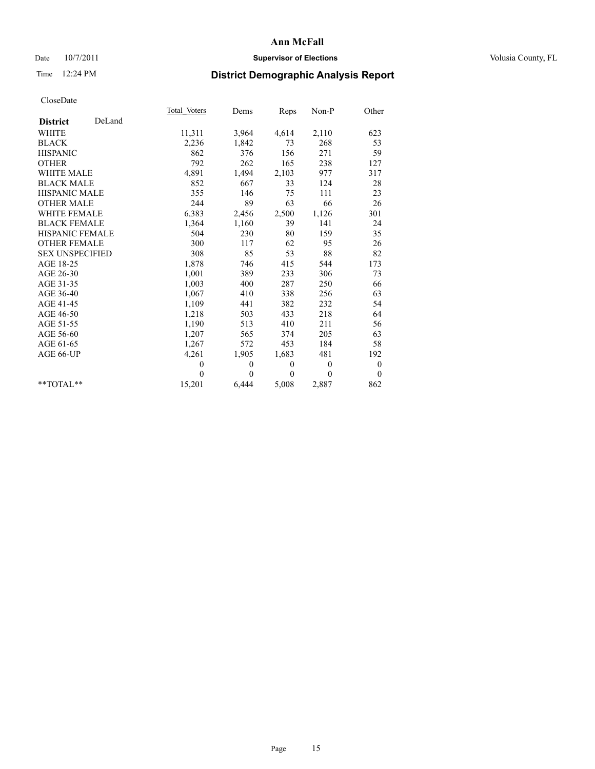# Ann McFall

Date 10/7/2011 **Supervisor of Elections** Volusia County, FL

Time 12:24 PM **District Demographic Analysis Report**

CloseDate

| **District** DeLand | Total Voters | Dems | Reps | Non-P | Other |
|---|---|---|---|---|---|
| WHITE | 11,311 | 3,964 | 4,614 | 2,110 | 623 |
| BLACK | 2,236 | 1,842 | 73 | 268 | 53 |
| HISPANIC | 862 | 376 | 156 | 271 | 59 |
| OTHER | 792 | 262 | 165 | 238 | 127 |
| WHITE MALE | 4,891 | 1,494 | 2,103 | 977 | 317 |
| BLACK MALE | 852 | 667 | 33 | 124 | 28 |
| HISPANIC MALE | 355 | 146 | 75 | 111 | 23 |
| OTHER MALE | 244 | 89 | 63 | 66 | 26 |
| WHITE FEMALE | 6,383 | 2,456 | 2,500 | 1,126 | 301 |
| BLACK FEMALE | 1,364 | 1,160 | 39 | 141 | 24 |
| HISPANIC FEMALE | 504 | 230 | 80 | 159 | 35 |
| OTHER FEMALE | 300 | 117 | 62 | 95 | 26 |
| SEX UNSPECIFIED | 308 | 85 | 53 | 88 | 82 |
| AGE 18-25 | 1,878 | 746 | 415 | 544 | 173 |
| AGE 26-30 | 1,001 | 389 | 233 | 306 | 73 |
| AGE 31-35 | 1,003 | 400 | 287 | 250 | 66 |
| AGE 36-40 | 1,067 | 410 | 338 | 256 | 63 |
| AGE 41-45 | 1,109 | 441 | 382 | 232 | 54 |
| AGE 46-50 | 1,218 | 503 | 433 | 218 | 64 |
| AGE 51-55 | 1,190 | 513 | 410 | 211 | 56 |
| AGE 56-60 | 1,207 | 565 | 374 | 205 | 63 |
| AGE 61-65 | 1,267 | 572 | 453 | 184 | 58 |
| AGE 66-UP | 4,261 | 1,905 | 1,683 | 481 | 192 |
| | 0 | 0 | 0 | 0 | 0 |
| | 0 | 0 | 0 | 0 | 0 |
| **TOTAL** | 15,201 | 6,444 | 5,008 | 2,887 | 862 |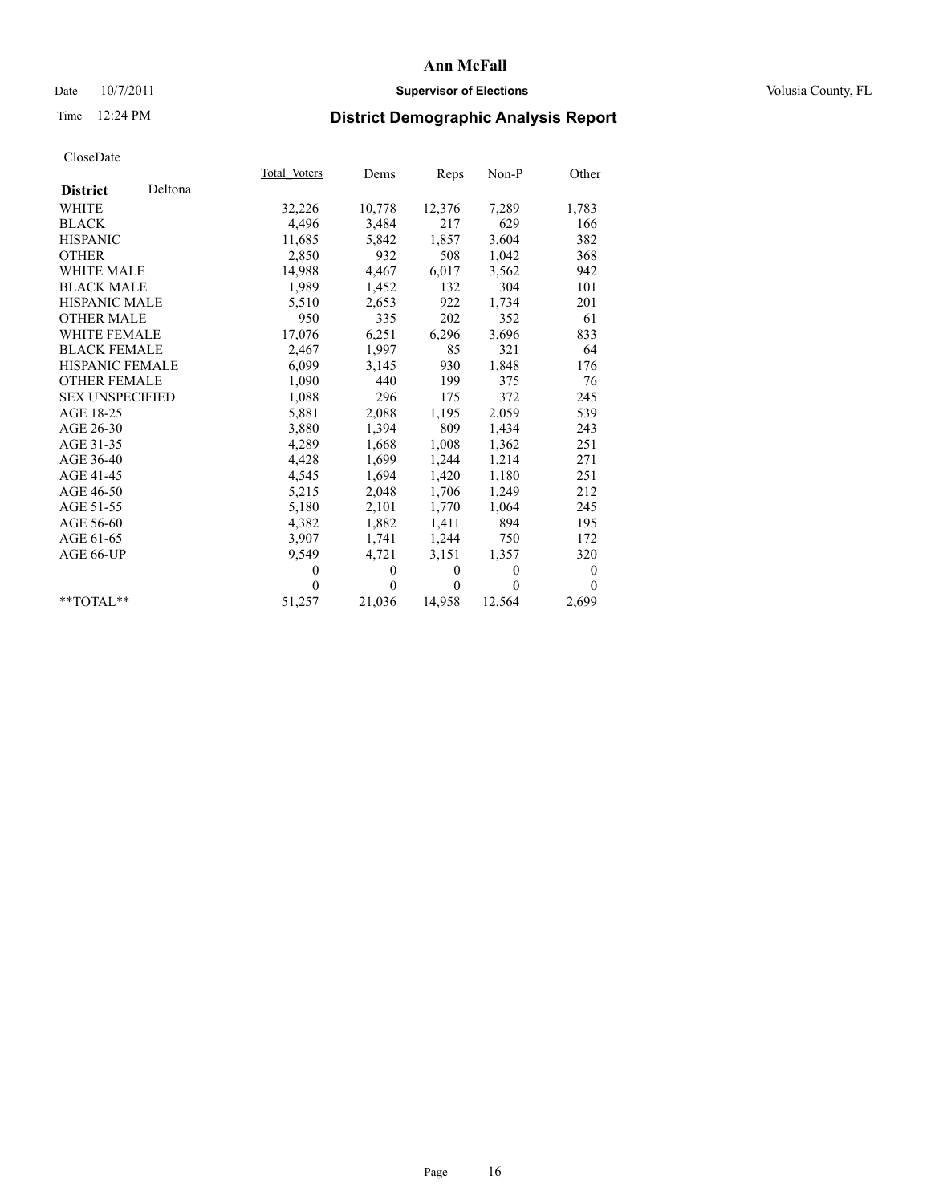# Ann McFall

Date 10/7/2011 **Supervisor of Elections** Volusia County, FL

Time 12:24 PM

## District Demographic Analysis Report

CloseDate

| **District** Deltona | Total Voters | Dems | Reps | Non-P | Other |
|---|---|---|---|---|---|
| WHITE | 32,226 | 10,778 | 12,376 | 7,289 | 1,783 |
| BLACK | 4,496 | 3,484 | 217 | 629 | 166 |
| HISPANIC | 11,685 | 5,842 | 1,857 | 3,604 | 382 |
| OTHER | 2,850 | 932 | 508 | 1,042 | 368 |
| WHITE MALE | 14,988 | 4,467 | 6,017 | 3,562 | 942 |
| BLACK MALE | 1,989 | 1,452 | 132 | 304 | 101 |
| HISPANIC MALE | 5,510 | 2,653 | 922 | 1,734 | 201 |
| OTHER MALE | 950 | 335 | 202 | 352 | 61 |
| WHITE FEMALE | 17,076 | 6,251 | 6,296 | 3,696 | 833 |
| BLACK FEMALE | 2,467 | 1,997 | 85 | 321 | 64 |
| HISPANIC FEMALE | 6,099 | 3,145 | 930 | 1,848 | 176 |
| OTHER FEMALE | 1,090 | 440 | 199 | 375 | 76 |
| SEX UNSPECIFIED | 1,088 | 296 | 175 | 372 | 245 |
| AGE 18-25 | 5,881 | 2,088 | 1,195 | 2,059 | 539 |
| AGE 26-30 | 3,880 | 1,394 | 809 | 1,434 | 243 |
| AGE 31-35 | 4,289 | 1,668 | 1,008 | 1,362 | 251 |
| AGE 36-40 | 4,428 | 1,699 | 1,244 | 1,214 | 271 |
| AGE 41-45 | 4,545 | 1,694 | 1,420 | 1,180 | 251 |
| AGE 46-50 | 5,215 | 2,048 | 1,706 | 1,249 | 212 |
| AGE 51-55 | 5,180 | 2,101 | 1,770 | 1,064 | 245 |
| AGE 56-60 | 4,382 | 1,882 | 1,411 | 894 | 195 |
| AGE 61-65 | 3,907 | 1,741 | 1,244 | 750 | 172 |
| AGE 66-UP | 9,549 | 4,721 | 3,151 | 1,357 | 320 |
| | 0 | 0 | 0 | 0 | 0 |
| | 0 | 0 | 0 | 0 | 0 |
| **TOTAL** | 51,257 | 21,036 | 14,958 | 12,564 | 2,699 |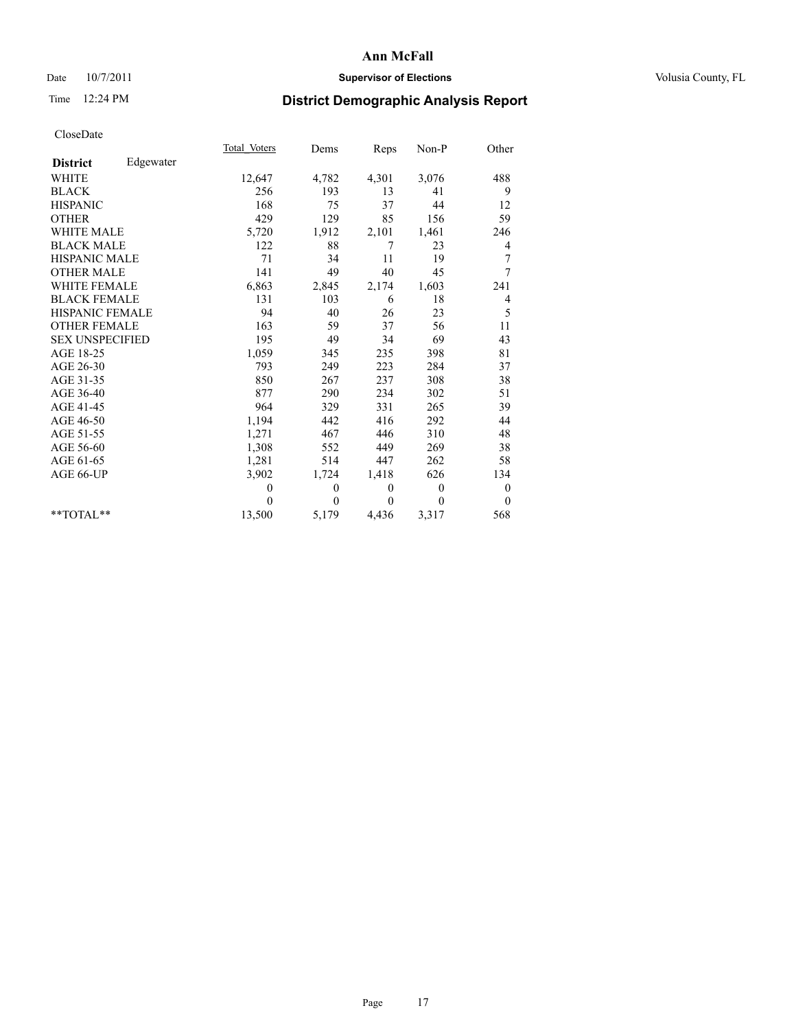**Ann McFall**

Date 10/7/2011 **Supervisor of Elections** Volusia County, FL

Time 12:24 PM **District Demographic Analysis Report**

CloseDate

| **District** Edgewater | Total Voters | Dems | Reps | Non-P | Other |
|---|---|---|---|---|---|
| WHITE | 12,647 | 4,782 | 4,301 | 3,076 | 488 |
| BLACK | 256 | 193 | 13 | 41 | 9 |
| HISPANIC | 168 | 75 | 37 | 44 | 12 |
| OTHER | 429 | 129 | 85 | 156 | 59 |
| WHITE MALE | 5,720 | 1,912 | 2,101 | 1,461 | 246 |
| BLACK MALE | 122 | 88 | 7 | 23 | 4 |
| HISPANIC MALE | 71 | 34 | 11 | 19 | 7 |
| OTHER MALE | 141 | 49 | 40 | 45 | 7 |
| WHITE FEMALE | 6,863 | 2,845 | 2,174 | 1,603 | 241 |
| BLACK FEMALE | 131 | 103 | 6 | 18 | 4 |
| HISPANIC FEMALE | 94 | 40 | 26 | 23 | 5 |
| OTHER FEMALE | 163 | 59 | 37 | 56 | 11 |
| SEX UNSPECIFIED | 195 | 49 | 34 | 69 | 43 |
| AGE 18-25 | 1,059 | 345 | 235 | 398 | 81 |
| AGE 26-30 | 793 | 249 | 223 | 284 | 37 |
| AGE 31-35 | 850 | 267 | 237 | 308 | 38 |
| AGE 36-40 | 877 | 290 | 234 | 302 | 51 |
| AGE 41-45 | 964 | 329 | 331 | 265 | 39 |
| AGE 46-50 | 1,194 | 442 | 416 | 292 | 44 |
| AGE 51-55 | 1,271 | 467 | 446 | 310 | 48 |
| AGE 56-60 | 1,308 | 552 | 449 | 269 | 38 |
| AGE 61-65 | 1,281 | 514 | 447 | 262 | 58 |
| AGE 66-UP | 3,902 | 1,724 | 1,418 | 626 | 134 |
| | 0 | 0 | 0 | 0 | 0 |
| | 0 | 0 | 0 | 0 | 0 |
| **TOTAL** | 13,500 | 5,179 | 4,436 | 3,317 | 568 |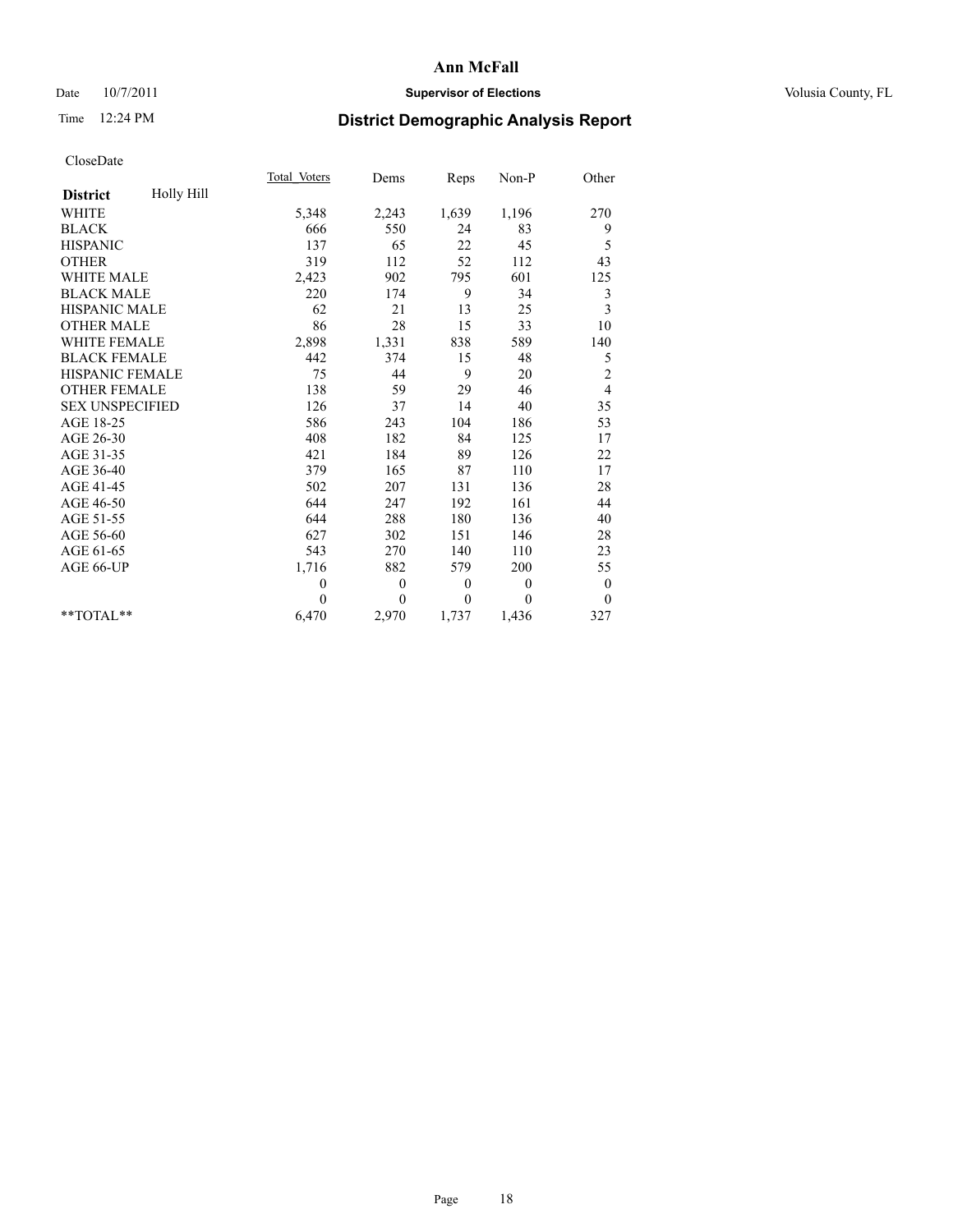**Ann McFall**

Date 10/7/2011 **Supervisor of Elections** Volusia County, FL

Time 12:24 PM **District Demographic Analysis Report**

CloseDate

| | Total_Voters | Dems | Reps | Non-P | Other |
|---|---|---|---|---|---|
| **District** Holly Hill | | | | | |
| WHITE | 5,348 | 2,243 | 1,639 | 1,196 | 270 |
| BLACK | 666 | 550 | 24 | 83 | 9 |
| HISPANIC | 137 | 65 | 22 | 45 | 5 |
| OTHER | 319 | 112 | 52 | 112 | 43 |
| WHITE MALE | 2,423 | 902 | 795 | 601 | 125 |
| BLACK MALE | 220 | 174 | 9 | 34 | 3 |
| HISPANIC MALE | 62 | 21 | 13 | 25 | 3 |
| OTHER MALE | 86 | 28 | 15 | 33 | 10 |
| WHITE FEMALE | 2,898 | 1,331 | 838 | 589 | 140 |
| BLACK FEMALE | 442 | 374 | 15 | 48 | 5 |
| HISPANIC FEMALE | 75 | 44 | 9 | 20 | 2 |
| OTHER FEMALE | 138 | 59 | 29 | 46 | 4 |
| SEX UNSPECIFIED | 126 | 37 | 14 | 40 | 35 |
| AGE 18-25 | 586 | 243 | 104 | 186 | 53 |
| AGE 26-30 | 408 | 182 | 84 | 125 | 17 |
| AGE 31-35 | 421 | 184 | 89 | 126 | 22 |
| AGE 36-40 | 379 | 165 | 87 | 110 | 17 |
| AGE 41-45 | 502 | 207 | 131 | 136 | 28 |
| AGE 46-50 | 644 | 247 | 192 | 161 | 44 |
| AGE 51-55 | 644 | 288 | 180 | 136 | 40 |
| AGE 56-60 | 627 | 302 | 151 | 146 | 28 |
| AGE 61-65 | 543 | 270 | 140 | 110 | 23 |
| AGE 66-UP | 1,716 | 882 | 579 | 200 | 55 |
| | 0 | 0 | 0 | 0 | 0 |
| | 0 | 0 | 0 | 0 | 0 |
| **TOTAL** | 6,470 | 2,970 | 1,737 | 1,436 | 327 |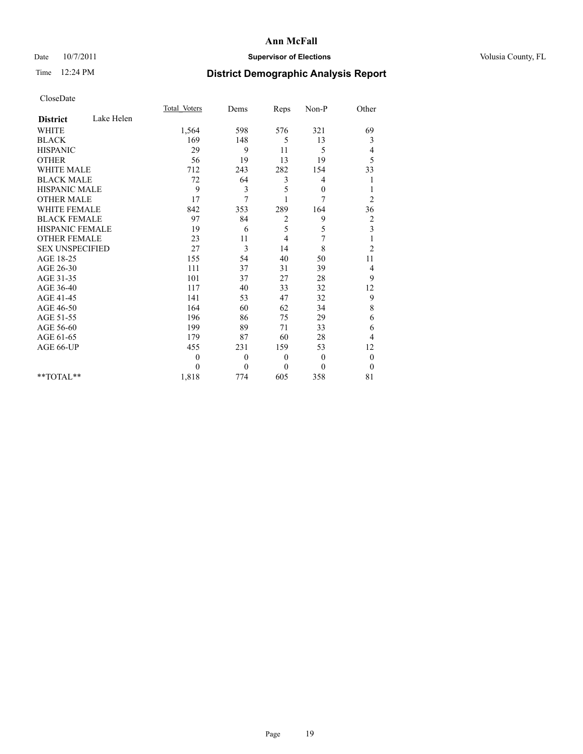# Ann McFall

Date 10/7/2011 **Supervisor of Elections** Volusia County, FL

Time 12:24 PM

## District Demographic Analysis Report

CloseDate

| **District** Lake Helen | Total_Voters | Dems | Reps | Non-P | Other |
|---|---|---|---|---|---|
| WHITE | 1,564 | 598 | 576 | 321 | 69 |
| BLACK | 169 | 148 | 5 | 13 | 3 |
| HISPANIC | 29 | 9 | 11 | 5 | 4 |
| OTHER | 56 | 19 | 13 | 19 | 5 |
| WHITE MALE | 712 | 243 | 282 | 154 | 33 |
| BLACK MALE | 72 | 64 | 3 | 4 | 1 |
| HISPANIC MALE | 9 | 3 | 5 | 0 | 1 |
| OTHER MALE | 17 | 7 | 1 | 7 | 2 |
| WHITE FEMALE | 842 | 353 | 289 | 164 | 36 |
| BLACK FEMALE | 97 | 84 | 2 | 9 | 2 |
| HISPANIC FEMALE | 19 | 6 | 5 | 5 | 3 |
| OTHER FEMALE | 23 | 11 | 4 | 7 | 1 |
| SEX UNSPECIFIED | 27 | 3 | 14 | 8 | 2 |
| AGE 18-25 | 155 | 54 | 40 | 50 | 11 |
| AGE 26-30 | 111 | 37 | 31 | 39 | 4 |
| AGE 31-35 | 101 | 37 | 27 | 28 | 9 |
| AGE 36-40 | 117 | 40 | 33 | 32 | 12 |
| AGE 41-45 | 141 | 53 | 47 | 32 | 9 |
| AGE 46-50 | 164 | 60 | 62 | 34 | 8 |
| AGE 51-55 | 196 | 86 | 75 | 29 | 6 |
| AGE 56-60 | 199 | 89 | 71 | 33 | 6 |
| AGE 61-65 | 179 | 87 | 60 | 28 | 4 |
| AGE 66-UP | 455 | 231 | 159 | 53 | 12 |
| | 0 | 0 | 0 | 0 | 0 |
| | 0 | 0 | 0 | 0 | 0 |
| **TOTAL** | 1,818 | 774 | 605 | 358 | 81 |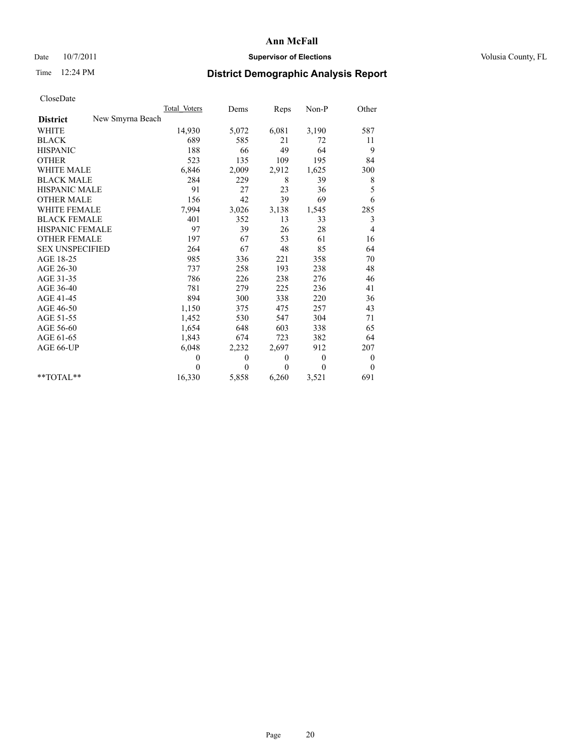**Ann McFall**

Date 10/7/2011 **Supervisor of Elections** Volusia County, FL

Time 12:24 PM **District Demographic Analysis Report**

CloseDate

| | Total_Voters | Dems | Reps | Non-P | Other |
|---|---|---|---|---|---|
| **District** New Smyrna Beach | | | | | |
| WHITE | 14,930 | 5,072 | 6,081 | 3,190 | 587 |
| BLACK | 689 | 585 | 21 | 72 | 11 |
| HISPANIC | 188 | 66 | 49 | 64 | 9 |
| OTHER | 523 | 135 | 109 | 195 | 84 |
| WHITE MALE | 6,846 | 2,009 | 2,912 | 1,625 | 300 |
| BLACK MALE | 284 | 229 | 8 | 39 | 8 |
| HISPANIC MALE | 91 | 27 | 23 | 36 | 5 |
| OTHER MALE | 156 | 42 | 39 | 69 | 6 |
| WHITE FEMALE | 7,994 | 3,026 | 3,138 | 1,545 | 285 |
| BLACK FEMALE | 401 | 352 | 13 | 33 | 3 |
| HISPANIC FEMALE | 97 | 39 | 26 | 28 | 4 |
| OTHER FEMALE | 197 | 67 | 53 | 61 | 16 |
| SEX UNSPECIFIED | 264 | 67 | 48 | 85 | 64 |
| AGE 18-25 | 985 | 336 | 221 | 358 | 70 |
| AGE 26-30 | 737 | 258 | 193 | 238 | 48 |
| AGE 31-35 | 786 | 226 | 238 | 276 | 46 |
| AGE 36-40 | 781 | 279 | 225 | 236 | 41 |
| AGE 41-45 | 894 | 300 | 338 | 220 | 36 |
| AGE 46-50 | 1,150 | 375 | 475 | 257 | 43 |
| AGE 51-55 | 1,452 | 530 | 547 | 304 | 71 |
| AGE 56-60 | 1,654 | 648 | 603 | 338 | 65 |
| AGE 61-65 | 1,843 | 674 | 723 | 382 | 64 |
| AGE 66-UP | 6,048 | 2,232 | 2,697 | 912 | 207 |
| | 0 | 0 | 0 | 0 | 0 |
| | 0 | 0 | 0 | 0 | 0 |
| **TOTAL** | 16,330 | 5,858 | 6,260 | 3,521 | 691 |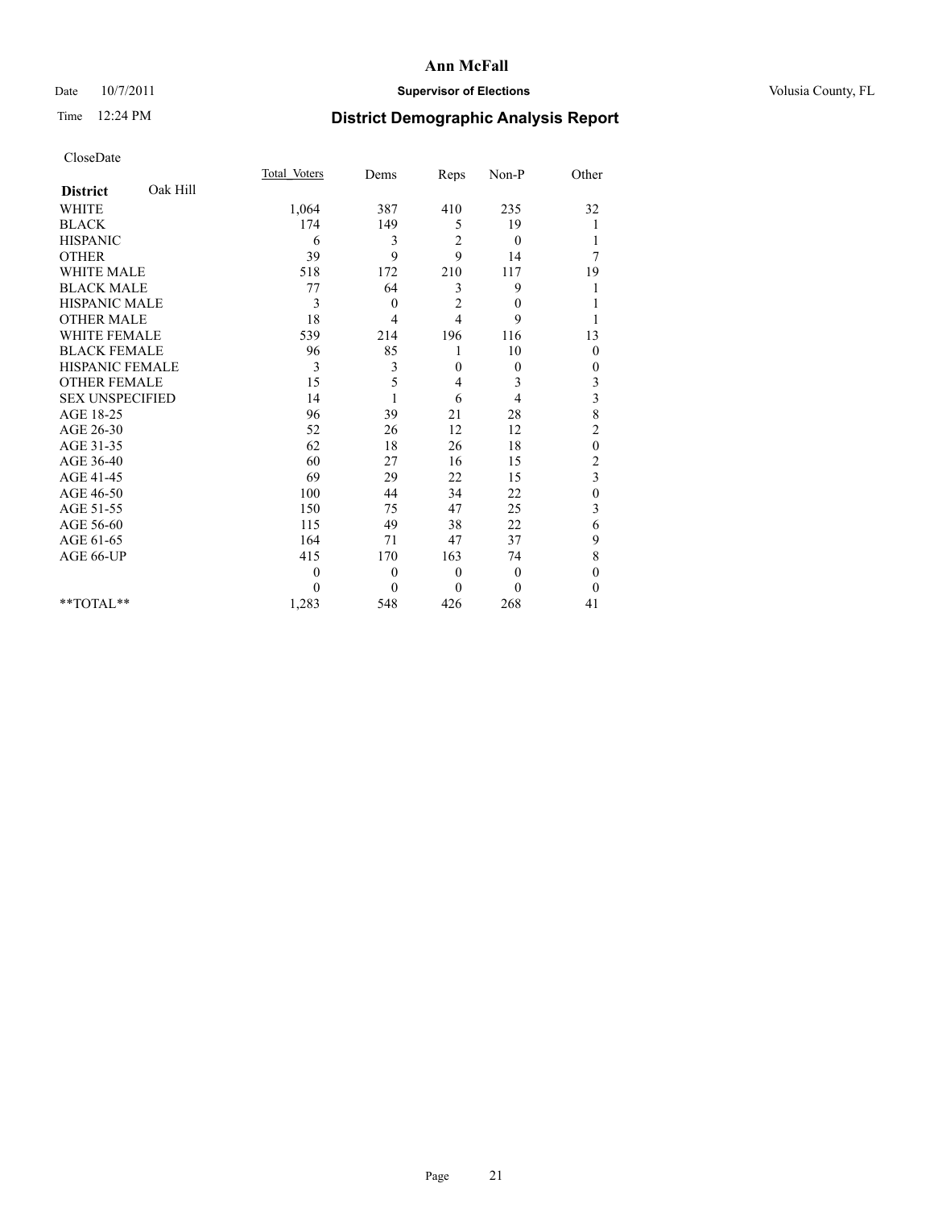# Ann McFall

Date 10/7/2011 **Supervisor of Elections** Volusia County, FL

Time 12:24 PM

## District Demographic Analysis Report

CloseDate

| | Total Voters | Dems | Reps | Non-P | Other |
|---|---|---|---|---|---|
| **District** Oak Hill | | | | | |
| WHITE | 1,064 | 387 | 410 | 235 | 32 |
| BLACK | 174 | 149 | 5 | 19 | 1 |
| HISPANIC | 6 | 3 | 2 | 0 | 1 |
| OTHER | 39 | 9 | 9 | 14 | 7 |
| WHITE MALE | 518 | 172 | 210 | 117 | 19 |
| BLACK MALE | 77 | 64 | 3 | 9 | 1 |
| HISPANIC MALE | 3 | 0 | 2 | 0 | 1 |
| OTHER MALE | 18 | 4 | 4 | 9 | 1 |
| WHITE FEMALE | 539 | 214 | 196 | 116 | 13 |
| BLACK FEMALE | 96 | 85 | 1 | 10 | 0 |
| HISPANIC FEMALE | 3 | 3 | 0 | 0 | 0 |
| OTHER FEMALE | 15 | 5 | 4 | 3 | 3 |
| SEX UNSPECIFIED | 14 | 1 | 6 | 4 | 3 |
| AGE 18-25 | 96 | 39 | 21 | 28 | 8 |
| AGE 26-30 | 52 | 26 | 12 | 12 | 2 |
| AGE 31-35 | 62 | 18 | 26 | 18 | 0 |
| AGE 36-40 | 60 | 27 | 16 | 15 | 2 |
| AGE 41-45 | 69 | 29 | 22 | 15 | 3 |
| AGE 46-50 | 100 | 44 | 34 | 22 | 0 |
| AGE 51-55 | 150 | 75 | 47 | 25 | 3 |
| AGE 56-60 | 115 | 49 | 38 | 22 | 6 |
| AGE 61-65 | 164 | 71 | 47 | 37 | 9 |
| AGE 66-UP | 415 | 170 | 163 | 74 | 8 |
| | 0 | 0 | 0 | 0 | 0 |
| | 0 | 0 | 0 | 0 | 0 |
| **TOTAL** | 1,283 | 548 | 426 | 268 | 41 |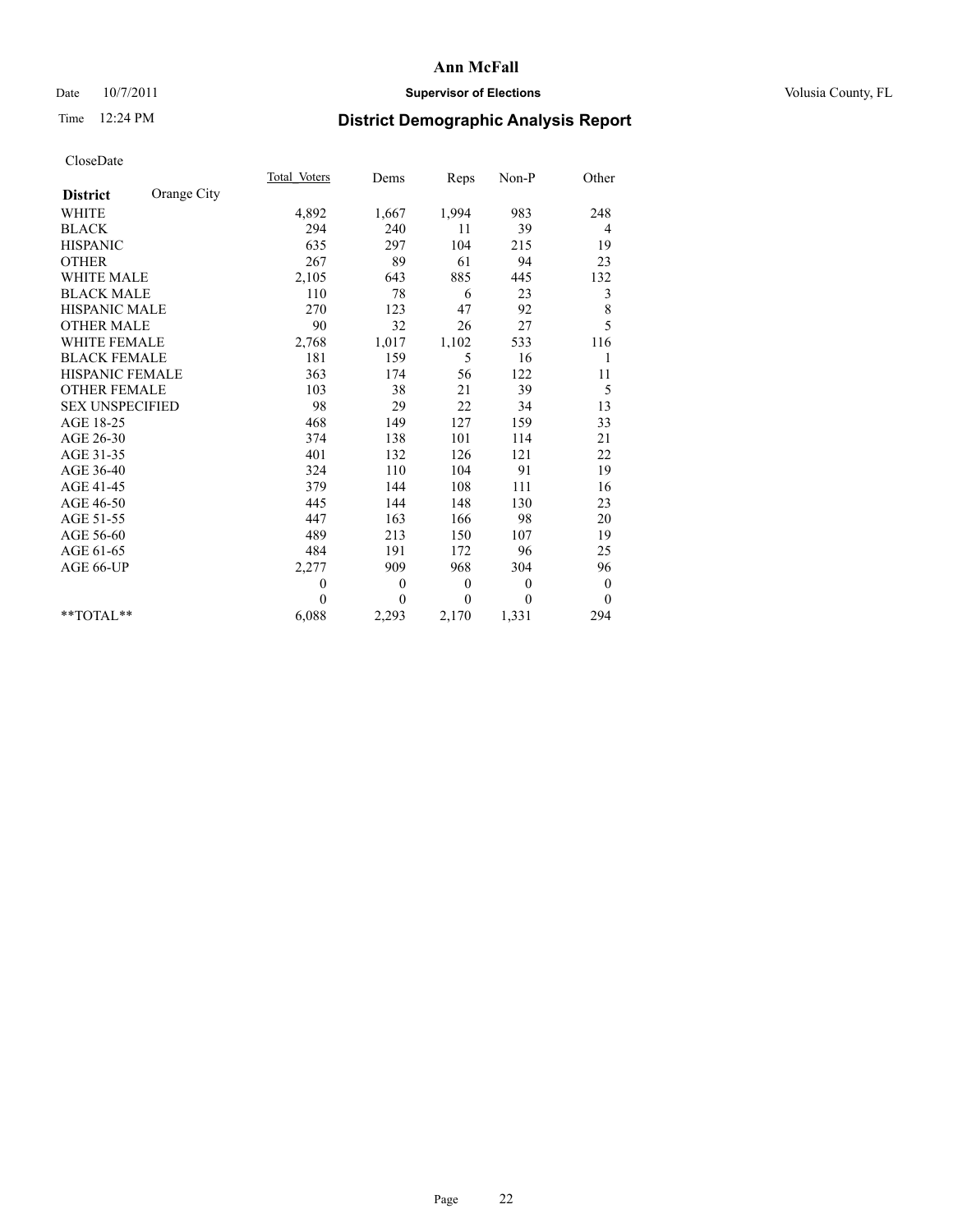**Ann McFall**

Date 10/7/2011 **Supervisor of Elections** Volusia County, FL

Time 12:24 PM **District Demographic Analysis Report**

CloseDate

| **District** Orange City | Total Voters | Dems | Reps | Non-P | Other |
|---|---|---|---|---|---|
| WHITE | 4,892 | 1,667 | 1,994 | 983 | 248 |
| BLACK | 294 | 240 | 11 | 39 | 4 |
| HISPANIC | 635 | 297 | 104 | 215 | 19 |
| OTHER | 267 | 89 | 61 | 94 | 23 |
| WHITE MALE | 2,105 | 643 | 885 | 445 | 132 |
| BLACK MALE | 110 | 78 | 6 | 23 | 3 |
| HISPANIC MALE | 270 | 123 | 47 | 92 | 8 |
| OTHER MALE | 90 | 32 | 26 | 27 | 5 |
| WHITE FEMALE | 2,768 | 1,017 | 1,102 | 533 | 116 |
| BLACK FEMALE | 181 | 159 | 5 | 16 | 1 |
| HISPANIC FEMALE | 363 | 174 | 56 | 122 | 11 |
| OTHER FEMALE | 103 | 38 | 21 | 39 | 5 |
| SEX UNSPECIFIED | 98 | 29 | 22 | 34 | 13 |
| AGE 18-25 | 468 | 149 | 127 | 159 | 33 |
| AGE 26-30 | 374 | 138 | 101 | 114 | 21 |
| AGE 31-35 | 401 | 132 | 126 | 121 | 22 |
| AGE 36-40 | 324 | 110 | 104 | 91 | 19 |
| AGE 41-45 | 379 | 144 | 108 | 111 | 16 |
| AGE 46-50 | 445 | 144 | 148 | 130 | 23 |
| AGE 51-55 | 447 | 163 | 166 | 98 | 20 |
| AGE 56-60 | 489 | 213 | 150 | 107 | 19 |
| AGE 61-65 | 484 | 191 | 172 | 96 | 25 |
| AGE 66-UP | 2,277 | 909 | 968 | 304 | 96 |
| | 0 | 0 | 0 | 0 | 0 |
| | 0 | 0 | 0 | 0 | 0 |
| **TOTAL** | 6,088 | 2,293 | 2,170 | 1,331 | 294 |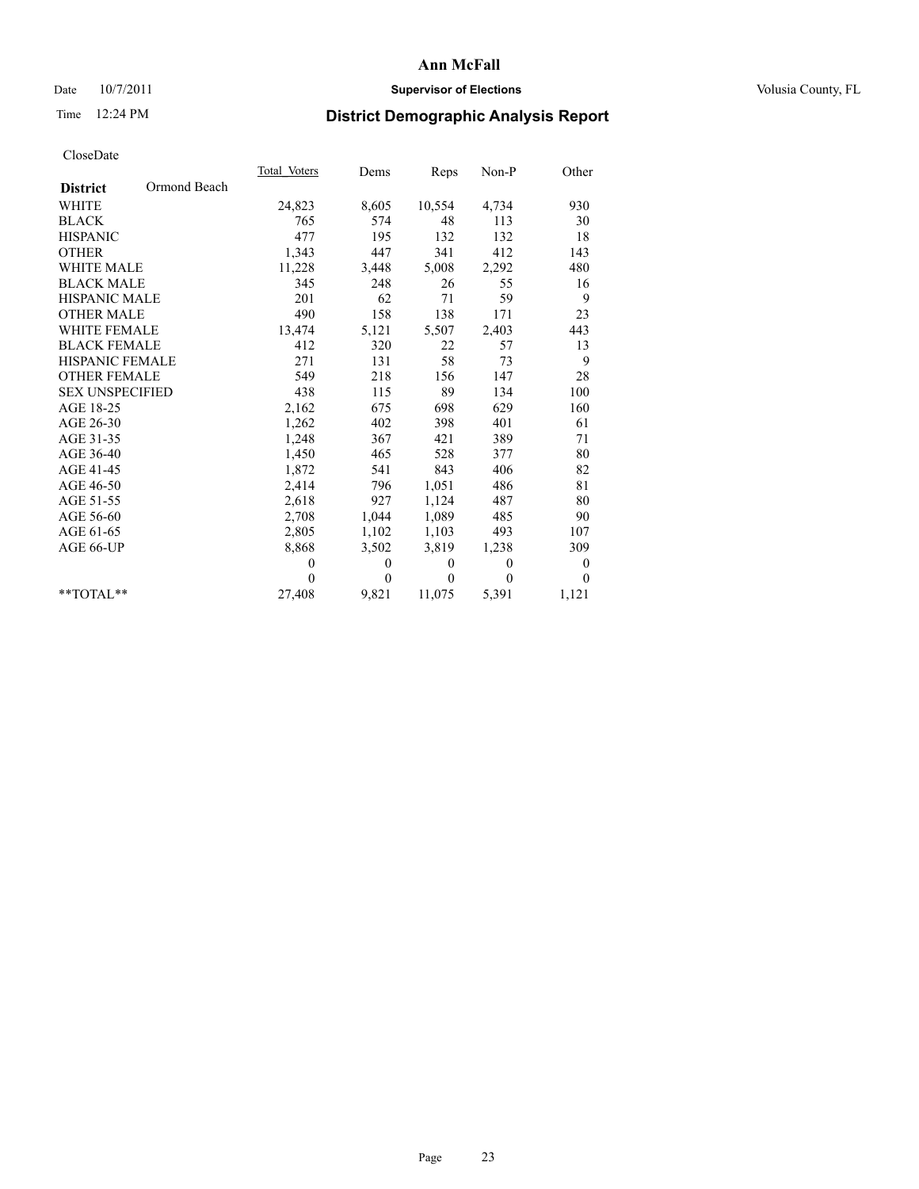**Ann McFall**

Date 10/7/2011 **Supervisor of Elections** Volusia County, FL

Time 12:24 PM

## District Demographic Analysis Report

CloseDate

| | Total Voters | Dems | Reps | Non-P | Other |
|---|---|---|---|---|---|
| **District** Ormond Beach | | | | | |
| WHITE | 24,823 | 8,605 | 10,554 | 4,734 | 930 |
| BLACK | 765 | 574 | 48 | 113 | 30 |
| HISPANIC | 477 | 195 | 132 | 132 | 18 |
| OTHER | 1,343 | 447 | 341 | 412 | 143 |
| WHITE MALE | 11,228 | 3,448 | 5,008 | 2,292 | 480 |
| BLACK MALE | 345 | 248 | 26 | 55 | 16 |
| HISPANIC MALE | 201 | 62 | 71 | 59 | 9 |
| OTHER MALE | 490 | 158 | 138 | 171 | 23 |
| WHITE FEMALE | 13,474 | 5,121 | 5,507 | 2,403 | 443 |
| BLACK FEMALE | 412 | 320 | 22 | 57 | 13 |
| HISPANIC FEMALE | 271 | 131 | 58 | 73 | 9 |
| OTHER FEMALE | 549 | 218 | 156 | 147 | 28 |
| SEX UNSPECIFIED | 438 | 115 | 89 | 134 | 100 |
| AGE 18-25 | 2,162 | 675 | 698 | 629 | 160 |
| AGE 26-30 | 1,262 | 402 | 398 | 401 | 61 |
| AGE 31-35 | 1,248 | 367 | 421 | 389 | 71 |
| AGE 36-40 | 1,450 | 465 | 528 | 377 | 80 |
| AGE 41-45 | 1,872 | 541 | 843 | 406 | 82 |
| AGE 46-50 | 2,414 | 796 | 1,051 | 486 | 81 |
| AGE 51-55 | 2,618 | 927 | 1,124 | 487 | 80 |
| AGE 56-60 | 2,708 | 1,044 | 1,089 | 485 | 90 |
| AGE 61-65 | 2,805 | 1,102 | 1,103 | 493 | 107 |
| AGE 66-UP | 8,868 | 3,502 | 3,819 | 1,238 | 309 |
| | 0 | 0 | 0 | 0 | 0 |
| | 0 | 0 | 0 | 0 | 0 |
| **TOTAL** | 27,408 | 9,821 | 11,075 | 5,391 | 1,121 |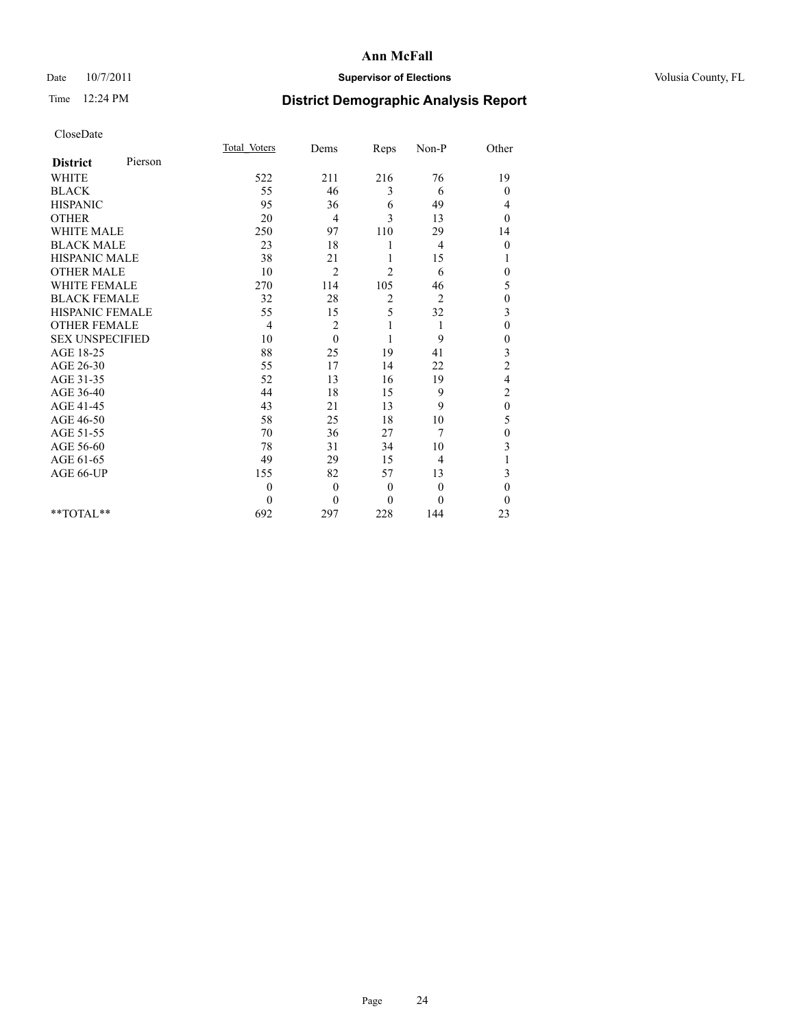# Ann McFall

Date 10/7/2011 **Supervisor of Elections** Volusia County, FL

Time 12:24 PM

## District Demographic Analysis Report

CloseDate

| **District** Pierson | Total Voters | Dems | Reps | Non-P | Other |
|---|---|---|---|---|---|
| WHITE | 522 | 211 | 216 | 76 | 19 |
| BLACK | 55 | 46 | 3 | 6 | 0 |
| HISPANIC | 95 | 36 | 6 | 49 | 4 |
| OTHER | 20 | 4 | 3 | 13 | 0 |
| WHITE MALE | 250 | 97 | 110 | 29 | 14 |
| BLACK MALE | 23 | 18 | 1 | 4 | 0 |
| HISPANIC MALE | 38 | 21 | 1 | 15 | 1 |
| OTHER MALE | 10 | 2 | 2 | 6 | 0 |
| WHITE FEMALE | 270 | 114 | 105 | 46 | 5 |
| BLACK FEMALE | 32 | 28 | 2 | 2 | 0 |
| HISPANIC FEMALE | 55 | 15 | 5 | 32 | 3 |
| OTHER FEMALE | 4 | 2 | 1 | 1 | 0 |
| SEX UNSPECIFIED | 10 | 0 | 1 | 9 | 0 |
| AGE 18-25 | 88 | 25 | 19 | 41 | 3 |
| AGE 26-30 | 55 | 17 | 14 | 22 | 2 |
| AGE 31-35 | 52 | 13 | 16 | 19 | 4 |
| AGE 36-40 | 44 | 18 | 15 | 9 | 2 |
| AGE 41-45 | 43 | 21 | 13 | 9 | 0 |
| AGE 46-50 | 58 | 25 | 18 | 10 | 5 |
| AGE 51-55 | 70 | 36 | 27 | 7 | 0 |
| AGE 56-60 | 78 | 31 | 34 | 10 | 3 |
| AGE 61-65 | 49 | 29 | 15 | 4 | 1 |
| AGE 66-UP | 155 | 82 | 57 | 13 | 3 |
| | 0 | 0 | 0 | 0 | 0 |
| | 0 | 0 | 0 | 0 | 0 |
| **TOTAL** | 692 | 297 | 228 | 144 | 23 |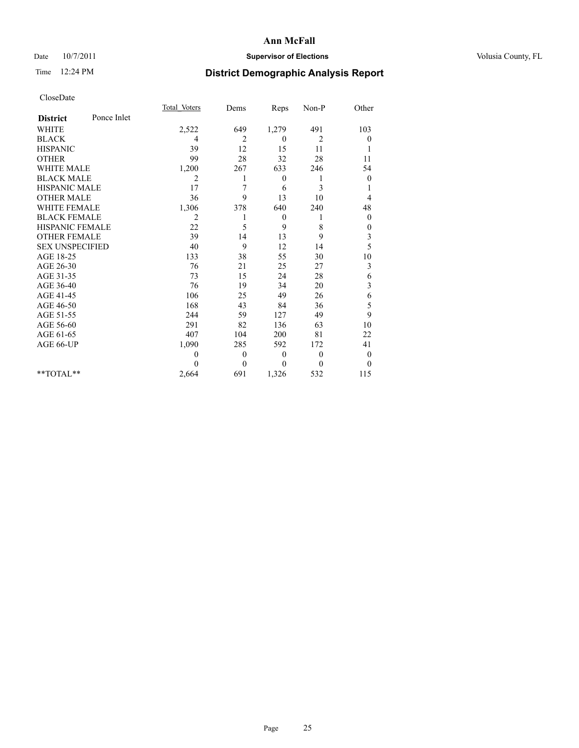# Ann McFall

Date 10/7/2011 **Supervisor of Elections** Volusia County, FL

Time 12:24 PM **District Demographic Analysis Report**

CloseDate

| **District** Ponce Inlet | Total Voters | Dems | Reps | Non-P | Other |
|---|---|---|---|---|---|
| WHITE | 2,522 | 649 | 1,279 | 491 | 103 |
| BLACK | 4 | 2 | 0 | 2 | 0 |
| HISPANIC | 39 | 12 | 15 | 11 | 1 |
| OTHER | 99 | 28 | 32 | 28 | 11 |
| WHITE MALE | 1,200 | 267 | 633 | 246 | 54 |
| BLACK MALE | 2 | 1 | 0 | 1 | 0 |
| HISPANIC MALE | 17 | 7 | 6 | 3 | 1 |
| OTHER MALE | 36 | 9 | 13 | 10 | 4 |
| WHITE FEMALE | 1,306 | 378 | 640 | 240 | 48 |
| BLACK FEMALE | 2 | 1 | 0 | 1 | 0 |
| HISPANIC FEMALE | 22 | 5 | 9 | 8 | 0 |
| OTHER FEMALE | 39 | 14 | 13 | 9 | 3 |
| SEX UNSPECIFIED | 40 | 9 | 12 | 14 | 5 |
| AGE 18-25 | 133 | 38 | 55 | 30 | 10 |
| AGE 26-30 | 76 | 21 | 25 | 27 | 3 |
| AGE 31-35 | 73 | 15 | 24 | 28 | 6 |
| AGE 36-40 | 76 | 19 | 34 | 20 | 3 |
| AGE 41-45 | 106 | 25 | 49 | 26 | 6 |
| AGE 46-50 | 168 | 43 | 84 | 36 | 5 |
| AGE 51-55 | 244 | 59 | 127 | 49 | 9 |
| AGE 56-60 | 291 | 82 | 136 | 63 | 10 |
| AGE 61-65 | 407 | 104 | 200 | 81 | 22 |
| AGE 66-UP | 1,090 | 285 | 592 | 172 | 41 |
| | 0 | 0 | 0 | 0 | 0 |
| | 0 | 0 | 0 | 0 | 0 |
| **TOTAL** | 2,664 | 691 | 1,326 | 532 | 115 |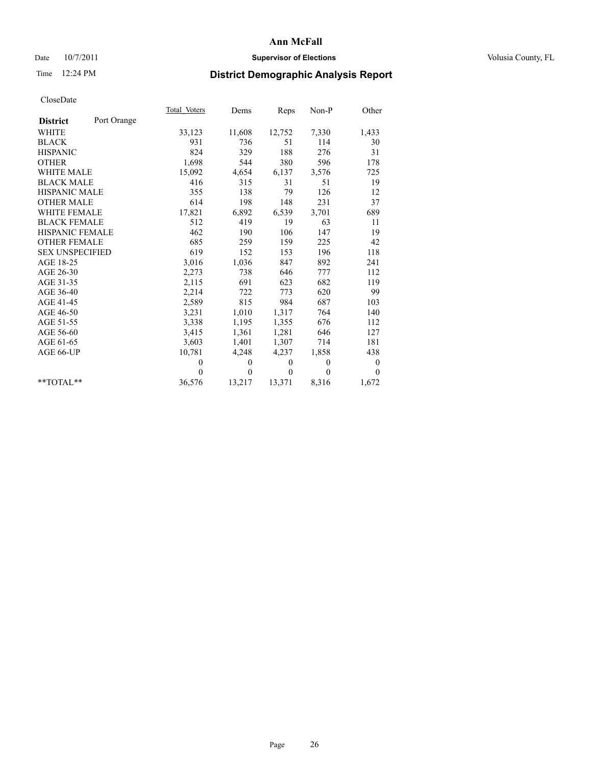**Ann McFall**

Date 10/7/2011 **Supervisor of Elections** Volusia County, FL

Time 12:24 PM **District Demographic Analysis Report**

CloseDate

| **District** Port Orange | Total Voters | Dems | Reps | Non-P | Other |
|---|---|---|---|---|---|
| WHITE | 33,123 | 11,608 | 12,752 | 7,330 | 1,433 |
| BLACK | 931 | 736 | 51 | 114 | 30 |
| HISPANIC | 824 | 329 | 188 | 276 | 31 |
| OTHER | 1,698 | 544 | 380 | 596 | 178 |
| WHITE MALE | 15,092 | 4,654 | 6,137 | 3,576 | 725 |
| BLACK MALE | 416 | 315 | 31 | 51 | 19 |
| HISPANIC MALE | 355 | 138 | 79 | 126 | 12 |
| OTHER MALE | 614 | 198 | 148 | 231 | 37 |
| WHITE FEMALE | 17,821 | 6,892 | 6,539 | 3,701 | 689 |
| BLACK FEMALE | 512 | 419 | 19 | 63 | 11 |
| HISPANIC FEMALE | 462 | 190 | 106 | 147 | 19 |
| OTHER FEMALE | 685 | 259 | 159 | 225 | 42 |
| SEX UNSPECIFIED | 619 | 152 | 153 | 196 | 118 |
| AGE 18-25 | 3,016 | 1,036 | 847 | 892 | 241 |
| AGE 26-30 | 2,273 | 738 | 646 | 777 | 112 |
| AGE 31-35 | 2,115 | 691 | 623 | 682 | 119 |
| AGE 36-40 | 2,214 | 722 | 773 | 620 | 99 |
| AGE 41-45 | 2,589 | 815 | 984 | 687 | 103 |
| AGE 46-50 | 3,231 | 1,010 | 1,317 | 764 | 140 |
| AGE 51-55 | 3,338 | 1,195 | 1,355 | 676 | 112 |
| AGE 56-60 | 3,415 | 1,361 | 1,281 | 646 | 127 |
| AGE 61-65 | 3,603 | 1,401 | 1,307 | 714 | 181 |
| AGE 66-UP | 10,781 | 4,248 | 4,237 | 1,858 | 438 |
| | 0 | 0 | 0 | 0 | 0 |
| | 0 | 0 | 0 | 0 | 0 |
| **TOTAL** | 36,576 | 13,217 | 13,371 | 8,316 | 1,672 |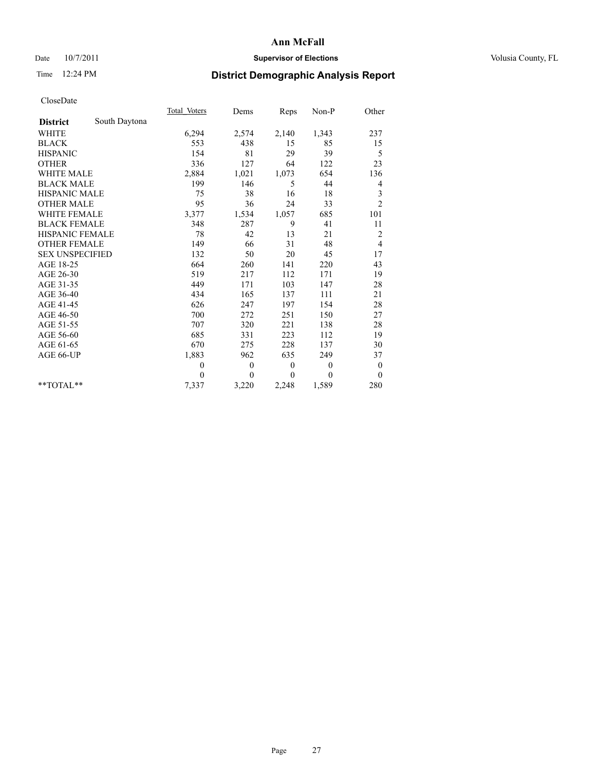# Ann McFall

Date 10/7/2011 **Supervisor of Elections** Volusia County, FL

Time 12:24 PM **District Demographic Analysis Report**

CloseDate

| | Total_Voters | Dems | Reps | Non-P | Other |
|---|---|---|---|---|---|
| **District** South Daytona | | | | | |
| WHITE | 6,294 | 2,574 | 2,140 | 1,343 | 237 |
| BLACK | 553 | 438 | 15 | 85 | 15 |
| HISPANIC | 154 | 81 | 29 | 39 | 5 |
| OTHER | 336 | 127 | 64 | 122 | 23 |
| WHITE MALE | 2,884 | 1,021 | 1,073 | 654 | 136 |
| BLACK MALE | 199 | 146 | 5 | 44 | 4 |
| HISPANIC MALE | 75 | 38 | 16 | 18 | 3 |
| OTHER MALE | 95 | 36 | 24 | 33 | 2 |
| WHITE FEMALE | 3,377 | 1,534 | 1,057 | 685 | 101 |
| BLACK FEMALE | 348 | 287 | 9 | 41 | 11 |
| HISPANIC FEMALE | 78 | 42 | 13 | 21 | 2 |
| OTHER FEMALE | 149 | 66 | 31 | 48 | 4 |
| SEX UNSPECIFIED | 132 | 50 | 20 | 45 | 17 |
| AGE 18-25 | 664 | 260 | 141 | 220 | 43 |
| AGE 26-30 | 519 | 217 | 112 | 171 | 19 |
| AGE 31-35 | 449 | 171 | 103 | 147 | 28 |
| AGE 36-40 | 434 | 165 | 137 | 111 | 21 |
| AGE 41-45 | 626 | 247 | 197 | 154 | 28 |
| AGE 46-50 | 700 | 272 | 251 | 150 | 27 |
| AGE 51-55 | 707 | 320 | 221 | 138 | 28 |
| AGE 56-60 | 685 | 331 | 223 | 112 | 19 |
| AGE 61-65 | 670 | 275 | 228 | 137 | 30 |
| AGE 66-UP | 1,883 | 962 | 635 | 249 | 37 |
| | 0 | 0 | 0 | 0 | 0 |
| | 0 | 0 | 0 | 0 | 0 |
| **TOTAL** | 7,337 | 3,220 | 2,248 | 1,589 | 280 |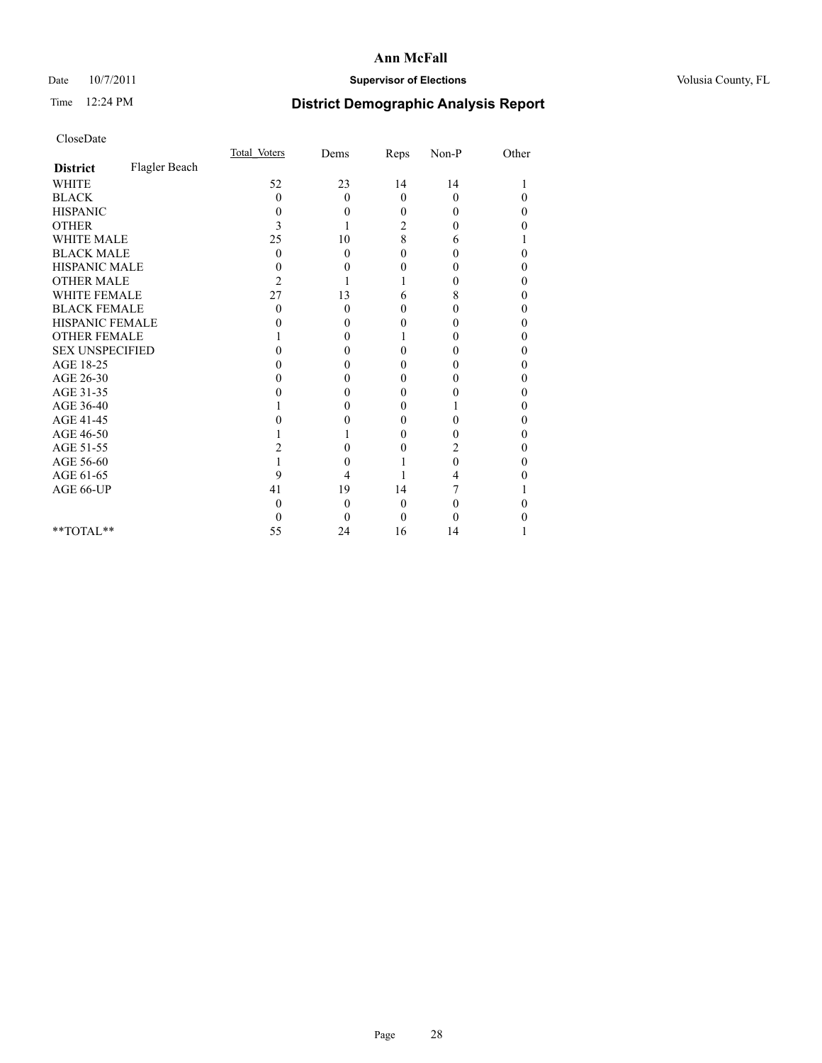# Ann McFall

Date 10/7/2011 **Supervisor of Elections** Volusia County, FL

Time 12:24 PM **District Demographic Analysis Report**

CloseDate

| | Total_Voters | Dems | Reps | Non-P | Other |
|---|---|---|---|---|---|
| **District** Flagler Beach | | | | | |
| WHITE | 52 | 23 | 14 | 14 | 1 |
| BLACK | 0 | 0 | 0 | 0 | 0 |
| HISPANIC | 0 | 0 | 0 | 0 | 0 |
| OTHER | 3 | 1 | 2 | 0 | 0 |
| WHITE MALE | 25 | 10 | 8 | 6 | 1 |
| BLACK MALE | 0 | 0 | 0 | 0 | 0 |
| HISPANIC MALE | 0 | 0 | 0 | 0 | 0 |
| OTHER MALE | 2 | 1 | 1 | 0 | 0 |
| WHITE FEMALE | 27 | 13 | 6 | 8 | 0 |
| BLACK FEMALE | 0 | 0 | 0 | 0 | 0 |
| HISPANIC FEMALE | 0 | 0 | 0 | 0 | 0 |
| OTHER FEMALE | 1 | 0 | 1 | 0 | 0 |
| SEX UNSPECIFIED | 0 | 0 | 0 | 0 | 0 |
| AGE 18-25 | 0 | 0 | 0 | 0 | 0 |
| AGE 26-30 | 0 | 0 | 0 | 0 | 0 |
| AGE 31-35 | 0 | 0 | 0 | 0 | 0 |
| AGE 36-40 | 1 | 0 | 0 | 1 | 0 |
| AGE 41-45 | 0 | 0 | 0 | 0 | 0 |
| AGE 46-50 | 1 | 1 | 0 | 0 | 0 |
| AGE 51-55 | 2 | 0 | 0 | 2 | 0 |
| AGE 56-60 | 1 | 0 | 1 | 0 | 0 |
| AGE 61-65 | 9 | 4 | 1 | 4 | 0 |
| AGE 66-UP | 41 | 19 | 14 | 7 | 1 |
| | 0 | 0 | 0 | 0 | 0 |
| | 0 | 0 | 0 | 0 | 0 |
| **TOTAL** | 55 | 24 | 16 | 14 | 1 |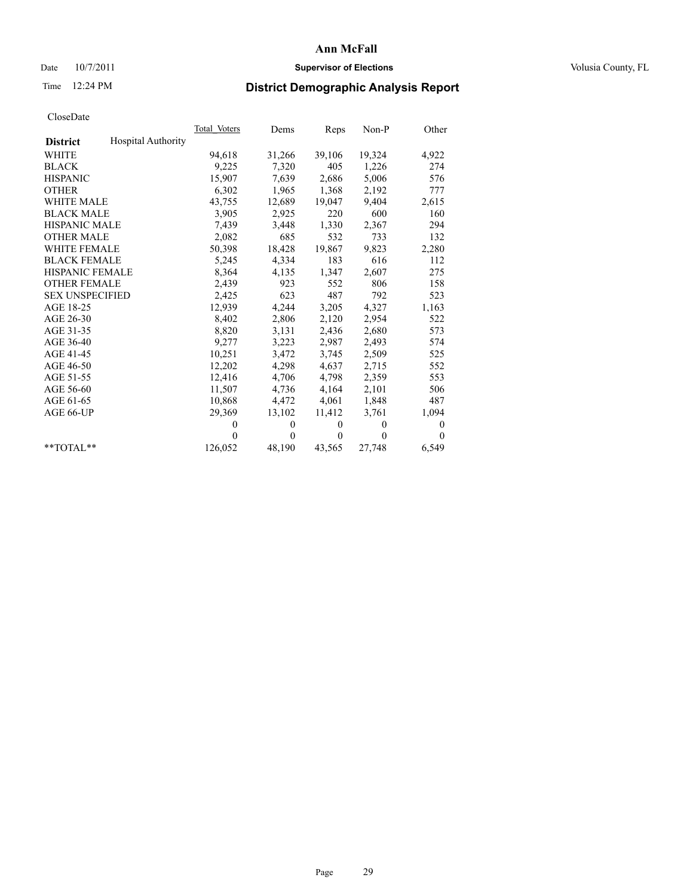**Ann McFall**

Date 10/7/2011 **Supervisor of Elections** Volusia County, FL

Time 12:24 PM

## District Demographic Analysis Report

CloseDate

| | Total_Voters | Dems | Reps | Non-P | Other |
|---|---|---|---|---|---|
| **District** Hospital Authority | | | | | |
| WHITE | 94,618 | 31,266 | 39,106 | 19,324 | 4,922 |
| BLACK | 9,225 | 7,320 | 405 | 1,226 | 274 |
| HISPANIC | 15,907 | 7,639 | 2,686 | 5,006 | 576 |
| OTHER | 6,302 | 1,965 | 1,368 | 2,192 | 777 |
| WHITE MALE | 43,755 | 12,689 | 19,047 | 9,404 | 2,615 |
| BLACK MALE | 3,905 | 2,925 | 220 | 600 | 160 |
| HISPANIC MALE | 7,439 | 3,448 | 1,330 | 2,367 | 294 |
| OTHER MALE | 2,082 | 685 | 532 | 733 | 132 |
| WHITE FEMALE | 50,398 | 18,428 | 19,867 | 9,823 | 2,280 |
| BLACK FEMALE | 5,245 | 4,334 | 183 | 616 | 112 |
| HISPANIC FEMALE | 8,364 | 4,135 | 1,347 | 2,607 | 275 |
| OTHER FEMALE | 2,439 | 923 | 552 | 806 | 158 |
| SEX UNSPECIFIED | 2,425 | 623 | 487 | 792 | 523 |
| AGE 18-25 | 12,939 | 4,244 | 3,205 | 4,327 | 1,163 |
| AGE 26-30 | 8,402 | 2,806 | 2,120 | 2,954 | 522 |
| AGE 31-35 | 8,820 | 3,131 | 2,436 | 2,680 | 573 |
| AGE 36-40 | 9,277 | 3,223 | 2,987 | 2,493 | 574 |
| AGE 41-45 | 10,251 | 3,472 | 3,745 | 2,509 | 525 |
| AGE 46-50 | 12,202 | 4,298 | 4,637 | 2,715 | 552 |
| AGE 51-55 | 12,416 | 4,706 | 4,798 | 2,359 | 553 |
| AGE 56-60 | 11,507 | 4,736 | 4,164 | 2,101 | 506 |
| AGE 61-65 | 10,868 | 4,472 | 4,061 | 1,848 | 487 |
| AGE 66-UP | 29,369 | 13,102 | 11,412 | 3,761 | 1,094 |
| | 0 | 0 | 0 | 0 | 0 |
| | 0 | 0 | 0 | 0 | 0 |
| **TOTAL** | 126,052 | 48,190 | 43,565 | 27,748 | 6,549 |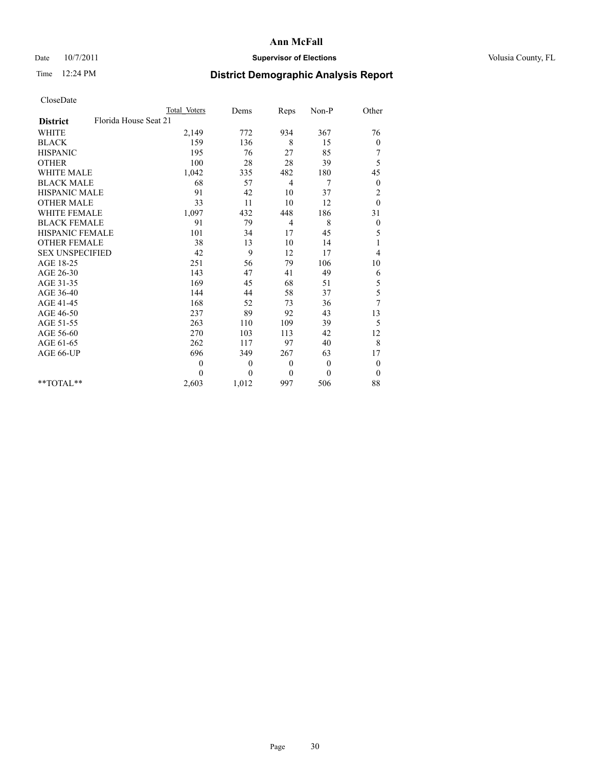**Ann McFall**

Date 10/7/2011 **Supervisor of Elections** Volusia County, FL

Time 12:24 PM **District Demographic Analysis Report**

CloseDate

| **District** | Florida House Seat 21 | Total Voters | Dems | Reps | Non-P | Other |
|---|---|---|---|---|---|---|
| WHITE | | 2,149 | 772 | 934 | 367 | 76 |
| BLACK | | 159 | 136 | 8 | 15 | 0 |
| HISPANIC | | 195 | 76 | 27 | 85 | 7 |
| OTHER | | 100 | 28 | 28 | 39 | 5 |
| WHITE MALE | | 1,042 | 335 | 482 | 180 | 45 |
| BLACK MALE | | 68 | 57 | 4 | 7 | 0 |
| HISPANIC MALE | | 91 | 42 | 10 | 37 | 2 |
| OTHER MALE | | 33 | 11 | 10 | 12 | 0 |
| WHITE FEMALE | | 1,097 | 432 | 448 | 186 | 31 |
| BLACK FEMALE | | 91 | 79 | 4 | 8 | 0 |
| HISPANIC FEMALE | | 101 | 34 | 17 | 45 | 5 |
| OTHER FEMALE | | 38 | 13 | 10 | 14 | 1 |
| SEX UNSPECIFIED | | 42 | 9 | 12 | 17 | 4 |
| AGE 18-25 | | 251 | 56 | 79 | 106 | 10 |
| AGE 26-30 | | 143 | 47 | 41 | 49 | 6 |
| AGE 31-35 | | 169 | 45 | 68 | 51 | 5 |
| AGE 36-40 | | 144 | 44 | 58 | 37 | 5 |
| AGE 41-45 | | 168 | 52 | 73 | 36 | 7 |
| AGE 46-50 | | 237 | 89 | 92 | 43 | 13 |
| AGE 51-55 | | 263 | 110 | 109 | 39 | 5 |
| AGE 56-60 | | 270 | 103 | 113 | 42 | 12 |
| AGE 61-65 | | 262 | 117 | 97 | 40 | 8 |
| AGE 66-UP | | 696 | 349 | 267 | 63 | 17 |
| | | 0 | 0 | 0 | 0 | 0 |
| | | 0 | 0 | 0 | 0 | 0 |
| **TOTAL** | | 2,603 | 1,012 | 997 | 506 | 88 |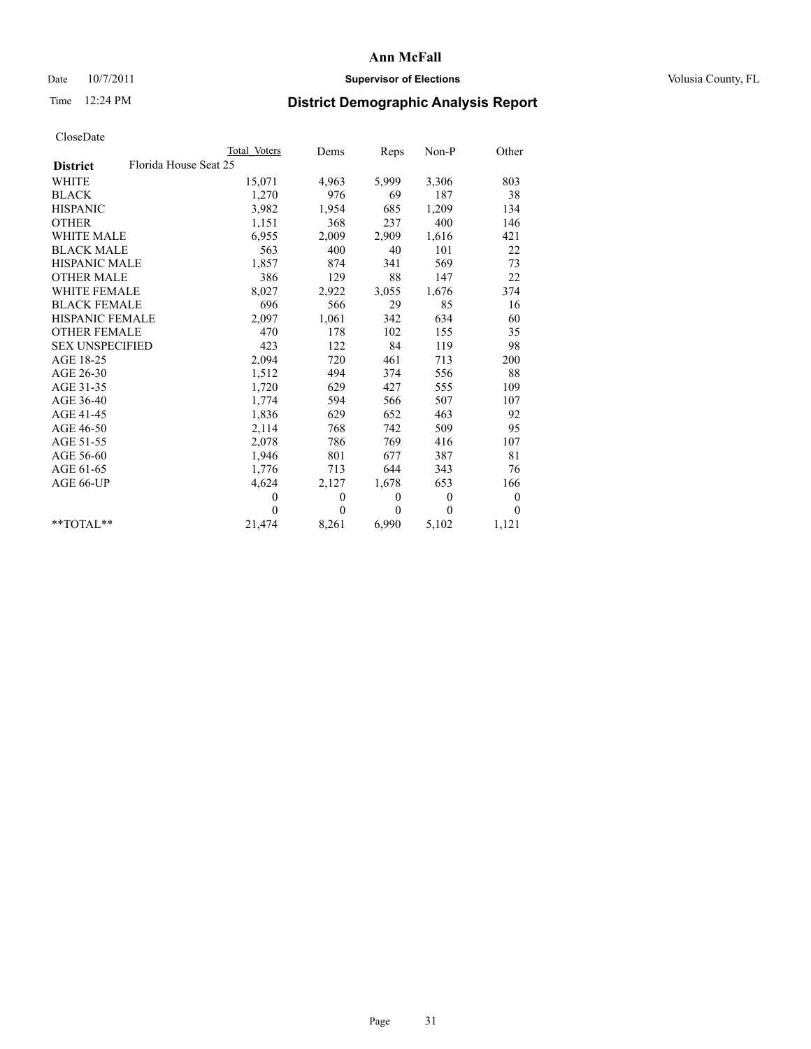**Ann McFall**

Date 10/7/2011 **Supervisor of Elections** Volusia County, FL

Time 12:24 PM **District Demographic Analysis Report**

CloseDate

| | Total Voters | Dems | Reps | Non-P | Other |
|---|---|---|---|---|---|
| **District** Florida House Seat 25 | | | | | |
| WHITE | 15,071 | 4,963 | 5,999 | 3,306 | 803 |
| BLACK | 1,270 | 976 | 69 | 187 | 38 |
| HISPANIC | 3,982 | 1,954 | 685 | 1,209 | 134 |
| OTHER | 1,151 | 368 | 237 | 400 | 146 |
| WHITE MALE | 6,955 | 2,009 | 2,909 | 1,616 | 421 |
| BLACK MALE | 563 | 400 | 40 | 101 | 22 |
| HISPANIC MALE | 1,857 | 874 | 341 | 569 | 73 |
| OTHER MALE | 386 | 129 | 88 | 147 | 22 |
| WHITE FEMALE | 8,027 | 2,922 | 3,055 | 1,676 | 374 |
| BLACK FEMALE | 696 | 566 | 29 | 85 | 16 |
| HISPANIC FEMALE | 2,097 | 1,061 | 342 | 634 | 60 |
| OTHER FEMALE | 470 | 178 | 102 | 155 | 35 |
| SEX UNSPECIFIED | 423 | 122 | 84 | 119 | 98 |
| AGE 18-25 | 2,094 | 720 | 461 | 713 | 200 |
| AGE 26-30 | 1,512 | 494 | 374 | 556 | 88 |
| AGE 31-35 | 1,720 | 629 | 427 | 555 | 109 |
| AGE 36-40 | 1,774 | 594 | 566 | 507 | 107 |
| AGE 41-45 | 1,836 | 629 | 652 | 463 | 92 |
| AGE 46-50 | 2,114 | 768 | 742 | 509 | 95 |
| AGE 51-55 | 2,078 | 786 | 769 | 416 | 107 |
| AGE 56-60 | 1,946 | 801 | 677 | 387 | 81 |
| AGE 61-65 | 1,776 | 713 | 644 | 343 | 76 |
| AGE 66-UP | 4,624 | 2,127 | 1,678 | 653 | 166 |
| | 0 | 0 | 0 | 0 | 0 |
| | 0 | 0 | 0 | 0 | 0 |
| **TOTAL** | 21,474 | 8,261 | 6,990 | 5,102 | 1,121 |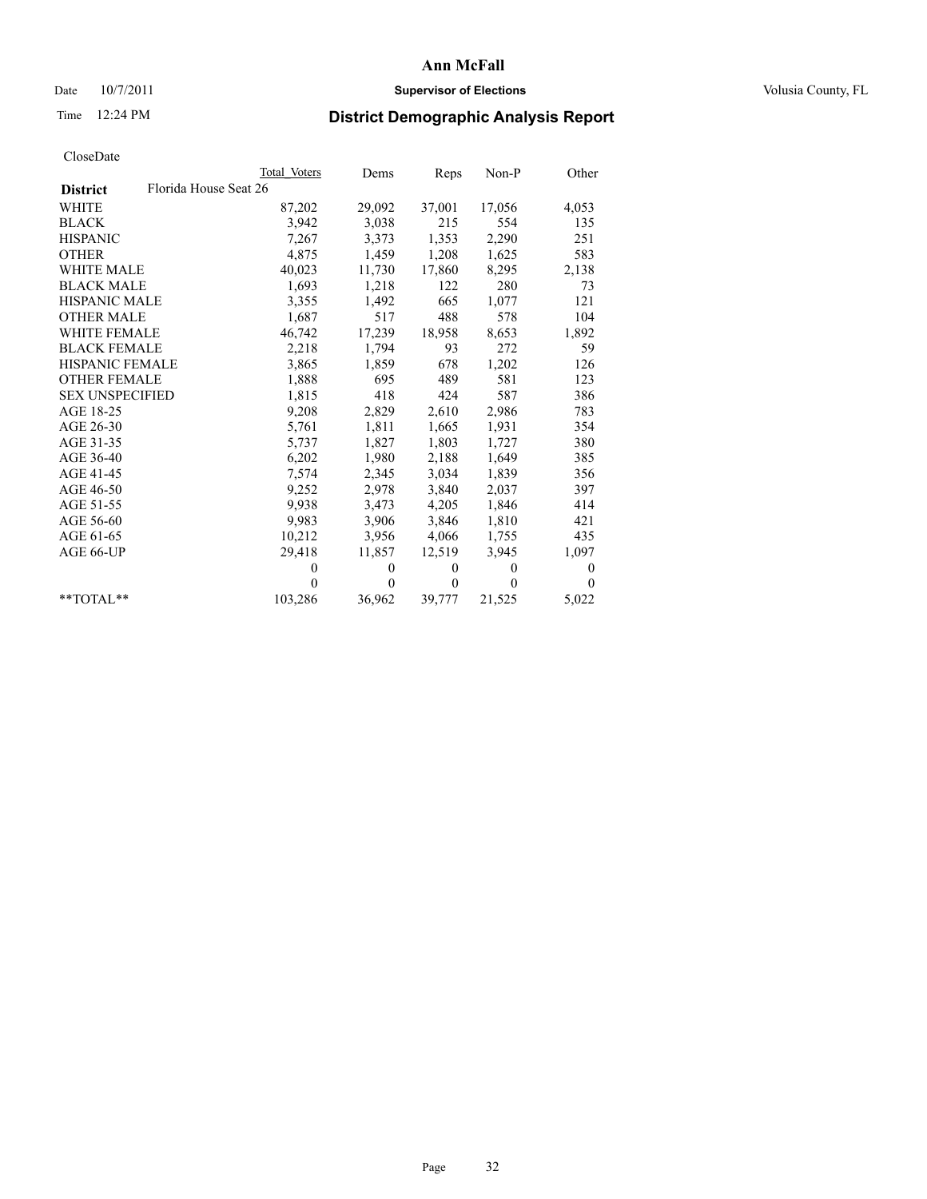**Ann McFall**

Date 10/7/2011 **Supervisor of Elections** Volusia County, FL

Time 12:24 PM

# District Demographic Analysis Report

CloseDate

| | Total Voters | Dems | Reps | Non-P | Other |
|---|---|---|---|---|---|
| **District** Florida House Seat 26 | | | | | |
| WHITE | 87,202 | 29,092 | 37,001 | 17,056 | 4,053 |
| BLACK | 3,942 | 3,038 | 215 | 554 | 135 |
| HISPANIC | 7,267 | 3,373 | 1,353 | 2,290 | 251 |
| OTHER | 4,875 | 1,459 | 1,208 | 1,625 | 583 |
| WHITE MALE | 40,023 | 11,730 | 17,860 | 8,295 | 2,138 |
| BLACK MALE | 1,693 | 1,218 | 122 | 280 | 73 |
| HISPANIC MALE | 3,355 | 1,492 | 665 | 1,077 | 121 |
| OTHER MALE | 1,687 | 517 | 488 | 578 | 104 |
| WHITE FEMALE | 46,742 | 17,239 | 18,958 | 8,653 | 1,892 |
| BLACK FEMALE | 2,218 | 1,794 | 93 | 272 | 59 |
| HISPANIC FEMALE | 3,865 | 1,859 | 678 | 1,202 | 126 |
| OTHER FEMALE | 1,888 | 695 | 489 | 581 | 123 |
| SEX UNSPECIFIED | 1,815 | 418 | 424 | 587 | 386 |
| AGE 18-25 | 9,208 | 2,829 | 2,610 | 2,986 | 783 |
| AGE 26-30 | 5,761 | 1,811 | 1,665 | 1,931 | 354 |
| AGE 31-35 | 5,737 | 1,827 | 1,803 | 1,727 | 380 |
| AGE 36-40 | 6,202 | 1,980 | 2,188 | 1,649 | 385 |
| AGE 41-45 | 7,574 | 2,345 | 3,034 | 1,839 | 356 |
| AGE 46-50 | 9,252 | 2,978 | 3,840 | 2,037 | 397 |
| AGE 51-55 | 9,938 | 3,473 | 4,205 | 1,846 | 414 |
| AGE 56-60 | 9,983 | 3,906 | 3,846 | 1,810 | 421 |
| AGE 61-65 | 10,212 | 3,956 | 4,066 | 1,755 | 435 |
| AGE 66-UP | 29,418 | 11,857 | 12,519 | 3,945 | 1,097 |
| | 0 | 0 | 0 | 0 | 0 |
| | 0 | 0 | 0 | 0 | 0 |
| **TOTAL** | 103,286 | 36,962 | 39,777 | 21,525 | 5,022 |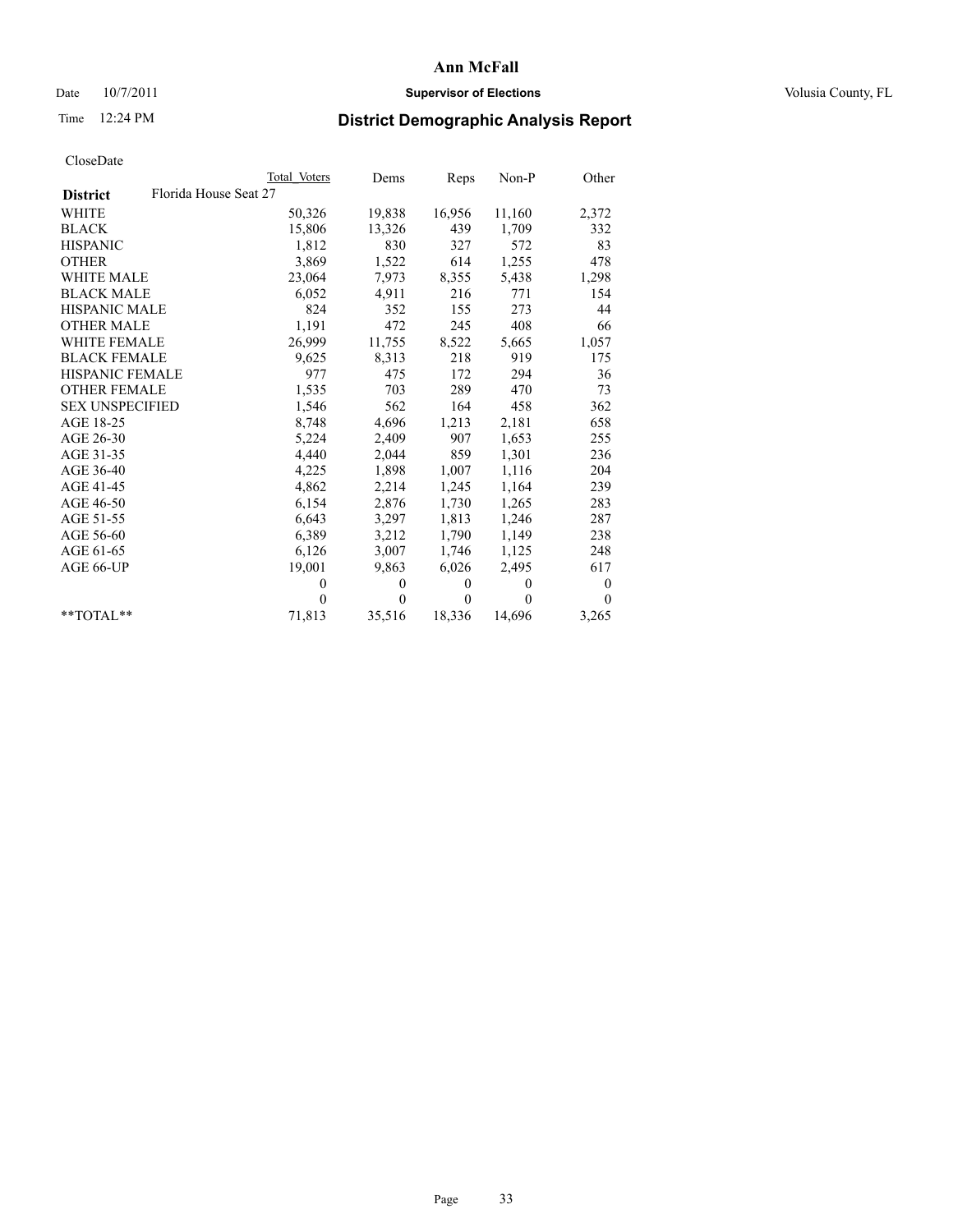# Ann McFall

Date 10/7/2011 **Supervisor of Elections** Volusia County, FL

Time 12:24 PM **District Demographic Analysis Report**

CloseDate

| | Total Voters | Dems | Reps | Non-P | Other |
|---|---|---|---|---|---|
| **District** Florida House Seat 27 | | | | | |
| WHITE | 50,326 | 19,838 | 16,956 | 11,160 | 2,372 |
| BLACK | 15,806 | 13,326 | 439 | 1,709 | 332 |
| HISPANIC | 1,812 | 830 | 327 | 572 | 83 |
| OTHER | 3,869 | 1,522 | 614 | 1,255 | 478 |
| WHITE MALE | 23,064 | 7,973 | 8,355 | 5,438 | 1,298 |
| BLACK MALE | 6,052 | 4,911 | 216 | 771 | 154 |
| HISPANIC MALE | 824 | 352 | 155 | 273 | 44 |
| OTHER MALE | 1,191 | 472 | 245 | 408 | 66 |
| WHITE FEMALE | 26,999 | 11,755 | 8,522 | 5,665 | 1,057 |
| BLACK FEMALE | 9,625 | 8,313 | 218 | 919 | 175 |
| HISPANIC FEMALE | 977 | 475 | 172 | 294 | 36 |
| OTHER FEMALE | 1,535 | 703 | 289 | 470 | 73 |
| SEX UNSPECIFIED | 1,546 | 562 | 164 | 458 | 362 |
| AGE 18-25 | 8,748 | 4,696 | 1,213 | 2,181 | 658 |
| AGE 26-30 | 5,224 | 2,409 | 907 | 1,653 | 255 |
| AGE 31-35 | 4,440 | 2,044 | 859 | 1,301 | 236 |
| AGE 36-40 | 4,225 | 1,898 | 1,007 | 1,116 | 204 |
| AGE 41-45 | 4,862 | 2,214 | 1,245 | 1,164 | 239 |
| AGE 46-50 | 6,154 | 2,876 | 1,730 | 1,265 | 283 |
| AGE 51-55 | 6,643 | 3,297 | 1,813 | 1,246 | 287 |
| AGE 56-60 | 6,389 | 3,212 | 1,790 | 1,149 | 238 |
| AGE 61-65 | 6,126 | 3,007 | 1,746 | 1,125 | 248 |
| AGE 66-UP | 19,001 | 9,863 | 6,026 | 2,495 | 617 |
| | 0 | 0 | 0 | 0 | 0 |
| | 0 | 0 | 0 | 0 | 0 |
| **TOTAL** | 71,813 | 35,516 | 18,336 | 14,696 | 3,265 |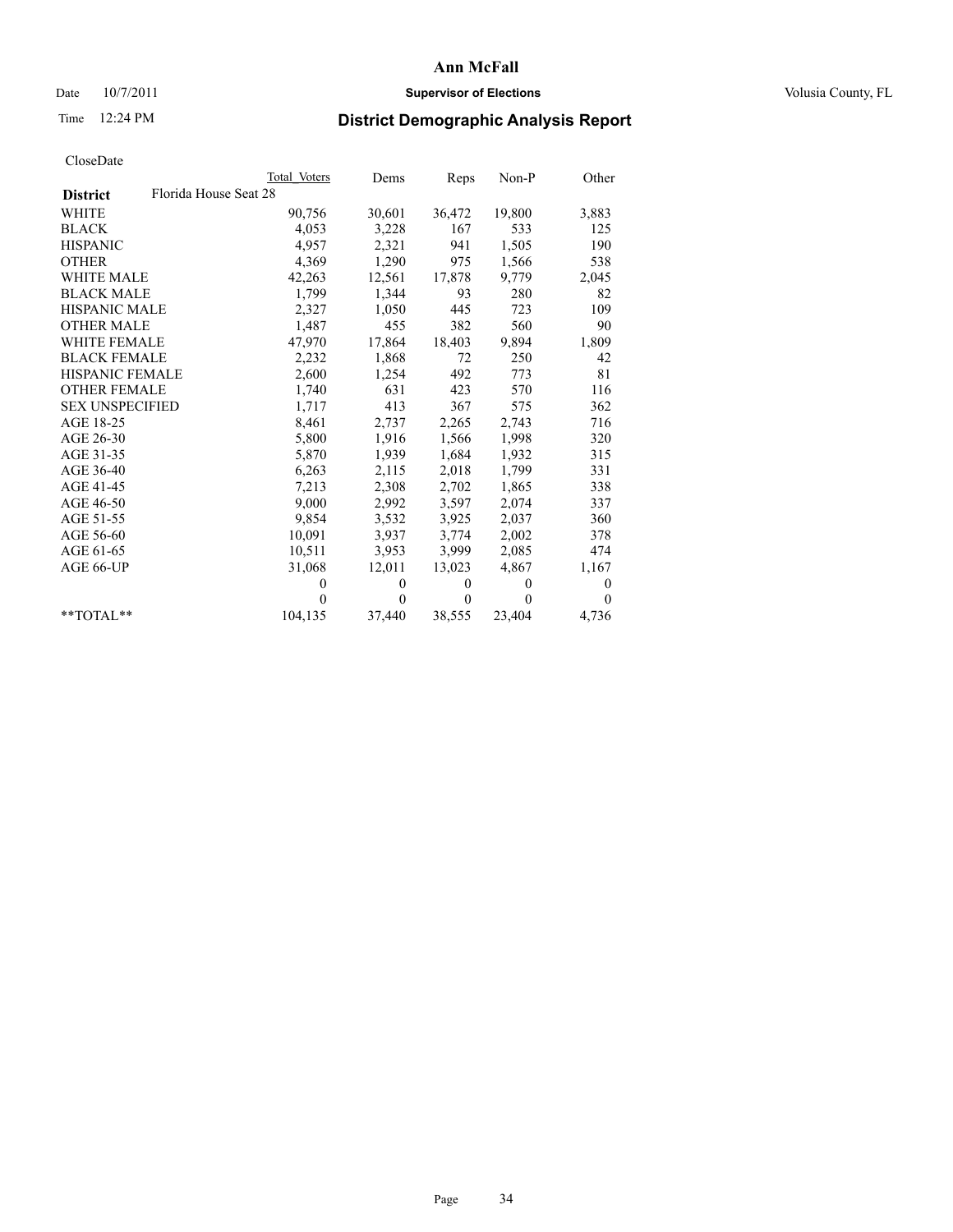**Ann McFall**

Date 10/7/2011 **Supervisor of Elections** Volusia County, FL

Time 12:24 PM

# District Demographic Analysis Report

CloseDate

| | Total Voters | Dems | Reps | Non-P | Other |
|---|---|---|---|---|---|
| **District** Florida House Seat 28 | | | | | |
| WHITE | 90,756 | 30,601 | 36,472 | 19,800 | 3,883 |
| BLACK | 4,053 | 3,228 | 167 | 533 | 125 |
| HISPANIC | 4,957 | 2,321 | 941 | 1,505 | 190 |
| OTHER | 4,369 | 1,290 | 975 | 1,566 | 538 |
| WHITE MALE | 42,263 | 12,561 | 17,878 | 9,779 | 2,045 |
| BLACK MALE | 1,799 | 1,344 | 93 | 280 | 82 |
| HISPANIC MALE | 2,327 | 1,050 | 445 | 723 | 109 |
| OTHER MALE | 1,487 | 455 | 382 | 560 | 90 |
| WHITE FEMALE | 47,970 | 17,864 | 18,403 | 9,894 | 1,809 |
| BLACK FEMALE | 2,232 | 1,868 | 72 | 250 | 42 |
| HISPANIC FEMALE | 2,600 | 1,254 | 492 | 773 | 81 |
| OTHER FEMALE | 1,740 | 631 | 423 | 570 | 116 |
| SEX UNSPECIFIED | 1,717 | 413 | 367 | 575 | 362 |
| AGE 18-25 | 8,461 | 2,737 | 2,265 | 2,743 | 716 |
| AGE 26-30 | 5,800 | 1,916 | 1,566 | 1,998 | 320 |
| AGE 31-35 | 5,870 | 1,939 | 1,684 | 1,932 | 315 |
| AGE 36-40 | 6,263 | 2,115 | 2,018 | 1,799 | 331 |
| AGE 41-45 | 7,213 | 2,308 | 2,702 | 1,865 | 338 |
| AGE 46-50 | 9,000 | 2,992 | 3,597 | 2,074 | 337 |
| AGE 51-55 | 9,854 | 3,532 | 3,925 | 2,037 | 360 |
| AGE 56-60 | 10,091 | 3,937 | 3,774 | 2,002 | 378 |
| AGE 61-65 | 10,511 | 3,953 | 3,999 | 2,085 | 474 |
| AGE 66-UP | 31,068 | 12,011 | 13,023 | 4,867 | 1,167 |
| | 0 | 0 | 0 | 0 | 0 |
| | 0 | 0 | 0 | 0 | 0 |
| **TOTAL** | 104,135 | 37,440 | 38,555 | 23,404 | 4,736 |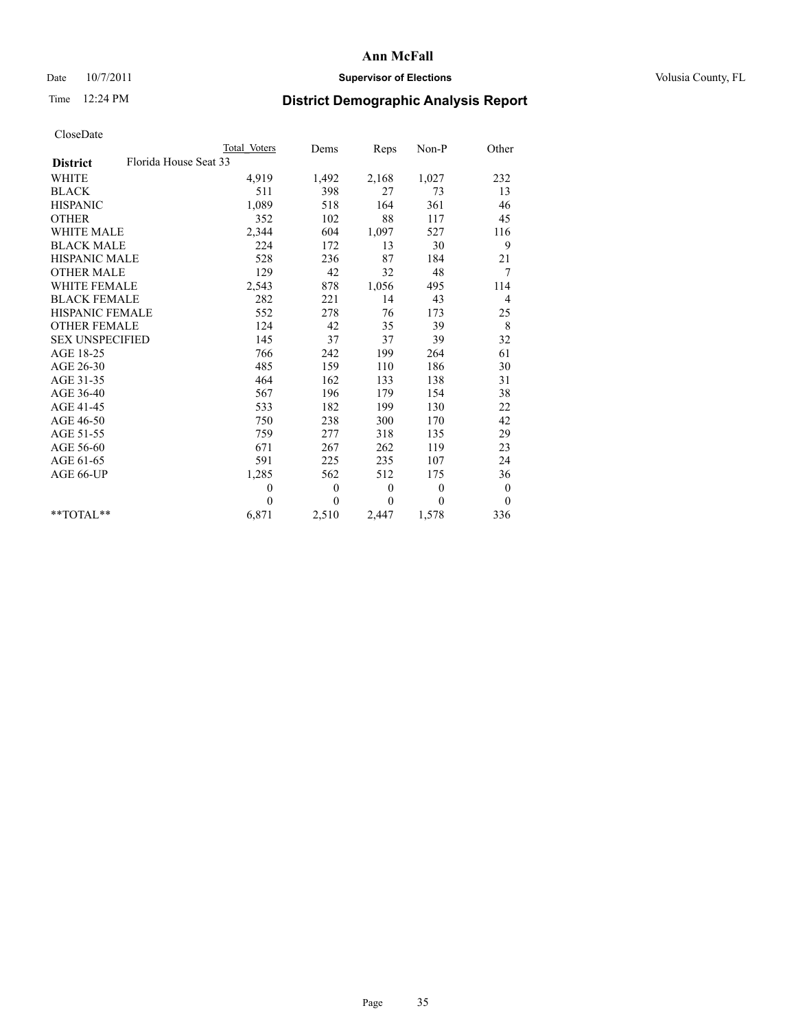# Ann McFall

Date 10/7/2011 **Supervisor of Elections** Volusia County, FL

Time 12:24 PM

## District Demographic Analysis Report

CloseDate

| | Total Voters | Dems | Reps | Non-P | Other |
|---|---|---|---|---|---|
| **District** Florida House Seat 33 | | | | | |
| WHITE | 4,919 | 1,492 | 2,168 | 1,027 | 232 |
| BLACK | 511 | 398 | 27 | 73 | 13 |
| HISPANIC | 1,089 | 518 | 164 | 361 | 46 |
| OTHER | 352 | 102 | 88 | 117 | 45 |
| WHITE MALE | 2,344 | 604 | 1,097 | 527 | 116 |
| BLACK MALE | 224 | 172 | 13 | 30 | 9 |
| HISPANIC MALE | 528 | 236 | 87 | 184 | 21 |
| OTHER MALE | 129 | 42 | 32 | 48 | 7 |
| WHITE FEMALE | 2,543 | 878 | 1,056 | 495 | 114 |
| BLACK FEMALE | 282 | 221 | 14 | 43 | 4 |
| HISPANIC FEMALE | 552 | 278 | 76 | 173 | 25 |
| OTHER FEMALE | 124 | 42 | 35 | 39 | 8 |
| SEX UNSPECIFIED | 145 | 37 | 37 | 39 | 32 |
| AGE 18-25 | 766 | 242 | 199 | 264 | 61 |
| AGE 26-30 | 485 | 159 | 110 | 186 | 30 |
| AGE 31-35 | 464 | 162 | 133 | 138 | 31 |
| AGE 36-40 | 567 | 196 | 179 | 154 | 38 |
| AGE 41-45 | 533 | 182 | 199 | 130 | 22 |
| AGE 46-50 | 750 | 238 | 300 | 170 | 42 |
| AGE 51-55 | 759 | 277 | 318 | 135 | 29 |
| AGE 56-60 | 671 | 267 | 262 | 119 | 23 |
| AGE 61-65 | 591 | 225 | 235 | 107 | 24 |
| AGE 66-UP | 1,285 | 562 | 512 | 175 | 36 |
| | 0 | 0 | 0 | 0 | 0 |
| | 0 | 0 | 0 | 0 | 0 |
| **TOTAL** | 6,871 | 2,510 | 2,447 | 1,578 | 336 |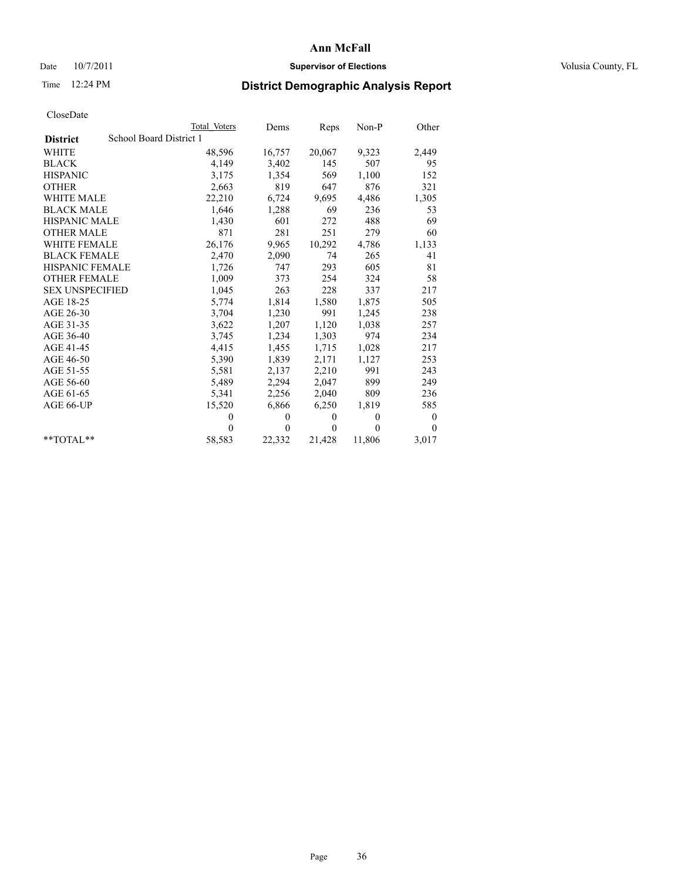# Ann McFall

Date 10/7/2011 **Supervisor of Elections** Volusia County, FL

Time 12:24 PM **District Demographic Analysis Report**

CloseDate

| | Total Voters | Dems | Reps | Non-P | Other |
|---|---|---|---|---|---|
| **District** School Board District 1 | | | | | |
| WHITE | 48,596 | 16,757 | 20,067 | 9,323 | 2,449 |
| BLACK | 4,149 | 3,402 | 145 | 507 | 95 |
| HISPANIC | 3,175 | 1,354 | 569 | 1,100 | 152 |
| OTHER | 2,663 | 819 | 647 | 876 | 321 |
| WHITE MALE | 22,210 | 6,724 | 9,695 | 4,486 | 1,305 |
| BLACK MALE | 1,646 | 1,288 | 69 | 236 | 53 |
| HISPANIC MALE | 1,430 | 601 | 272 | 488 | 69 |
| OTHER MALE | 871 | 281 | 251 | 279 | 60 |
| WHITE FEMALE | 26,176 | 9,965 | 10,292 | 4,786 | 1,133 |
| BLACK FEMALE | 2,470 | 2,090 | 74 | 265 | 41 |
| HISPANIC FEMALE | 1,726 | 747 | 293 | 605 | 81 |
| OTHER FEMALE | 1,009 | 373 | 254 | 324 | 58 |
| SEX UNSPECIFIED | 1,045 | 263 | 228 | 337 | 217 |
| AGE 18-25 | 5,774 | 1,814 | 1,580 | 1,875 | 505 |
| AGE 26-30 | 3,704 | 1,230 | 991 | 1,245 | 238 |
| AGE 31-35 | 3,622 | 1,207 | 1,120 | 1,038 | 257 |
| AGE 36-40 | 3,745 | 1,234 | 1,303 | 974 | 234 |
| AGE 41-45 | 4,415 | 1,455 | 1,715 | 1,028 | 217 |
| AGE 46-50 | 5,390 | 1,839 | 2,171 | 1,127 | 253 |
| AGE 51-55 | 5,581 | 2,137 | 2,210 | 991 | 243 |
| AGE 56-60 | 5,489 | 2,294 | 2,047 | 899 | 249 |
| AGE 61-65 | 5,341 | 2,256 | 2,040 | 809 | 236 |
| AGE 66-UP | 15,520 | 6,866 | 6,250 | 1,819 | 585 |
| | 0 | 0 | 0 | 0 | 0 |
| | 0 | 0 | 0 | 0 | 0 |
| **TOTAL** | 58,583 | 22,332 | 21,428 | 11,806 | 3,017 |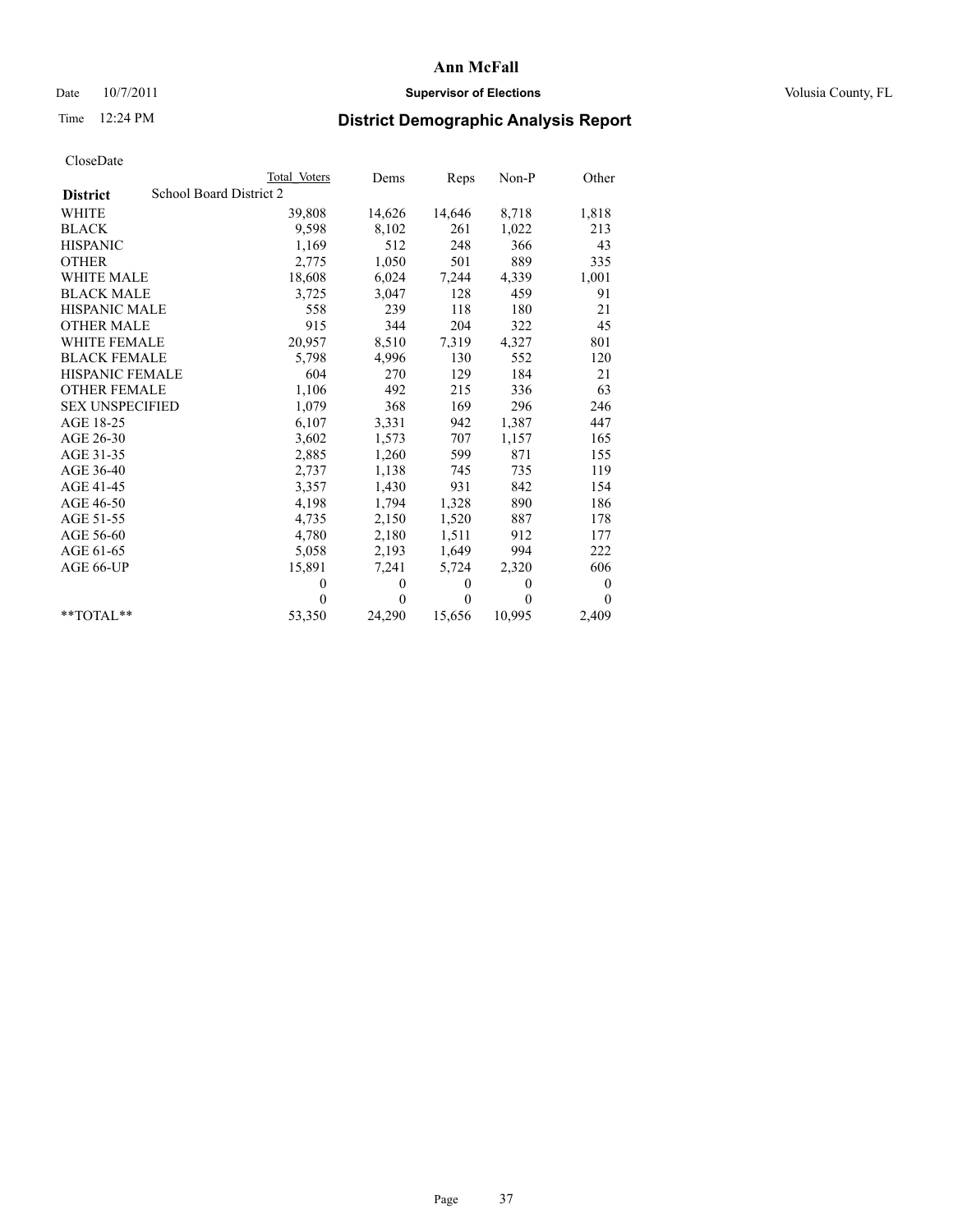Ann McFall

Date 10/7/2011 **Supervisor of Elections** Volusia County, FL

Time 12:24 PM **District Demographic Analysis Report**

CloseDate

| | Total Voters | Dems | Reps | Non-P | Other |
|---|---|---|---|---|---|
| **District** School Board District 2 | | | | | |
| WHITE | 39,808 | 14,626 | 14,646 | 8,718 | 1,818 |
| BLACK | 9,598 | 8,102 | 261 | 1,022 | 213 |
| HISPANIC | 1,169 | 512 | 248 | 366 | 43 |
| OTHER | 2,775 | 1,050 | 501 | 889 | 335 |
| WHITE MALE | 18,608 | 6,024 | 7,244 | 4,339 | 1,001 |
| BLACK MALE | 3,725 | 3,047 | 128 | 459 | 91 |
| HISPANIC MALE | 558 | 239 | 118 | 180 | 21 |
| OTHER MALE | 915 | 344 | 204 | 322 | 45 |
| WHITE FEMALE | 20,957 | 8,510 | 7,319 | 4,327 | 801 |
| BLACK FEMALE | 5,798 | 4,996 | 130 | 552 | 120 |
| HISPANIC FEMALE | 604 | 270 | 129 | 184 | 21 |
| OTHER FEMALE | 1,106 | 492 | 215 | 336 | 63 |
| SEX UNSPECIFIED | 1,079 | 368 | 169 | 296 | 246 |
| AGE 18-25 | 6,107 | 3,331 | 942 | 1,387 | 447 |
| AGE 26-30 | 3,602 | 1,573 | 707 | 1,157 | 165 |
| AGE 31-35 | 2,885 | 1,260 | 599 | 871 | 155 |
| AGE 36-40 | 2,737 | 1,138 | 745 | 735 | 119 |
| AGE 41-45 | 3,357 | 1,430 | 931 | 842 | 154 |
| AGE 46-50 | 4,198 | 1,794 | 1,328 | 890 | 186 |
| AGE 51-55 | 4,735 | 2,150 | 1,520 | 887 | 178 |
| AGE 56-60 | 4,780 | 2,180 | 1,511 | 912 | 177 |
| AGE 61-65 | 5,058 | 2,193 | 1,649 | 994 | 222 |
| AGE 66-UP | 15,891 | 7,241 | 5,724 | 2,320 | 606 |
| | 0 | 0 | 0 | 0 | 0 |
| | 0 | 0 | 0 | 0 | 0 |
| **TOTAL** | 53,350 | 24,290 | 15,656 | 10,995 | 2,409 |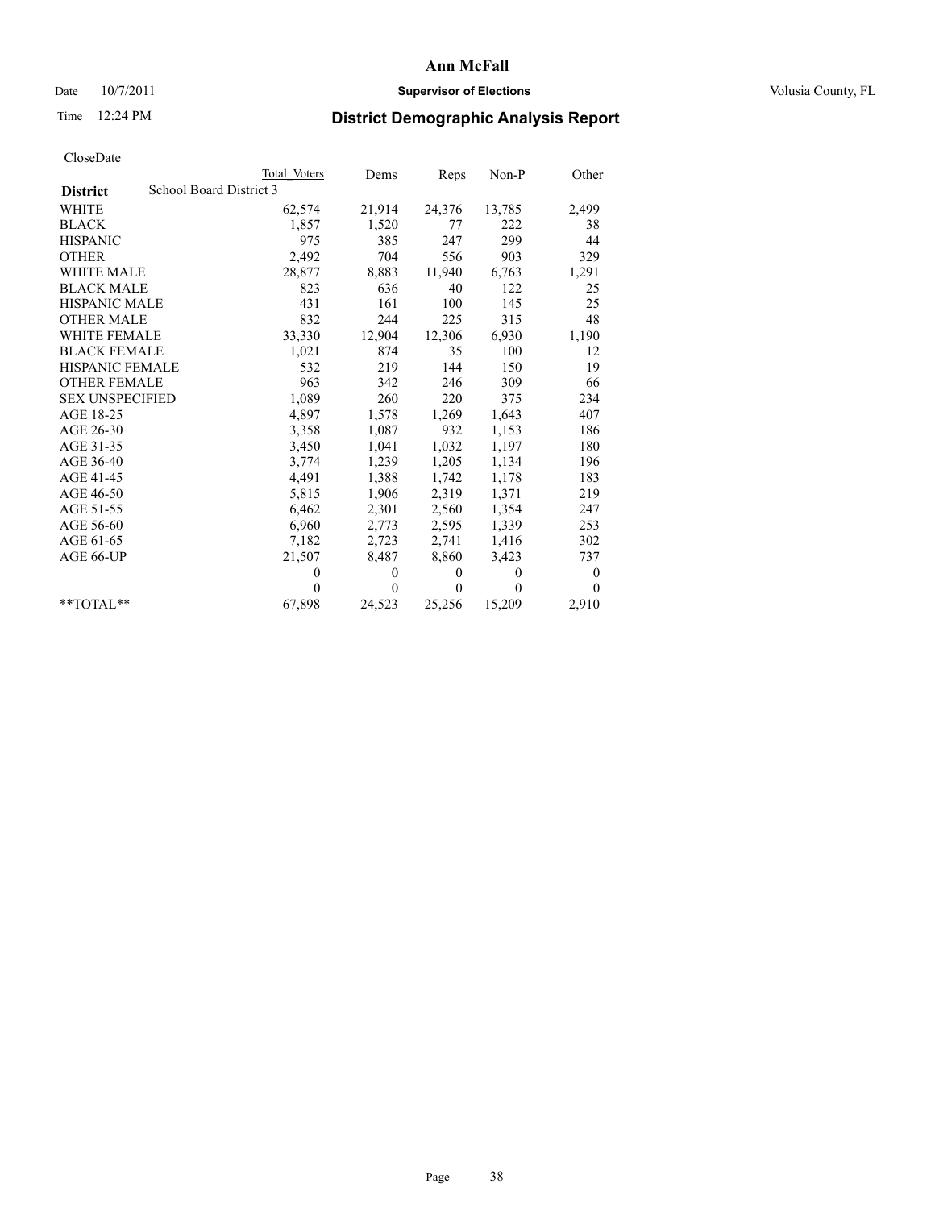**Ann McFall**

Date 10/7/2011 **Supervisor of Elections** Volusia County, FL

Time 12:24 PM **District Demographic Analysis Report**

CloseDate

| | Total Voters | Dems | Reps | Non-P | Other |
|---|---|---|---|---|---|
| **District** School Board District 3 | | | | | |
| WHITE | 62,574 | 21,914 | 24,376 | 13,785 | 2,499 |
| BLACK | 1,857 | 1,520 | 77 | 222 | 38 |
| HISPANIC | 975 | 385 | 247 | 299 | 44 |
| OTHER | 2,492 | 704 | 556 | 903 | 329 |
| WHITE MALE | 28,877 | 8,883 | 11,940 | 6,763 | 1,291 |
| BLACK MALE | 823 | 636 | 40 | 122 | 25 |
| HISPANIC MALE | 431 | 161 | 100 | 145 | 25 |
| OTHER MALE | 832 | 244 | 225 | 315 | 48 |
| WHITE FEMALE | 33,330 | 12,904 | 12,306 | 6,930 | 1,190 |
| BLACK FEMALE | 1,021 | 874 | 35 | 100 | 12 |
| HISPANIC FEMALE | 532 | 219 | 144 | 150 | 19 |
| OTHER FEMALE | 963 | 342 | 246 | 309 | 66 |
| SEX UNSPECIFIED | 1,089 | 260 | 220 | 375 | 234 |
| AGE 18-25 | 4,897 | 1,578 | 1,269 | 1,643 | 407 |
| AGE 26-30 | 3,358 | 1,087 | 932 | 1,153 | 186 |
| AGE 31-35 | 3,450 | 1,041 | 1,032 | 1,197 | 180 |
| AGE 36-40 | 3,774 | 1,239 | 1,205 | 1,134 | 196 |
| AGE 41-45 | 4,491 | 1,388 | 1,742 | 1,178 | 183 |
| AGE 46-50 | 5,815 | 1,906 | 2,319 | 1,371 | 219 |
| AGE 51-55 | 6,462 | 2,301 | 2,560 | 1,354 | 247 |
| AGE 56-60 | 6,960 | 2,773 | 2,595 | 1,339 | 253 |
| AGE 61-65 | 7,182 | 2,723 | 2,741 | 1,416 | 302 |
| AGE 66-UP | 21,507 | 8,487 | 8,860 | 3,423 | 737 |
| | 0 | 0 | 0 | 0 | 0 |
| | 0 | 0 | 0 | 0 | 0 |
| **TOTAL** | 67,898 | 24,523 | 25,256 | 15,209 | 2,910 |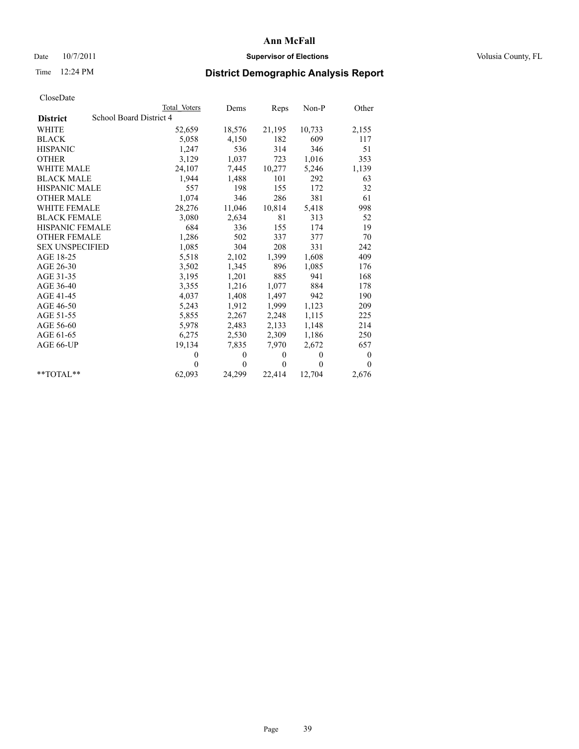**Ann McFall**

Date 10/7/2011 **Supervisor of Elections** Volusia County, FL

Time 12:24 PM

## District Demographic Analysis Report

CloseDate

| | Total Voters | Dems | Reps | Non-P | Other |
|---|---|---|---|---|---|
| **District** School Board District 4 | | | | | |
| WHITE | 52,659 | 18,576 | 21,195 | 10,733 | 2,155 |
| BLACK | 5,058 | 4,150 | 182 | 609 | 117 |
| HISPANIC | 1,247 | 536 | 314 | 346 | 51 |
| OTHER | 3,129 | 1,037 | 723 | 1,016 | 353 |
| WHITE MALE | 24,107 | 7,445 | 10,277 | 5,246 | 1,139 |
| BLACK MALE | 1,944 | 1,488 | 101 | 292 | 63 |
| HISPANIC MALE | 557 | 198 | 155 | 172 | 32 |
| OTHER MALE | 1,074 | 346 | 286 | 381 | 61 |
| WHITE FEMALE | 28,276 | 11,046 | 10,814 | 5,418 | 998 |
| BLACK FEMALE | 3,080 | 2,634 | 81 | 313 | 52 |
| HISPANIC FEMALE | 684 | 336 | 155 | 174 | 19 |
| OTHER FEMALE | 1,286 | 502 | 337 | 377 | 70 |
| SEX UNSPECIFIED | 1,085 | 304 | 208 | 331 | 242 |
| AGE 18-25 | 5,518 | 2,102 | 1,399 | 1,608 | 409 |
| AGE 26-30 | 3,502 | 1,345 | 896 | 1,085 | 176 |
| AGE 31-35 | 3,195 | 1,201 | 885 | 941 | 168 |
| AGE 36-40 | 3,355 | 1,216 | 1,077 | 884 | 178 |
| AGE 41-45 | 4,037 | 1,408 | 1,497 | 942 | 190 |
| AGE 46-50 | 5,243 | 1,912 | 1,999 | 1,123 | 209 |
| AGE 51-55 | 5,855 | 2,267 | 2,248 | 1,115 | 225 |
| AGE 56-60 | 5,978 | 2,483 | 2,133 | 1,148 | 214 |
| AGE 61-65 | 6,275 | 2,530 | 2,309 | 1,186 | 250 |
| AGE 66-UP | 19,134 | 7,835 | 7,970 | 2,672 | 657 |
| | 0 | 0 | 0 | 0 | 0 |
| | 0 | 0 | 0 | 0 | 0 |
| **TOTAL** | 62,093 | 24,299 | 22,414 | 12,704 | 2,676 |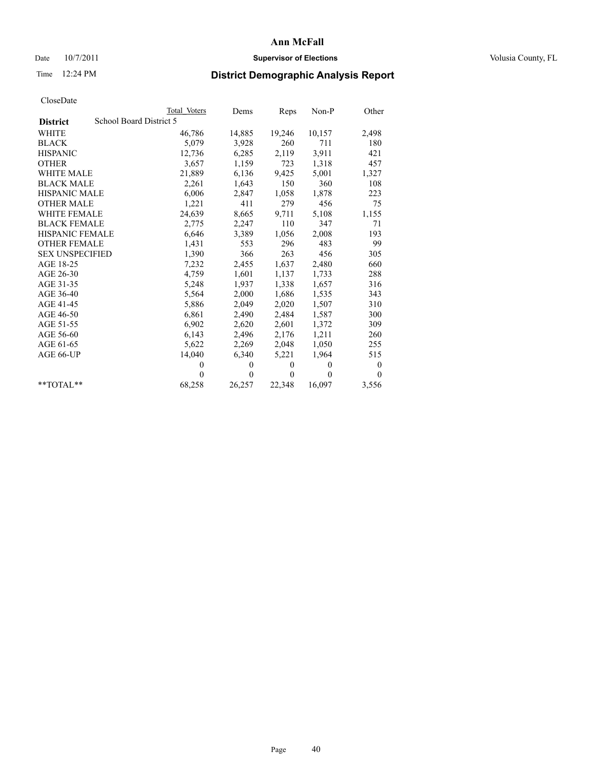# Ann McFall

Date 10/7/2011 **Supervisor of Elections** Volusia County, FL

Time 12:24 PM **District Demographic Analysis Report**

CloseDate

| | Total Voters | Dems | Reps | Non-P | Other |
|---|---|---|---|---|---|
| **District** School Board District 5 | | | | | |
| WHITE | 46,786 | 14,885 | 19,246 | 10,157 | 2,498 |
| BLACK | 5,079 | 3,928 | 260 | 711 | 180 |
| HISPANIC | 12,736 | 6,285 | 2,119 | 3,911 | 421 |
| OTHER | 3,657 | 1,159 | 723 | 1,318 | 457 |
| WHITE MALE | 21,889 | 6,136 | 9,425 | 5,001 | 1,327 |
| BLACK MALE | 2,261 | 1,643 | 150 | 360 | 108 |
| HISPANIC MALE | 6,006 | 2,847 | 1,058 | 1,878 | 223 |
| OTHER MALE | 1,221 | 411 | 279 | 456 | 75 |
| WHITE FEMALE | 24,639 | 8,665 | 9,711 | 5,108 | 1,155 |
| BLACK FEMALE | 2,775 | 2,247 | 110 | 347 | 71 |
| HISPANIC FEMALE | 6,646 | 3,389 | 1,056 | 2,008 | 193 |
| OTHER FEMALE | 1,431 | 553 | 296 | 483 | 99 |
| SEX UNSPECIFIED | 1,390 | 366 | 263 | 456 | 305 |
| AGE 18-25 | 7,232 | 2,455 | 1,637 | 2,480 | 660 |
| AGE 26-30 | 4,759 | 1,601 | 1,137 | 1,733 | 288 |
| AGE 31-35 | 5,248 | 1,937 | 1,338 | 1,657 | 316 |
| AGE 36-40 | 5,564 | 2,000 | 1,686 | 1,535 | 343 |
| AGE 41-45 | 5,886 | 2,049 | 2,020 | 1,507 | 310 |
| AGE 46-50 | 6,861 | 2,490 | 2,484 | 1,587 | 300 |
| AGE 51-55 | 6,902 | 2,620 | 2,601 | 1,372 | 309 |
| AGE 56-60 | 6,143 | 2,496 | 2,176 | 1,211 | 260 |
| AGE 61-65 | 5,622 | 2,269 | 2,048 | 1,050 | 255 |
| AGE 66-UP | 14,040 | 6,340 | 5,221 | 1,964 | 515 |
| | 0 | 0 | 0 | 0 | 0 |
| | 0 | 0 | 0 | 0 | 0 |
| **TOTAL** | 68,258 | 26,257 | 22,348 | 16,097 | 3,556 |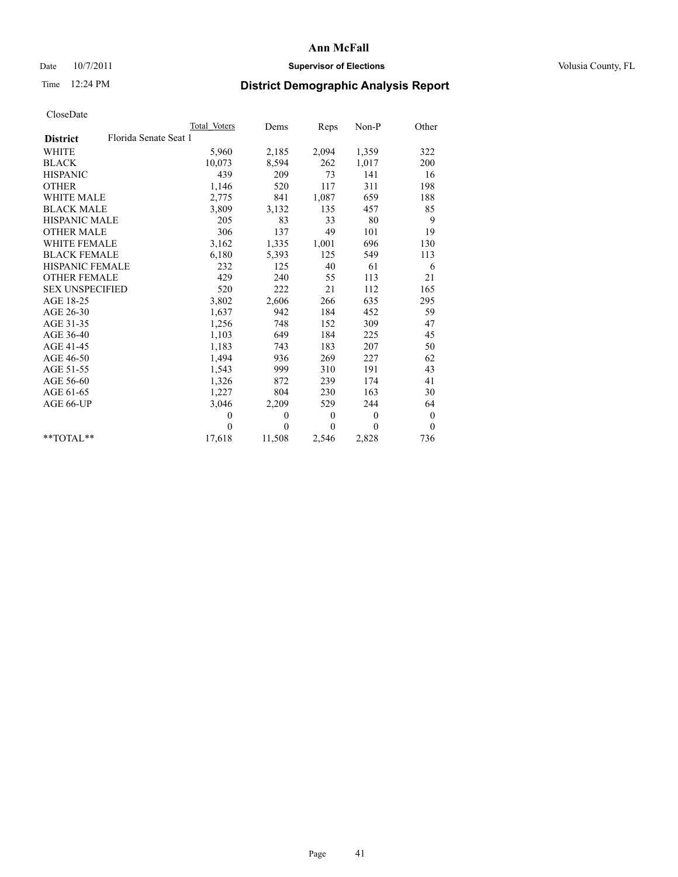# Ann McFall

Date 10/7/2011 **Supervisor of Elections** Volusia County, FL

Time 12:24 PM **District Demographic Analysis Report**

CloseDate

| **District** Florida Senate Seat 1 | Total Voters | Dems | Reps | Non-P | Other |
|---|---|---|---|---|---|
| WHITE | 5,960 | 2,185 | 2,094 | 1,359 | 322 |
| BLACK | 10,073 | 8,594 | 262 | 1,017 | 200 |
| HISPANIC | 439 | 209 | 73 | 141 | 16 |
| OTHER | 1,146 | 520 | 117 | 311 | 198 |
| WHITE MALE | 2,775 | 841 | 1,087 | 659 | 188 |
| BLACK MALE | 3,809 | 3,132 | 135 | 457 | 85 |
| HISPANIC MALE | 205 | 83 | 33 | 80 | 9 |
| OTHER MALE | 306 | 137 | 49 | 101 | 19 |
| WHITE FEMALE | 3,162 | 1,335 | 1,001 | 696 | 130 |
| BLACK FEMALE | 6,180 | 5,393 | 125 | 549 | 113 |
| HISPANIC FEMALE | 232 | 125 | 40 | 61 | 6 |
| OTHER FEMALE | 429 | 240 | 55 | 113 | 21 |
| SEX UNSPECIFIED | 520 | 222 | 21 | 112 | 165 |
| AGE 18-25 | 3,802 | 2,606 | 266 | 635 | 295 |
| AGE 26-30 | 1,637 | 942 | 184 | 452 | 59 |
| AGE 31-35 | 1,256 | 748 | 152 | 309 | 47 |
| AGE 36-40 | 1,103 | 649 | 184 | 225 | 45 |
| AGE 41-45 | 1,183 | 743 | 183 | 207 | 50 |
| AGE 46-50 | 1,494 | 936 | 269 | 227 | 62 |
| AGE 51-55 | 1,543 | 999 | 310 | 191 | 43 |
| AGE 56-60 | 1,326 | 872 | 239 | 174 | 41 |
| AGE 61-65 | 1,227 | 804 | 230 | 163 | 30 |
| AGE 66-UP | 3,046 | 2,209 | 529 | 244 | 64 |
| | 0 | 0 | 0 | 0 | 0 |
| | 0 | 0 | 0 | 0 | 0 |
| **TOTAL** | 17,618 | 11,508 | 2,546 | 2,828 | 736 |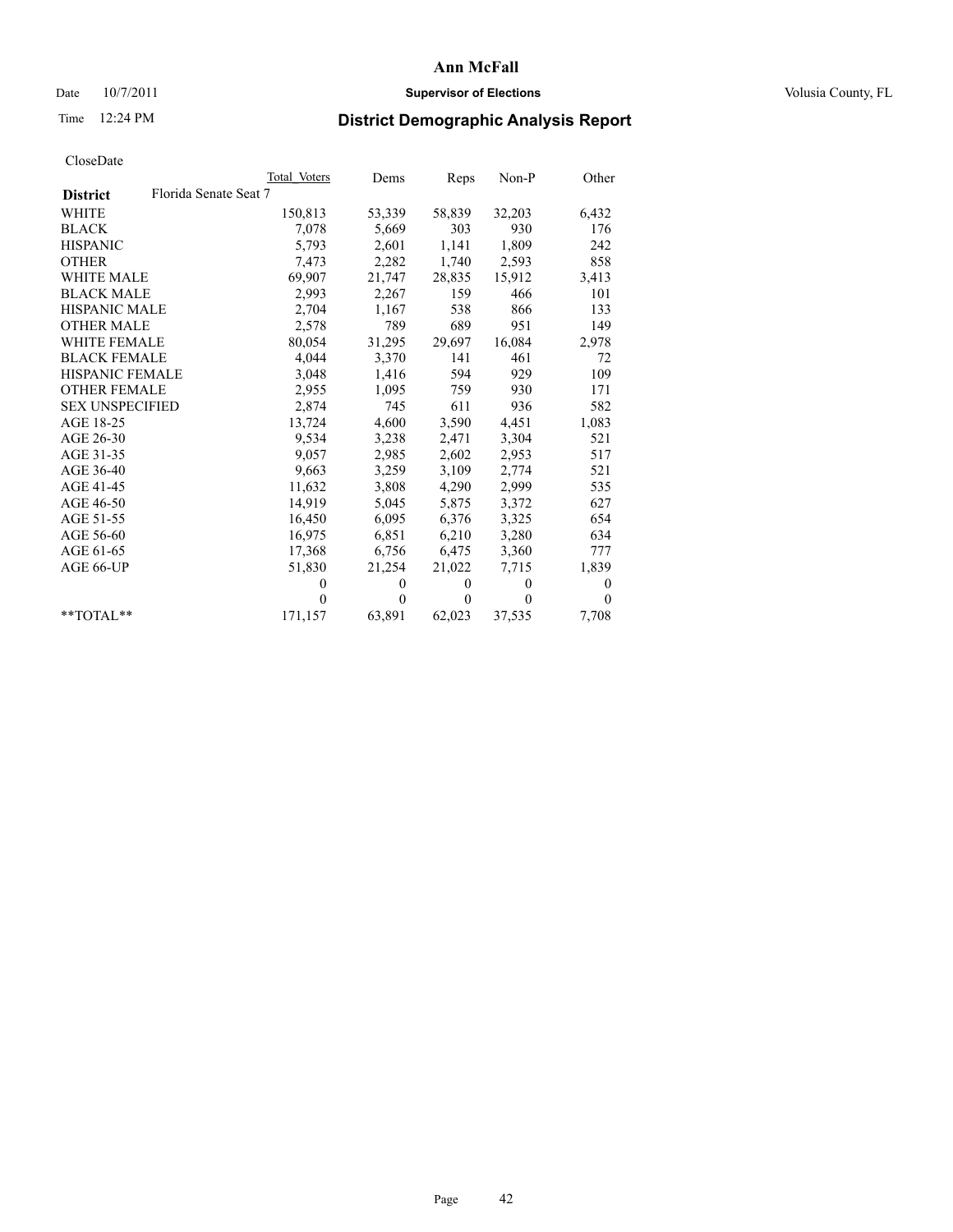# Ann McFall

Date 10/7/2011 **Supervisor of Elections** Volusia County, FL

Time 12:24 PM **District Demographic Analysis Report**

CloseDate

| **District** | Florida Senate Seat 7 | Total Voters | Dems | Reps | Non-P | Other |
|---|---|---|---|---|---|---|
| WHITE | | 150,813 | 53,339 | 58,839 | 32,203 | 6,432 |
| BLACK | | 7,078 | 5,669 | 303 | 930 | 176 |
| HISPANIC | | 5,793 | 2,601 | 1,141 | 1,809 | 242 |
| OTHER | | 7,473 | 2,282 | 1,740 | 2,593 | 858 |
| WHITE MALE | | 69,907 | 21,747 | 28,835 | 15,912 | 3,413 |
| BLACK MALE | | 2,993 | 2,267 | 159 | 466 | 101 |
| HISPANIC MALE | | 2,704 | 1,167 | 538 | 866 | 133 |
| OTHER MALE | | 2,578 | 789 | 689 | 951 | 149 |
| WHITE FEMALE | | 80,054 | 31,295 | 29,697 | 16,084 | 2,978 |
| BLACK FEMALE | | 4,044 | 3,370 | 141 | 461 | 72 |
| HISPANIC FEMALE | | 3,048 | 1,416 | 594 | 929 | 109 |
| OTHER FEMALE | | 2,955 | 1,095 | 759 | 930 | 171 |
| SEX UNSPECIFIED | | 2,874 | 745 | 611 | 936 | 582 |
| AGE 18-25 | | 13,724 | 4,600 | 3,590 | 4,451 | 1,083 |
| AGE 26-30 | | 9,534 | 3,238 | 2,471 | 3,304 | 521 |
| AGE 31-35 | | 9,057 | 2,985 | 2,602 | 2,953 | 517 |
| AGE 36-40 | | 9,663 | 3,259 | 3,109 | 2,774 | 521 |
| AGE 41-45 | | 11,632 | 3,808 | 4,290 | 2,999 | 535 |
| AGE 46-50 | | 14,919 | 5,045 | 5,875 | 3,372 | 627 |
| AGE 51-55 | | 16,450 | 6,095 | 6,376 | 3,325 | 654 |
| AGE 56-60 | | 16,975 | 6,851 | 6,210 | 3,280 | 634 |
| AGE 61-65 | | 17,368 | 6,756 | 6,475 | 3,360 | 777 |
| AGE 66-UP | | 51,830 | 21,254 | 21,022 | 7,715 | 1,839 |
| | | 0 | 0 | 0 | 0 | 0 |
| | | 0 | 0 | 0 | 0 | 0 |
| **TOTAL** | | 171,157 | 63,891 | 62,023 | 37,535 | 7,708 |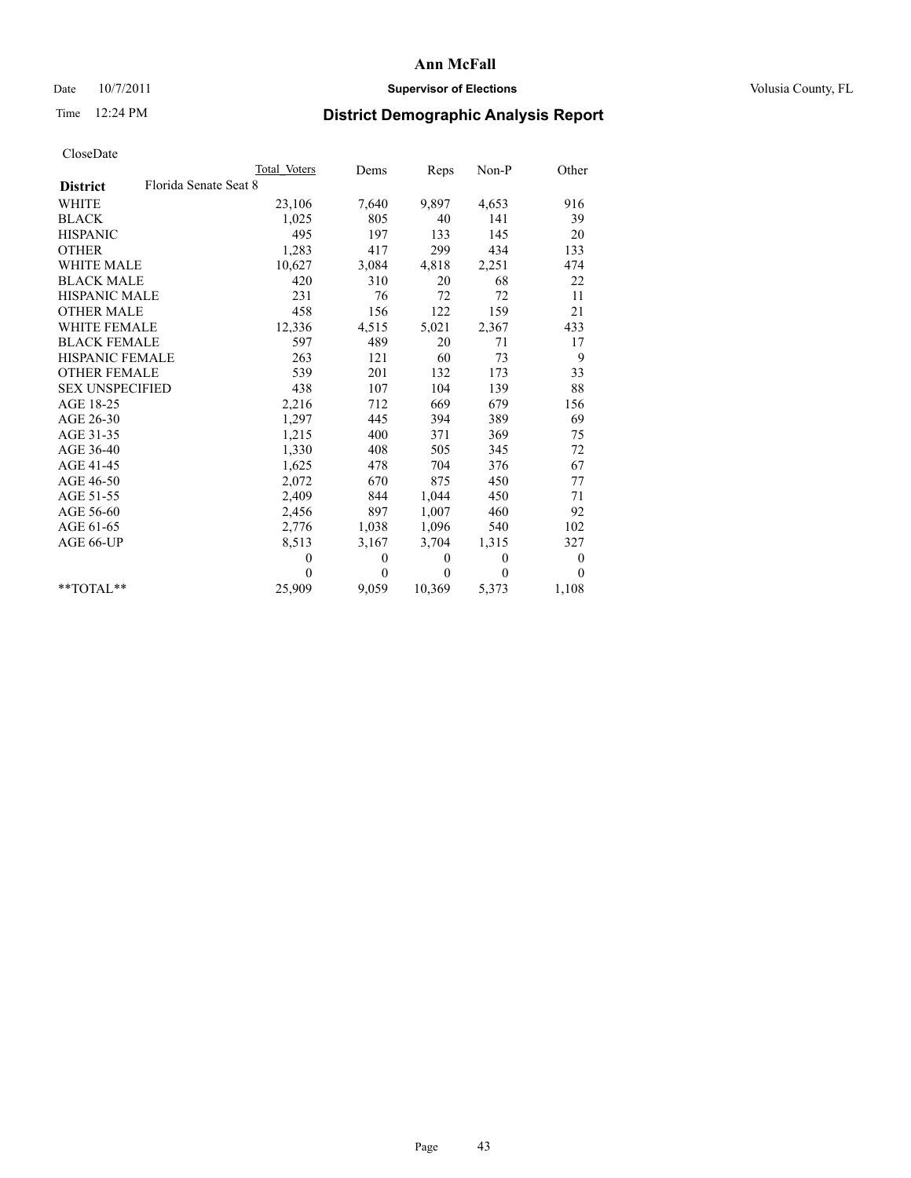# Ann McFall

Date 10/7/2011 **Supervisor of Elections** Volusia County, FL

Time 12:24 PM **District Demographic Analysis Report**

CloseDate

| **District** Florida Senate Seat 8 | Total Voters | Dems | Reps | Non-P | Other |
|---|---|---|---|---|---|
| WHITE | 23,106 | 7,640 | 9,897 | 4,653 | 916 |
| BLACK | 1,025 | 805 | 40 | 141 | 39 |
| HISPANIC | 495 | 197 | 133 | 145 | 20 |
| OTHER | 1,283 | 417 | 299 | 434 | 133 |
| WHITE MALE | 10,627 | 3,084 | 4,818 | 2,251 | 474 |
| BLACK MALE | 420 | 310 | 20 | 68 | 22 |
| HISPANIC MALE | 231 | 76 | 72 | 72 | 11 |
| OTHER MALE | 458 | 156 | 122 | 159 | 21 |
| WHITE FEMALE | 12,336 | 4,515 | 5,021 | 2,367 | 433 |
| BLACK FEMALE | 597 | 489 | 20 | 71 | 17 |
| HISPANIC FEMALE | 263 | 121 | 60 | 73 | 9 |
| OTHER FEMALE | 539 | 201 | 132 | 173 | 33 |
| SEX UNSPECIFIED | 438 | 107 | 104 | 139 | 88 |
| AGE 18-25 | 2,216 | 712 | 669 | 679 | 156 |
| AGE 26-30 | 1,297 | 445 | 394 | 389 | 69 |
| AGE 31-35 | 1,215 | 400 | 371 | 369 | 75 |
| AGE 36-40 | 1,330 | 408 | 505 | 345 | 72 |
| AGE 41-45 | 1,625 | 478 | 704 | 376 | 67 |
| AGE 46-50 | 2,072 | 670 | 875 | 450 | 77 |
| AGE 51-55 | 2,409 | 844 | 1,044 | 450 | 71 |
| AGE 56-60 | 2,456 | 897 | 1,007 | 460 | 92 |
| AGE 61-65 | 2,776 | 1,038 | 1,096 | 540 | 102 |
| AGE 66-UP | 8,513 | 3,167 | 3,704 | 1,315 | 327 |
| | 0 | 0 | 0 | 0 | 0 |
| | 0 | 0 | 0 | 0 | 0 |
| **TOTAL** | 25,909 | 9,059 | 10,369 | 5,373 | 1,108 |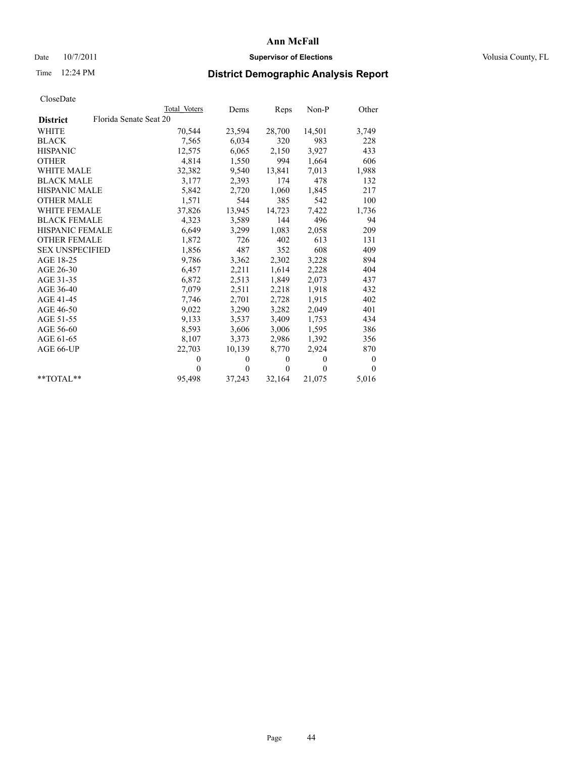## Ann McFall

Date 10/7/2011 **Supervisor of Elections** Volusia County, FL

Time 12:24 PM **District Demographic Analysis Report**

CloseDate

| | Total Voters | Dems | Reps | Non-P | Other |
|---|---|---|---|---|---|
| **District** Florida Senate Seat 20 | | | | | |
| WHITE | 70,544 | 23,594 | 28,700 | 14,501 | 3,749 |
| BLACK | 7,565 | 6,034 | 320 | 983 | 228 |
| HISPANIC | 12,575 | 6,065 | 2,150 | 3,927 | 433 |
| OTHER | 4,814 | 1,550 | 994 | 1,664 | 606 |
| WHITE MALE | 32,382 | 9,540 | 13,841 | 7,013 | 1,988 |
| BLACK MALE | 3,177 | 2,393 | 174 | 478 | 132 |
| HISPANIC MALE | 5,842 | 2,720 | 1,060 | 1,845 | 217 |
| OTHER MALE | 1,571 | 544 | 385 | 542 | 100 |
| WHITE FEMALE | 37,826 | 13,945 | 14,723 | 7,422 | 1,736 |
| BLACK FEMALE | 4,323 | 3,589 | 144 | 496 | 94 |
| HISPANIC FEMALE | 6,649 | 3,299 | 1,083 | 2,058 | 209 |
| OTHER FEMALE | 1,872 | 726 | 402 | 613 | 131 |
| SEX UNSPECIFIED | 1,856 | 487 | 352 | 608 | 409 |
| AGE 18-25 | 9,786 | 3,362 | 2,302 | 3,228 | 894 |
| AGE 26-30 | 6,457 | 2,211 | 1,614 | 2,228 | 404 |
| AGE 31-35 | 6,872 | 2,513 | 1,849 | 2,073 | 437 |
| AGE 36-40 | 7,079 | 2,511 | 2,218 | 1,918 | 432 |
| AGE 41-45 | 7,746 | 2,701 | 2,728 | 1,915 | 402 |
| AGE 46-50 | 9,022 | 3,290 | 3,282 | 2,049 | 401 |
| AGE 51-55 | 9,133 | 3,537 | 3,409 | 1,753 | 434 |
| AGE 56-60 | 8,593 | 3,606 | 3,006 | 1,595 | 386 |
| AGE 61-65 | 8,107 | 3,373 | 2,986 | 1,392 | 356 |
| AGE 66-UP | 22,703 | 10,139 | 8,770 | 2,924 | 870 |
| | 0 | 0 | 0 | 0 | 0 |
| | 0 | 0 | 0 | 0 | 0 |
| **TOTAL** | 95,498 | 37,243 | 32,164 | 21,075 | 5,016 |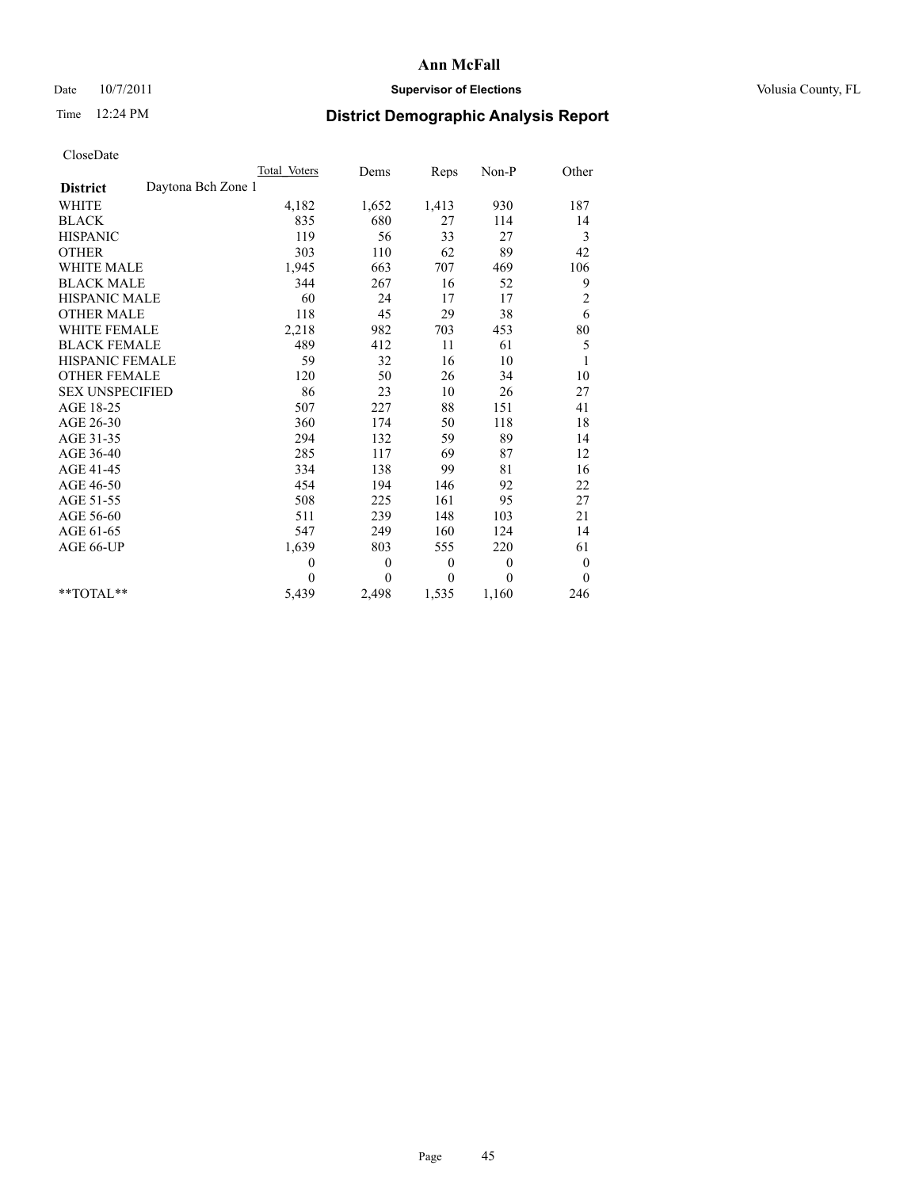**Ann McFall**

Date 10/7/2011 **Supervisor of Elections** Volusia County, FL

Time 12:24 PM **District Demographic Analysis Report**

CloseDate

| **District** Daytona Bch Zone 1 | Total_Voters | Dems | Reps | Non-P | Other |
|---|---|---|---|---|---|
| WHITE | 4,182 | 1,652 | 1,413 | 930 | 187 |
| BLACK | 835 | 680 | 27 | 114 | 14 |
| HISPANIC | 119 | 56 | 33 | 27 | 3 |
| OTHER | 303 | 110 | 62 | 89 | 42 |
| WHITE MALE | 1,945 | 663 | 707 | 469 | 106 |
| BLACK MALE | 344 | 267 | 16 | 52 | 9 |
| HISPANIC MALE | 60 | 24 | 17 | 17 | 2 |
| OTHER MALE | 118 | 45 | 29 | 38 | 6 |
| WHITE FEMALE | 2,218 | 982 | 703 | 453 | 80 |
| BLACK FEMALE | 489 | 412 | 11 | 61 | 5 |
| HISPANIC FEMALE | 59 | 32 | 16 | 10 | 1 |
| OTHER FEMALE | 120 | 50 | 26 | 34 | 10 |
| SEX UNSPECIFIED | 86 | 23 | 10 | 26 | 27 |
| AGE 18-25 | 507 | 227 | 88 | 151 | 41 |
| AGE 26-30 | 360 | 174 | 50 | 118 | 18 |
| AGE 31-35 | 294 | 132 | 59 | 89 | 14 |
| AGE 36-40 | 285 | 117 | 69 | 87 | 12 |
| AGE 41-45 | 334 | 138 | 99 | 81 | 16 |
| AGE 46-50 | 454 | 194 | 146 | 92 | 22 |
| AGE 51-55 | 508 | 225 | 161 | 95 | 27 |
| AGE 56-60 | 511 | 239 | 148 | 103 | 21 |
| AGE 61-65 | 547 | 249 | 160 | 124 | 14 |
| AGE 66-UP | 1,639 | 803 | 555 | 220 | 61 |
| | 0 | 0 | 0 | 0 | 0 |
| | 0 | 0 | 0 | 0 | 0 |
| **TOTAL** | 5,439 | 2,498 | 1,535 | 1,160 | 246 |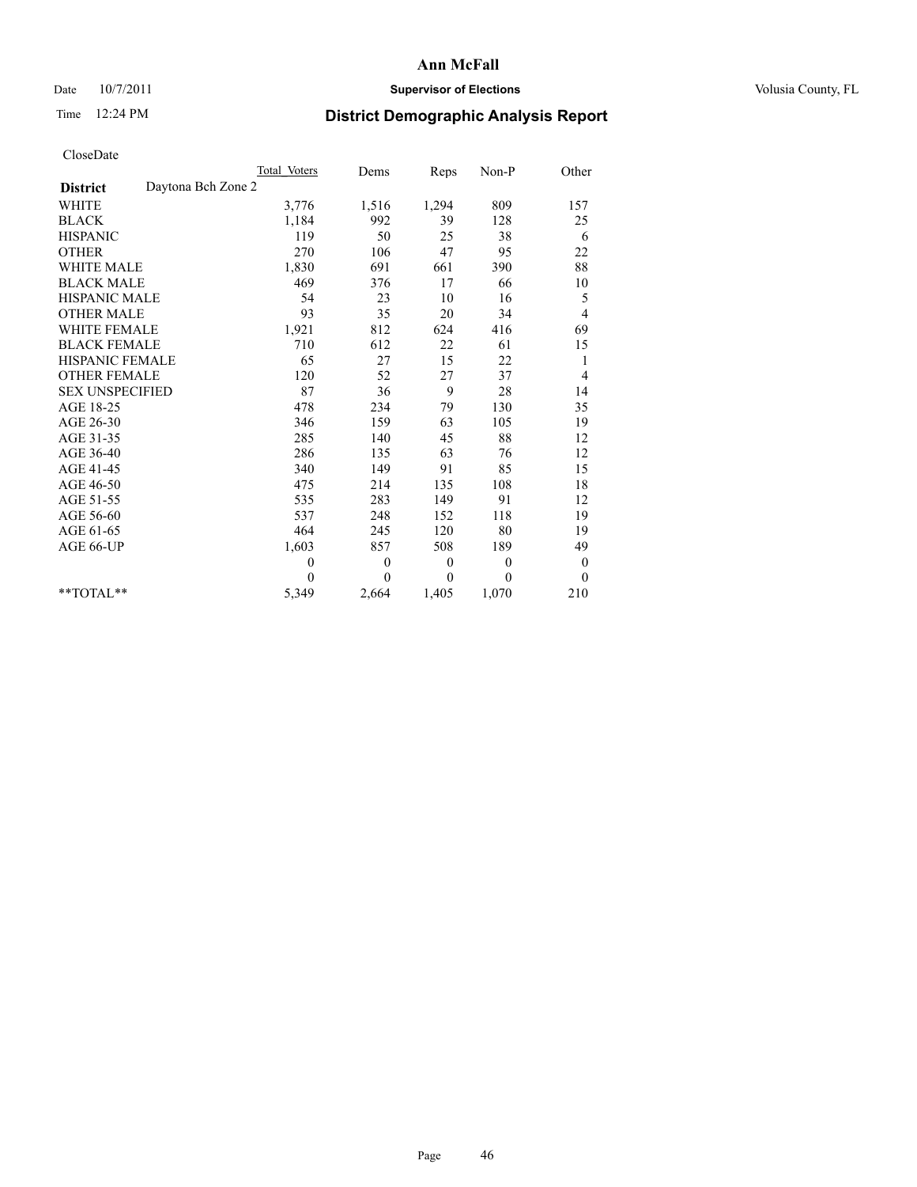# Ann McFall

Date 10/7/2011 **Supervisor of Elections** Volusia County, FL

Time 12:24 PM **District Demographic Analysis Report**

CloseDate

| **District** Daytona Bch Zone 2 | Total Voters | Dems | Reps | Non-P | Other |
|---|---|---|---|---|---|
| WHITE | 3,776 | 1,516 | 1,294 | 809 | 157 |
| BLACK | 1,184 | 992 | 39 | 128 | 25 |
| HISPANIC | 119 | 50 | 25 | 38 | 6 |
| OTHER | 270 | 106 | 47 | 95 | 22 |
| WHITE MALE | 1,830 | 691 | 661 | 390 | 88 |
| BLACK MALE | 469 | 376 | 17 | 66 | 10 |
| HISPANIC MALE | 54 | 23 | 10 | 16 | 5 |
| OTHER MALE | 93 | 35 | 20 | 34 | 4 |
| WHITE FEMALE | 1,921 | 812 | 624 | 416 | 69 |
| BLACK FEMALE | 710 | 612 | 22 | 61 | 15 |
| HISPANIC FEMALE | 65 | 27 | 15 | 22 | 1 |
| OTHER FEMALE | 120 | 52 | 27 | 37 | 4 |
| SEX UNSPECIFIED | 87 | 36 | 9 | 28 | 14 |
| AGE 18-25 | 478 | 234 | 79 | 130 | 35 |
| AGE 26-30 | 346 | 159 | 63 | 105 | 19 |
| AGE 31-35 | 285 | 140 | 45 | 88 | 12 |
| AGE 36-40 | 286 | 135 | 63 | 76 | 12 |
| AGE 41-45 | 340 | 149 | 91 | 85 | 15 |
| AGE 46-50 | 475 | 214 | 135 | 108 | 18 |
| AGE 51-55 | 535 | 283 | 149 | 91 | 12 |
| AGE 56-60 | 537 | 248 | 152 | 118 | 19 |
| AGE 61-65 | 464 | 245 | 120 | 80 | 19 |
| AGE 66-UP | 1,603 | 857 | 508 | 189 | 49 |
| | 0 | 0 | 0 | 0 | 0 |
| | 0 | 0 | 0 | 0 | 0 |
| **TOTAL** | 5,349 | 2,664 | 1,405 | 1,070 | 210 |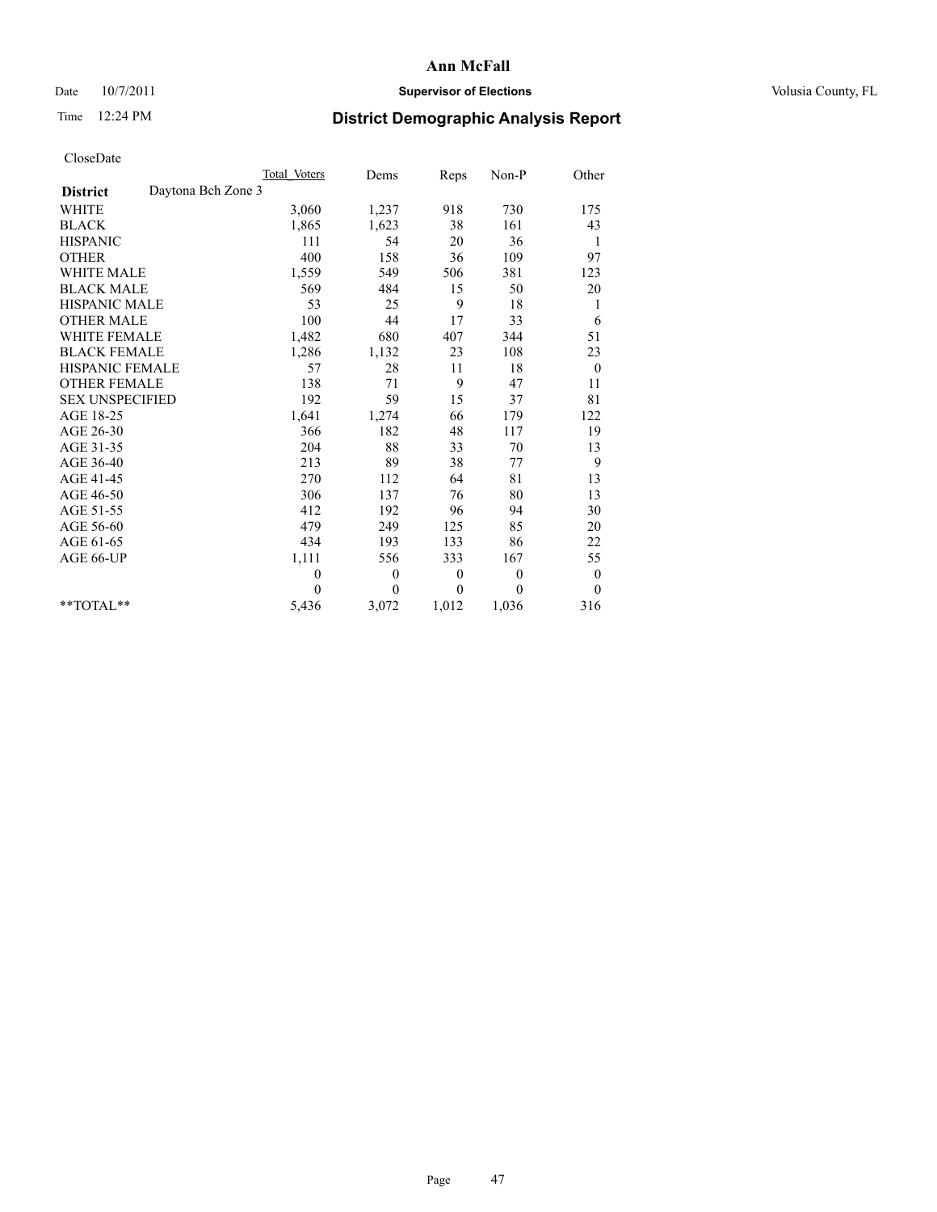**Ann McFall**

Date 10/7/2011 **Supervisor of Elections** Volusia County, FL

Time 12:24 PM

## District Demographic Analysis Report

CloseDate

| | Total Voters | Dems | Reps | Non-P | Other |
|---|---|---|---|---|---|
| **District** Daytona Bch Zone 3 | | | | | |
| WHITE | 3,060 | 1,237 | 918 | 730 | 175 |
| BLACK | 1,865 | 1,623 | 38 | 161 | 43 |
| HISPANIC | 111 | 54 | 20 | 36 | 1 |
| OTHER | 400 | 158 | 36 | 109 | 97 |
| WHITE MALE | 1,559 | 549 | 506 | 381 | 123 |
| BLACK MALE | 569 | 484 | 15 | 50 | 20 |
| HISPANIC MALE | 53 | 25 | 9 | 18 | 1 |
| OTHER MALE | 100 | 44 | 17 | 33 | 6 |
| WHITE FEMALE | 1,482 | 680 | 407 | 344 | 51 |
| BLACK FEMALE | 1,286 | 1,132 | 23 | 108 | 23 |
| HISPANIC FEMALE | 57 | 28 | 11 | 18 | 0 |
| OTHER FEMALE | 138 | 71 | 9 | 47 | 11 |
| SEX UNSPECIFIED | 192 | 59 | 15 | 37 | 81 |
| AGE 18-25 | 1,641 | 1,274 | 66 | 179 | 122 |
| AGE 26-30 | 366 | 182 | 48 | 117 | 19 |
| AGE 31-35 | 204 | 88 | 33 | 70 | 13 |
| AGE 36-40 | 213 | 89 | 38 | 77 | 9 |
| AGE 41-45 | 270 | 112 | 64 | 81 | 13 |
| AGE 46-50 | 306 | 137 | 76 | 80 | 13 |
| AGE 51-55 | 412 | 192 | 96 | 94 | 30 |
| AGE 56-60 | 479 | 249 | 125 | 85 | 20 |
| AGE 61-65 | 434 | 193 | 133 | 86 | 22 |
| AGE 66-UP | 1,111 | 556 | 333 | 167 | 55 |
| | 0 | 0 | 0 | 0 | 0 |
| | 0 | 0 | 0 | 0 | 0 |
| **TOTAL** | 5,436 | 3,072 | 1,012 | 1,036 | 316 |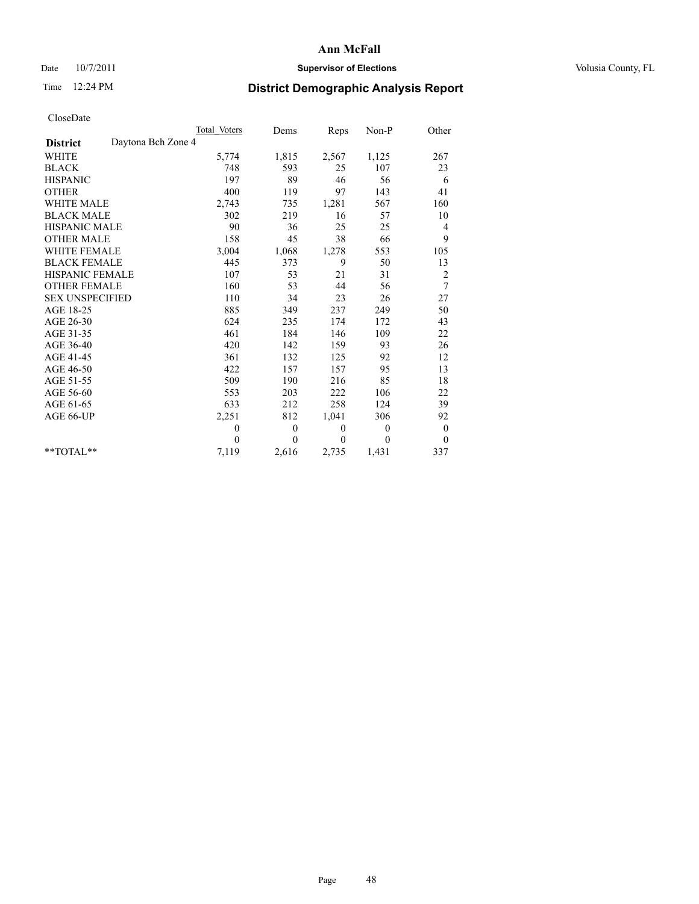# Ann McFall

Date 10/7/2011 **Supervisor of Elections** Volusia County, FL

Time 12:24 PM

## District Demographic Analysis Report

CloseDate

| | Total Voters | Dems | Reps | Non-P | Other |
|---|---|---|---|---|---|
| **District** Daytona Bch Zone 4 | | | | | |
| WHITE | 5,774 | 1,815 | 2,567 | 1,125 | 267 |
| BLACK | 748 | 593 | 25 | 107 | 23 |
| HISPANIC | 197 | 89 | 46 | 56 | 6 |
| OTHER | 400 | 119 | 97 | 143 | 41 |
| WHITE MALE | 2,743 | 735 | 1,281 | 567 | 160 |
| BLACK MALE | 302 | 219 | 16 | 57 | 10 |
| HISPANIC MALE | 90 | 36 | 25 | 25 | 4 |
| OTHER MALE | 158 | 45 | 38 | 66 | 9 |
| WHITE FEMALE | 3,004 | 1,068 | 1,278 | 553 | 105 |
| BLACK FEMALE | 445 | 373 | 9 | 50 | 13 |
| HISPANIC FEMALE | 107 | 53 | 21 | 31 | 2 |
| OTHER FEMALE | 160 | 53 | 44 | 56 | 7 |
| SEX UNSPECIFIED | 110 | 34 | 23 | 26 | 27 |
| AGE 18-25 | 885 | 349 | 237 | 249 | 50 |
| AGE 26-30 | 624 | 235 | 174 | 172 | 43 |
| AGE 31-35 | 461 | 184 | 146 | 109 | 22 |
| AGE 36-40 | 420 | 142 | 159 | 93 | 26 |
| AGE 41-45 | 361 | 132 | 125 | 92 | 12 |
| AGE 46-50 | 422 | 157 | 157 | 95 | 13 |
| AGE 51-55 | 509 | 190 | 216 | 85 | 18 |
| AGE 56-60 | 553 | 203 | 222 | 106 | 22 |
| AGE 61-65 | 633 | 212 | 258 | 124 | 39 |
| AGE 66-UP | 2,251 | 812 | 1,041 | 306 | 92 |
| | 0 | 0 | 0 | 0 | 0 |
| | 0 | 0 | 0 | 0 | 0 |
| **TOTAL** | 7,119 | 2,616 | 2,735 | 1,431 | 337 |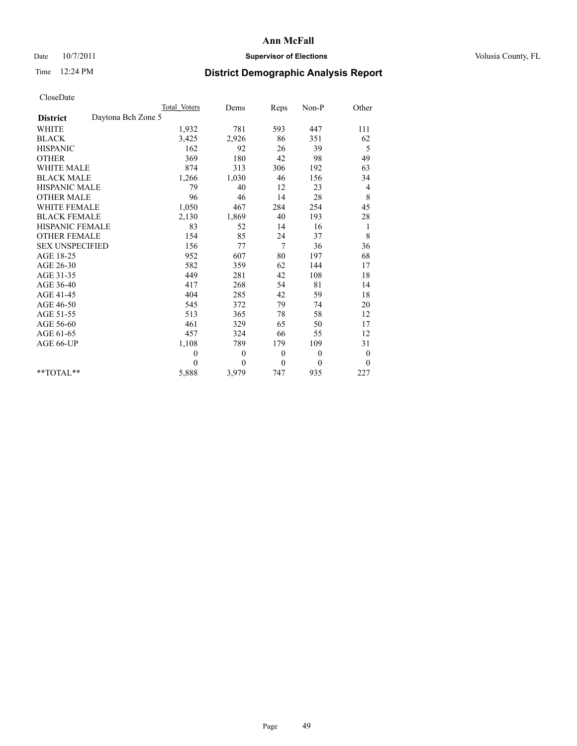**Ann McFall**

Date 10/7/2011 **Supervisor of Elections** Volusia County, FL

Time 12:24 PM **District Demographic Analysis Report**

CloseDate

| | Total Voters | Dems | Reps | Non-P | Other |
|---|---|---|---|---|---|
| **District** Daytona Bch Zone 5 | | | | | |
| WHITE | 1,932 | 781 | 593 | 447 | 111 |
| BLACK | 3,425 | 2,926 | 86 | 351 | 62 |
| HISPANIC | 162 | 92 | 26 | 39 | 5 |
| OTHER | 369 | 180 | 42 | 98 | 49 |
| WHITE MALE | 874 | 313 | 306 | 192 | 63 |
| BLACK MALE | 1,266 | 1,030 | 46 | 156 | 34 |
| HISPANIC MALE | 79 | 40 | 12 | 23 | 4 |
| OTHER MALE | 96 | 46 | 14 | 28 | 8 |
| WHITE FEMALE | 1,050 | 467 | 284 | 254 | 45 |
| BLACK FEMALE | 2,130 | 1,869 | 40 | 193 | 28 |
| HISPANIC FEMALE | 83 | 52 | 14 | 16 | 1 |
| OTHER FEMALE | 154 | 85 | 24 | 37 | 8 |
| SEX UNSPECIFIED | 156 | 77 | 7 | 36 | 36 |
| AGE 18-25 | 952 | 607 | 80 | 197 | 68 |
| AGE 26-30 | 582 | 359 | 62 | 144 | 17 |
| AGE 31-35 | 449 | 281 | 42 | 108 | 18 |
| AGE 36-40 | 417 | 268 | 54 | 81 | 14 |
| AGE 41-45 | 404 | 285 | 42 | 59 | 18 |
| AGE 46-50 | 545 | 372 | 79 | 74 | 20 |
| AGE 51-55 | 513 | 365 | 78 | 58 | 12 |
| AGE 56-60 | 461 | 329 | 65 | 50 | 17 |
| AGE 61-65 | 457 | 324 | 66 | 55 | 12 |
| AGE 66-UP | 1,108 | 789 | 179 | 109 | 31 |
| | 0 | 0 | 0 | 0 | 0 |
| | 0 | 0 | 0 | 0 | 0 |
| **TOTAL** | 5,888 | 3,979 | 747 | 935 | 227 |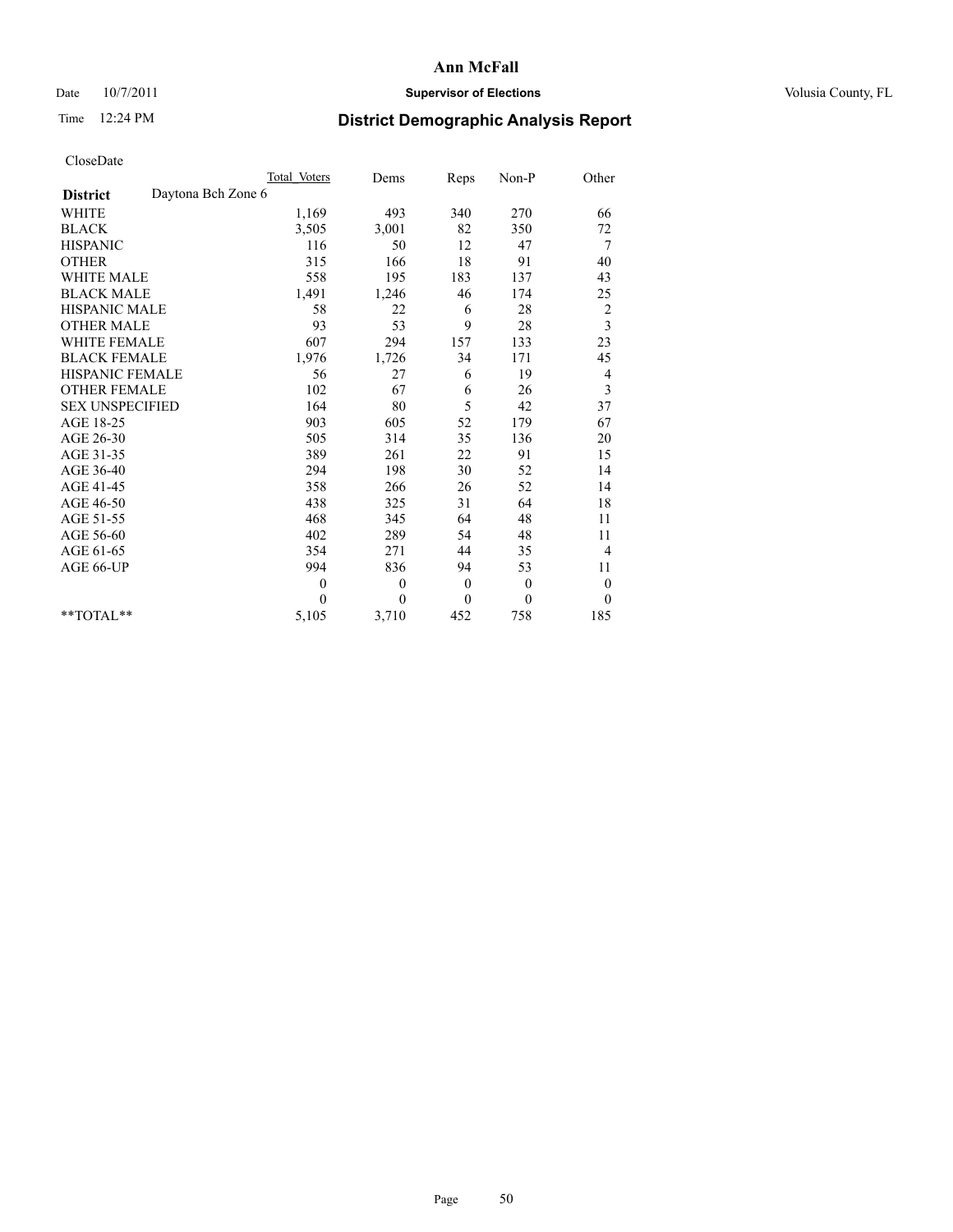# Ann McFall

Date 10/7/2011 **Supervisor of Elections** Volusia County, FL

Time 12:24 PM **District Demographic Analysis Report**

CloseDate

| | Total Voters | Dems | Reps | Non-P | Other |
|---|---|---|---|---|---|
| **District** Daytona Bch Zone 6 | | | | | |
| WHITE | 1,169 | 493 | 340 | 270 | 66 |
| BLACK | 3,505 | 3,001 | 82 | 350 | 72 |
| HISPANIC | 116 | 50 | 12 | 47 | 7 |
| OTHER | 315 | 166 | 18 | 91 | 40 |
| WHITE MALE | 558 | 195 | 183 | 137 | 43 |
| BLACK MALE | 1,491 | 1,246 | 46 | 174 | 25 |
| HISPANIC MALE | 58 | 22 | 6 | 28 | 2 |
| OTHER MALE | 93 | 53 | 9 | 28 | 3 |
| WHITE FEMALE | 607 | 294 | 157 | 133 | 23 |
| BLACK FEMALE | 1,976 | 1,726 | 34 | 171 | 45 |
| HISPANIC FEMALE | 56 | 27 | 6 | 19 | 4 |
| OTHER FEMALE | 102 | 67 | 6 | 26 | 3 |
| SEX UNSPECIFIED | 164 | 80 | 5 | 42 | 37 |
| AGE 18-25 | 903 | 605 | 52 | 179 | 67 |
| AGE 26-30 | 505 | 314 | 35 | 136 | 20 |
| AGE 31-35 | 389 | 261 | 22 | 91 | 15 |
| AGE 36-40 | 294 | 198 | 30 | 52 | 14 |
| AGE 41-45 | 358 | 266 | 26 | 52 | 14 |
| AGE 46-50 | 438 | 325 | 31 | 64 | 18 |
| AGE 51-55 | 468 | 345 | 64 | 48 | 11 |
| AGE 56-60 | 402 | 289 | 54 | 48 | 11 |
| AGE 61-65 | 354 | 271 | 44 | 35 | 4 |
| AGE 66-UP | 994 | 836 | 94 | 53 | 11 |
| | 0 | 0 | 0 | 0 | 0 |
| | 0 | 0 | 0 | 0 | 0 |
| **TOTAL** | 5,105 | 3,710 | 452 | 758 | 185 |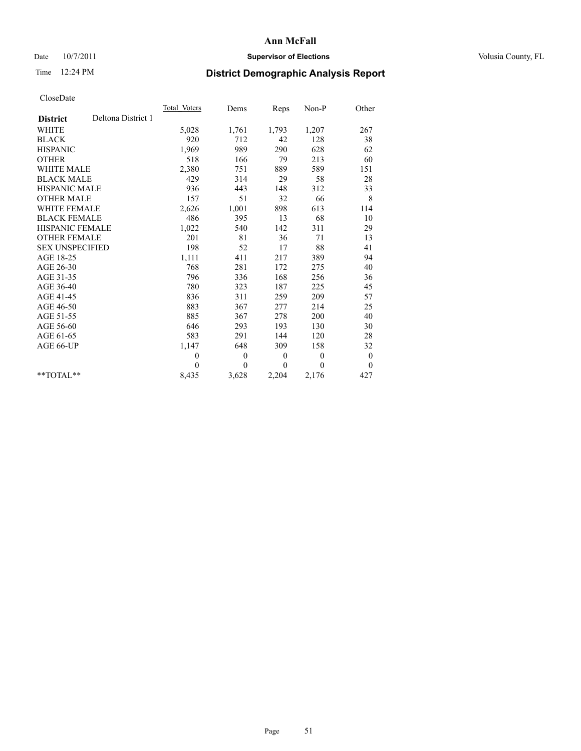# Ann McFall

Date 10/7/2011 **Supervisor of Elections** Volusia County, FL

Time 12:24 PM **District Demographic Analysis Report**

CloseDate

| **District** Deltona District 1 | Total Voters | Dems | Reps | Non-P | Other |
|---|---|---|---|---|---|
| WHITE | 5,028 | 1,761 | 1,793 | 1,207 | 267 |
| BLACK | 920 | 712 | 42 | 128 | 38 |
| HISPANIC | 1,969 | 989 | 290 | 628 | 62 |
| OTHER | 518 | 166 | 79 | 213 | 60 |
| WHITE MALE | 2,380 | 751 | 889 | 589 | 151 |
| BLACK MALE | 429 | 314 | 29 | 58 | 28 |
| HISPANIC MALE | 936 | 443 | 148 | 312 | 33 |
| OTHER MALE | 157 | 51 | 32 | 66 | 8 |
| WHITE FEMALE | 2,626 | 1,001 | 898 | 613 | 114 |
| BLACK FEMALE | 486 | 395 | 13 | 68 | 10 |
| HISPANIC FEMALE | 1,022 | 540 | 142 | 311 | 29 |
| OTHER FEMALE | 201 | 81 | 36 | 71 | 13 |
| SEX UNSPECIFIED | 198 | 52 | 17 | 88 | 41 |
| AGE 18-25 | 1,111 | 411 | 217 | 389 | 94 |
| AGE 26-30 | 768 | 281 | 172 | 275 | 40 |
| AGE 31-35 | 796 | 336 | 168 | 256 | 36 |
| AGE 36-40 | 780 | 323 | 187 | 225 | 45 |
| AGE 41-45 | 836 | 311 | 259 | 209 | 57 |
| AGE 46-50 | 883 | 367 | 277 | 214 | 25 |
| AGE 51-55 | 885 | 367 | 278 | 200 | 40 |
| AGE 56-60 | 646 | 293 | 193 | 130 | 30 |
| AGE 61-65 | 583 | 291 | 144 | 120 | 28 |
| AGE 66-UP | 1,147 | 648 | 309 | 158 | 32 |
| | 0 | 0 | 0 | 0 | 0 |
| | 0 | 0 | 0 | 0 | 0 |
| **TOTAL** | 8,435 | 3,628 | 2,204 | 2,176 | 427 |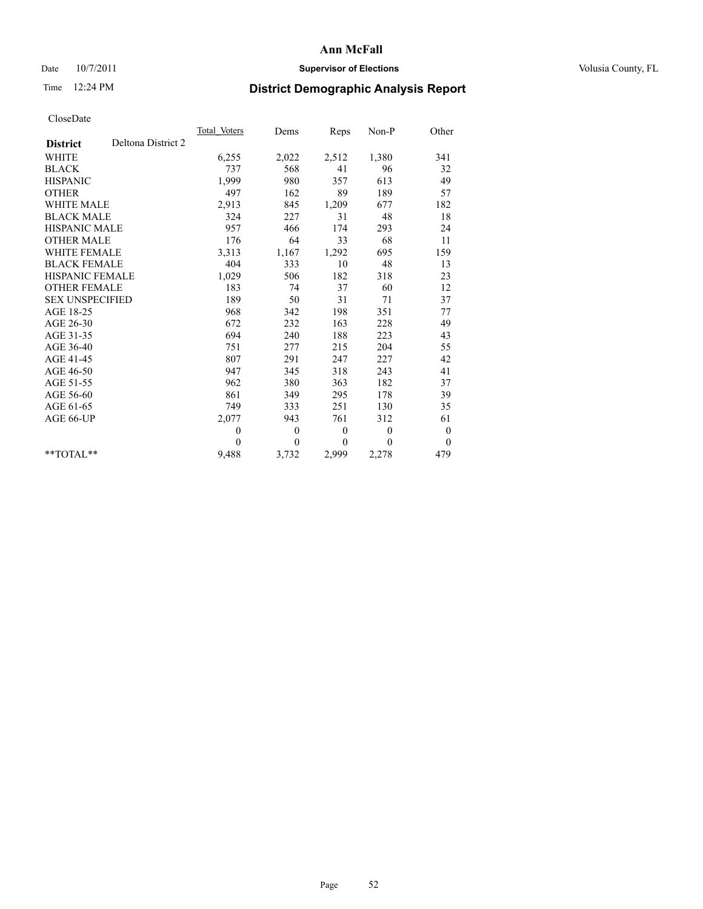**Ann McFall**

Date 10/7/2011 **Supervisor of Elections** Volusia County, FL

Time 12:24 PM **District Demographic Analysis Report**

CloseDate

| | Total Voters | Dems | Reps | Non-P | Other |
|---|---|---|---|---|---|
| **District** Deltona District 2 | | | | | |
| WHITE | 6,255 | 2,022 | 2,512 | 1,380 | 341 |
| BLACK | 737 | 568 | 41 | 96 | 32 |
| HISPANIC | 1,999 | 980 | 357 | 613 | 49 |
| OTHER | 497 | 162 | 89 | 189 | 57 |
| WHITE MALE | 2,913 | 845 | 1,209 | 677 | 182 |
| BLACK MALE | 324 | 227 | 31 | 48 | 18 |
| HISPANIC MALE | 957 | 466 | 174 | 293 | 24 |
| OTHER MALE | 176 | 64 | 33 | 68 | 11 |
| WHITE FEMALE | 3,313 | 1,167 | 1,292 | 695 | 159 |
| BLACK FEMALE | 404 | 333 | 10 | 48 | 13 |
| HISPANIC FEMALE | 1,029 | 506 | 182 | 318 | 23 |
| OTHER FEMALE | 183 | 74 | 37 | 60 | 12 |
| SEX UNSPECIFIED | 189 | 50 | 31 | 71 | 37 |
| AGE 18-25 | 968 | 342 | 198 | 351 | 77 |
| AGE 26-30 | 672 | 232 | 163 | 228 | 49 |
| AGE 31-35 | 694 | 240 | 188 | 223 | 43 |
| AGE 36-40 | 751 | 277 | 215 | 204 | 55 |
| AGE 41-45 | 807 | 291 | 247 | 227 | 42 |
| AGE 46-50 | 947 | 345 | 318 | 243 | 41 |
| AGE 51-55 | 962 | 380 | 363 | 182 | 37 |
| AGE 56-60 | 861 | 349 | 295 | 178 | 39 |
| AGE 61-65 | 749 | 333 | 251 | 130 | 35 |
| AGE 66-UP | 2,077 | 943 | 761 | 312 | 61 |
| | 0 | 0 | 0 | 0 | 0 |
| | 0 | 0 | 0 | 0 | 0 |
| **TOTAL** | 9,488 | 3,732 | 2,999 | 2,278 | 479 |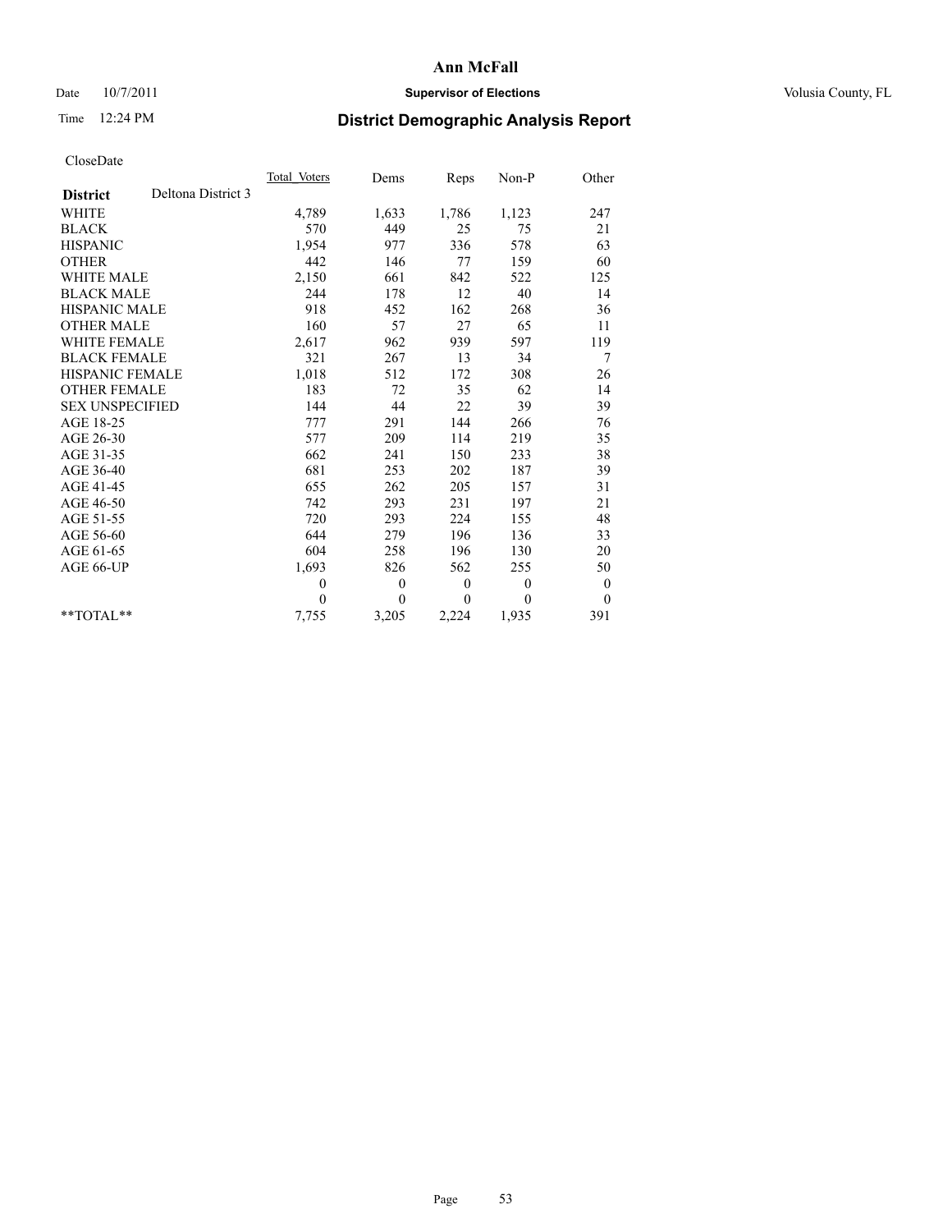**Ann McFall**

Date 10/7/2011 **Supervisor of Elections** Volusia County, FL

Time 12:24 PM **District Demographic Analysis Report**

CloseDate

| | Total_Voters | Dems | Reps | Non-P | Other |
|---|---|---|---|---|---|
| **District** Deltona District 3 | | | | | |
| WHITE | 4,789 | 1,633 | 1,786 | 1,123 | 247 |
| BLACK | 570 | 449 | 25 | 75 | 21 |
| HISPANIC | 1,954 | 977 | 336 | 578 | 63 |
| OTHER | 442 | 146 | 77 | 159 | 60 |
| WHITE MALE | 2,150 | 661 | 842 | 522 | 125 |
| BLACK MALE | 244 | 178 | 12 | 40 | 14 |
| HISPANIC MALE | 918 | 452 | 162 | 268 | 36 |
| OTHER MALE | 160 | 57 | 27 | 65 | 11 |
| WHITE FEMALE | 2,617 | 962 | 939 | 597 | 119 |
| BLACK FEMALE | 321 | 267 | 13 | 34 | 7 |
| HISPANIC FEMALE | 1,018 | 512 | 172 | 308 | 26 |
| OTHER FEMALE | 183 | 72 | 35 | 62 | 14 |
| SEX UNSPECIFIED | 144 | 44 | 22 | 39 | 39 |
| AGE 18-25 | 777 | 291 | 144 | 266 | 76 |
| AGE 26-30 | 577 | 209 | 114 | 219 | 35 |
| AGE 31-35 | 662 | 241 | 150 | 233 | 38 |
| AGE 36-40 | 681 | 253 | 202 | 187 | 39 |
| AGE 41-45 | 655 | 262 | 205 | 157 | 31 |
| AGE 46-50 | 742 | 293 | 231 | 197 | 21 |
| AGE 51-55 | 720 | 293 | 224 | 155 | 48 |
| AGE 56-60 | 644 | 279 | 196 | 136 | 33 |
| AGE 61-65 | 604 | 258 | 196 | 130 | 20 |
| AGE 66-UP | 1,693 | 826 | 562 | 255 | 50 |
| | 0 | 0 | 0 | 0 | 0 |
| | 0 | 0 | 0 | 0 | 0 |
| **TOTAL** | 7,755 | 3,205 | 2,224 | 1,935 | 391 |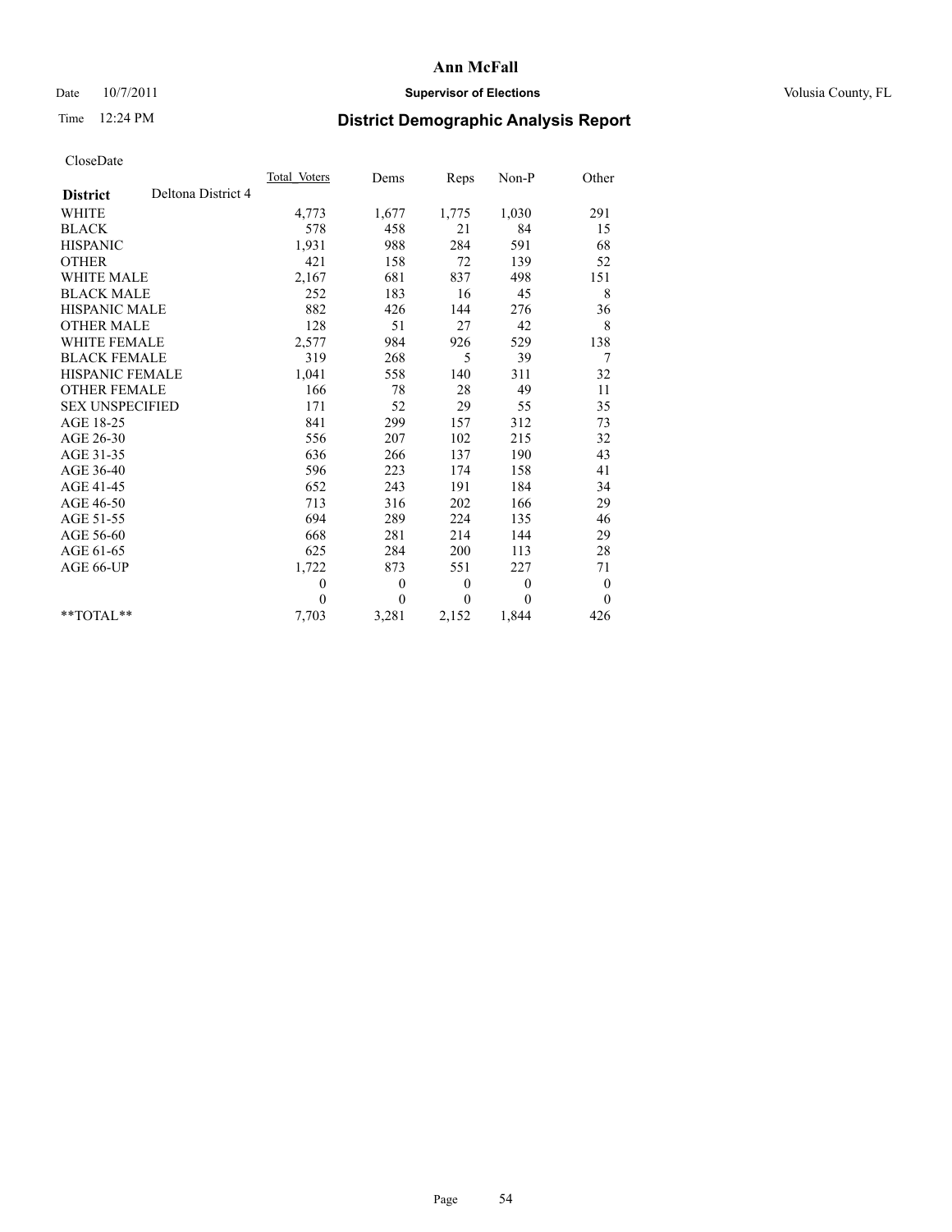# Ann McFall

Date 10/7/2011 **Supervisor of Elections** Volusia County, FL

Time 12:24 PM **District Demographic Analysis Report**

CloseDate

| **District** Deltona District 4 | Total Voters | Dems | Reps | Non-P | Other |
|---|---|---|---|---|---|
| WHITE | 4,773 | 1,677 | 1,775 | 1,030 | 291 |
| BLACK | 578 | 458 | 21 | 84 | 15 |
| HISPANIC | 1,931 | 988 | 284 | 591 | 68 |
| OTHER | 421 | 158 | 72 | 139 | 52 |
| WHITE MALE | 2,167 | 681 | 837 | 498 | 151 |
| BLACK MALE | 252 | 183 | 16 | 45 | 8 |
| HISPANIC MALE | 882 | 426 | 144 | 276 | 36 |
| OTHER MALE | 128 | 51 | 27 | 42 | 8 |
| WHITE FEMALE | 2,577 | 984 | 926 | 529 | 138 |
| BLACK FEMALE | 319 | 268 | 5 | 39 | 7 |
| HISPANIC FEMALE | 1,041 | 558 | 140 | 311 | 32 |
| OTHER FEMALE | 166 | 78 | 28 | 49 | 11 |
| SEX UNSPECIFIED | 171 | 52 | 29 | 55 | 35 |
| AGE 18-25 | 841 | 299 | 157 | 312 | 73 |
| AGE 26-30 | 556 | 207 | 102 | 215 | 32 |
| AGE 31-35 | 636 | 266 | 137 | 190 | 43 |
| AGE 36-40 | 596 | 223 | 174 | 158 | 41 |
| AGE 41-45 | 652 | 243 | 191 | 184 | 34 |
| AGE 46-50 | 713 | 316 | 202 | 166 | 29 |
| AGE 51-55 | 694 | 289 | 224 | 135 | 46 |
| AGE 56-60 | 668 | 281 | 214 | 144 | 29 |
| AGE 61-65 | 625 | 284 | 200 | 113 | 28 |
| AGE 66-UP | 1,722 | 873 | 551 | 227 | 71 |
| | 0 | 0 | 0 | 0 | 0 |
| | 0 | 0 | 0 | 0 | 0 |
| **TOTAL** | 7,703 | 3,281 | 2,152 | 1,844 | 426 |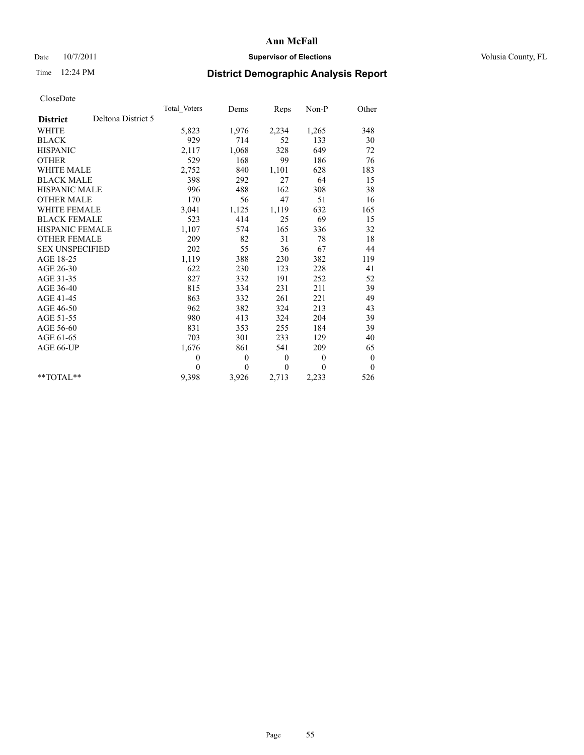# Ann McFall

Date 10/7/2011 **Supervisor of Elections** Volusia County, FL

Time 12:24 PM

## District Demographic Analysis Report

CloseDate

| **District** Deltona District 5 | Total Voters | Dems | Reps | Non-P | Other |
|---|---|---|---|---|---|
| WHITE | 5,823 | 1,976 | 2,234 | 1,265 | 348 |
| BLACK | 929 | 714 | 52 | 133 | 30 |
| HISPANIC | 2,117 | 1,068 | 328 | 649 | 72 |
| OTHER | 529 | 168 | 99 | 186 | 76 |
| WHITE MALE | 2,752 | 840 | 1,101 | 628 | 183 |
| BLACK MALE | 398 | 292 | 27 | 64 | 15 |
| HISPANIC MALE | 996 | 488 | 162 | 308 | 38 |
| OTHER MALE | 170 | 56 | 47 | 51 | 16 |
| WHITE FEMALE | 3,041 | 1,125 | 1,119 | 632 | 165 |
| BLACK FEMALE | 523 | 414 | 25 | 69 | 15 |
| HISPANIC FEMALE | 1,107 | 574 | 165 | 336 | 32 |
| OTHER FEMALE | 209 | 82 | 31 | 78 | 18 |
| SEX UNSPECIFIED | 202 | 55 | 36 | 67 | 44 |
| AGE 18-25 | 1,119 | 388 | 230 | 382 | 119 |
| AGE 26-30 | 622 | 230 | 123 | 228 | 41 |
| AGE 31-35 | 827 | 332 | 191 | 252 | 52 |
| AGE 36-40 | 815 | 334 | 231 | 211 | 39 |
| AGE 41-45 | 863 | 332 | 261 | 221 | 49 |
| AGE 46-50 | 962 | 382 | 324 | 213 | 43 |
| AGE 51-55 | 980 | 413 | 324 | 204 | 39 |
| AGE 56-60 | 831 | 353 | 255 | 184 | 39 |
| AGE 61-65 | 703 | 301 | 233 | 129 | 40 |
| AGE 66-UP | 1,676 | 861 | 541 | 209 | 65 |
| | 0 | 0 | 0 | 0 | 0 |
| | 0 | 0 | 0 | 0 | 0 |
| **TOTAL** | 9,398 | 3,926 | 2,713 | 2,233 | 526 |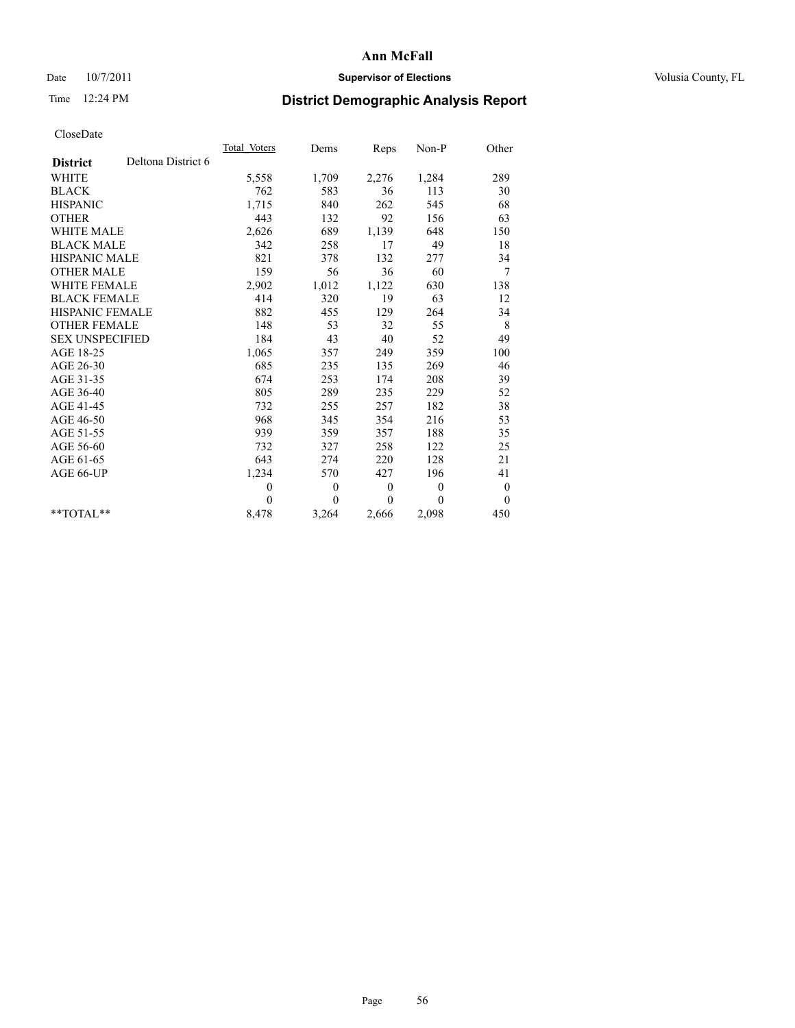Ann McFall

Date 10/7/2011 **Supervisor of Elections** Volusia County, FL

Time 12:24 PM **District Demographic Analysis Report**

CloseDate

| | Total_Voters | Dems | Reps | Non-P | Other |
|---|---|---|---|---|---|
| **District** Deltona District 6 | | | | | |
| WHITE | 5,558 | 1,709 | 2,276 | 1,284 | 289 |
| BLACK | 762 | 583 | 36 | 113 | 30 |
| HISPANIC | 1,715 | 840 | 262 | 545 | 68 |
| OTHER | 443 | 132 | 92 | 156 | 63 |
| WHITE MALE | 2,626 | 689 | 1,139 | 648 | 150 |
| BLACK MALE | 342 | 258 | 17 | 49 | 18 |
| HISPANIC MALE | 821 | 378 | 132 | 277 | 34 |
| OTHER MALE | 159 | 56 | 36 | 60 | 7 |
| WHITE FEMALE | 2,902 | 1,012 | 1,122 | 630 | 138 |
| BLACK FEMALE | 414 | 320 | 19 | 63 | 12 |
| HISPANIC FEMALE | 882 | 455 | 129 | 264 | 34 |
| OTHER FEMALE | 148 | 53 | 32 | 55 | 8 |
| SEX UNSPECIFIED | 184 | 43 | 40 | 52 | 49 |
| AGE 18-25 | 1,065 | 357 | 249 | 359 | 100 |
| AGE 26-30 | 685 | 235 | 135 | 269 | 46 |
| AGE 31-35 | 674 | 253 | 174 | 208 | 39 |
| AGE 36-40 | 805 | 289 | 235 | 229 | 52 |
| AGE 41-45 | 732 | 255 | 257 | 182 | 38 |
| AGE 46-50 | 968 | 345 | 354 | 216 | 53 |
| AGE 51-55 | 939 | 359 | 357 | 188 | 35 |
| AGE 56-60 | 732 | 327 | 258 | 122 | 25 |
| AGE 61-65 | 643 | 274 | 220 | 128 | 21 |
| AGE 66-UP | 1,234 | 570 | 427 | 196 | 41 |
| | 0 | 0 | 0 | 0 | 0 |
| | 0 | 0 | 0 | 0 | 0 |
| **TOTAL** | 8,478 | 3,264 | 2,666 | 2,098 | 450 |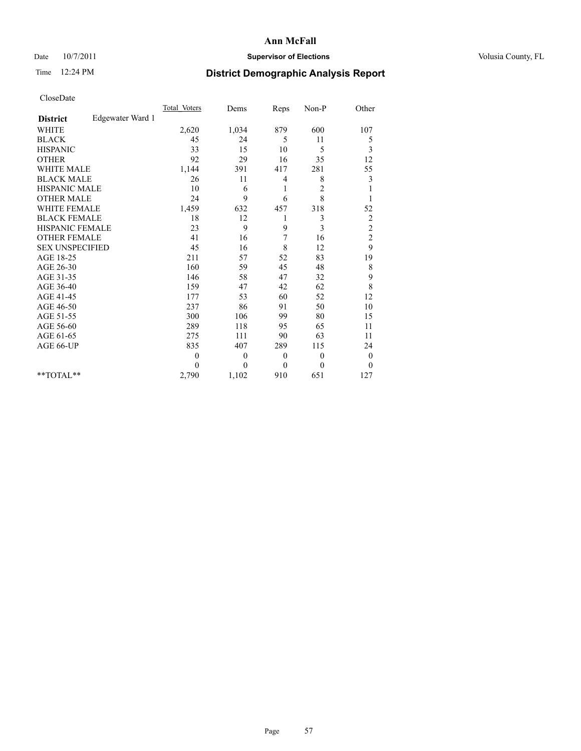# Ann McFall

Date 10/7/2011 **Supervisor of Elections** Volusia County, FL

Time 12:24 PM **District Demographic Analysis Report**

CloseDate

| | Total_Voters | Dems | Reps | Non-P | Other |
|---|---|---|---|---|---|
| **District** Edgewater Ward 1 | | | | | |
| WHITE | 2,620 | 1,034 | 879 | 600 | 107 |
| BLACK | 45 | 24 | 5 | 11 | 5 |
| HISPANIC | 33 | 15 | 10 | 5 | 3 |
| OTHER | 92 | 29 | 16 | 35 | 12 |
| WHITE MALE | 1,144 | 391 | 417 | 281 | 55 |
| BLACK MALE | 26 | 11 | 4 | 8 | 3 |
| HISPANIC MALE | 10 | 6 | 1 | 2 | 1 |
| OTHER MALE | 24 | 9 | 6 | 8 | 1 |
| WHITE FEMALE | 1,459 | 632 | 457 | 318 | 52 |
| BLACK FEMALE | 18 | 12 | 1 | 3 | 2 |
| HISPANIC FEMALE | 23 | 9 | 9 | 3 | 2 |
| OTHER FEMALE | 41 | 16 | 7 | 16 | 2 |
| SEX UNSPECIFIED | 45 | 16 | 8 | 12 | 9 |
| AGE 18-25 | 211 | 57 | 52 | 83 | 19 |
| AGE 26-30 | 160 | 59 | 45 | 48 | 8 |
| AGE 31-35 | 146 | 58 | 47 | 32 | 9 |
| AGE 36-40 | 159 | 47 | 42 | 62 | 8 |
| AGE 41-45 | 177 | 53 | 60 | 52 | 12 |
| AGE 46-50 | 237 | 86 | 91 | 50 | 10 |
| AGE 51-55 | 300 | 106 | 99 | 80 | 15 |
| AGE 56-60 | 289 | 118 | 95 | 65 | 11 |
| AGE 61-65 | 275 | 111 | 90 | 63 | 11 |
| AGE 66-UP | 835 | 407 | 289 | 115 | 24 |
| | 0 | 0 | 0 | 0 | 0 |
| | 0 | 0 | 0 | 0 | 0 |
| **TOTAL** | 2,790 | 1,102 | 910 | 651 | 127 |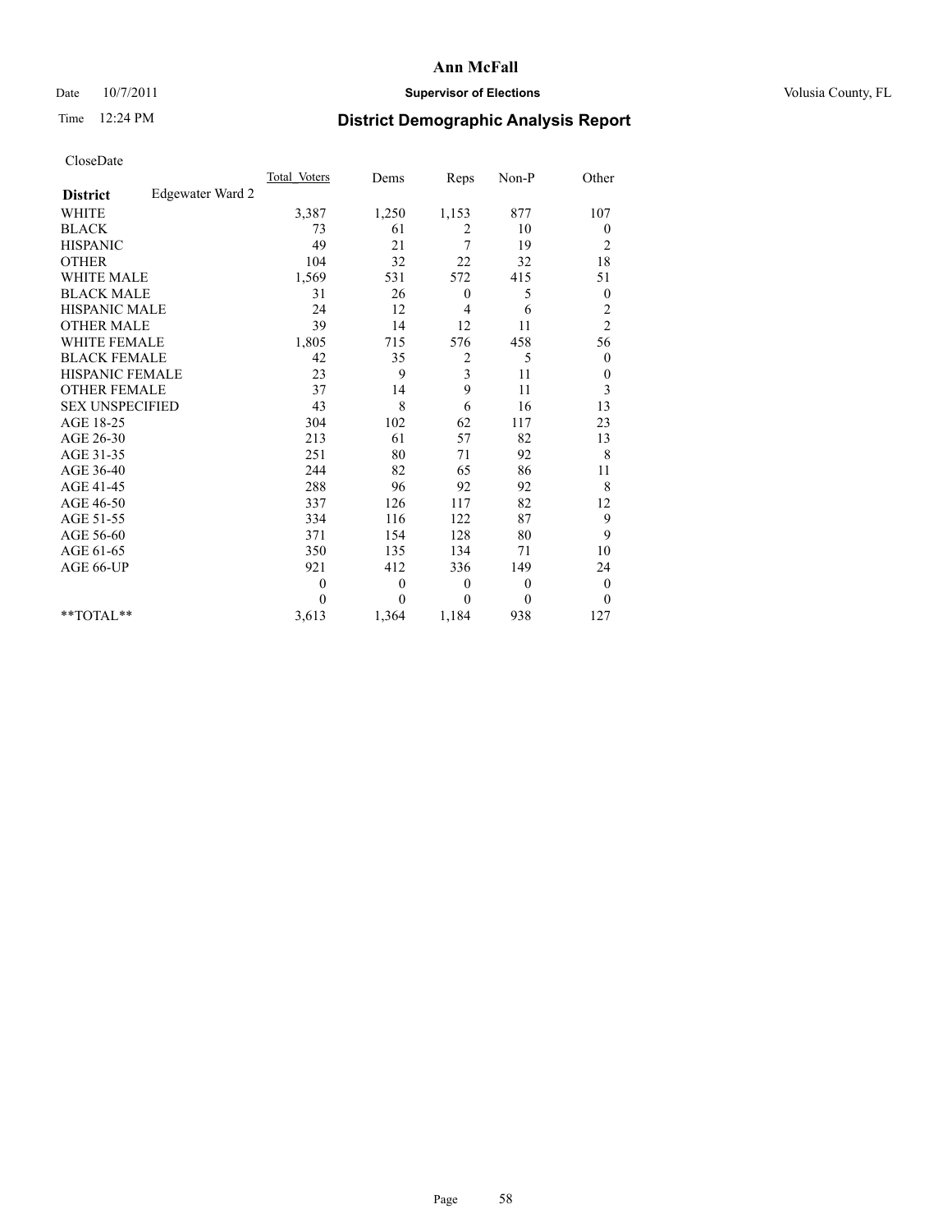# Ann McFall

Date 10/7/2011 **Supervisor of Elections** Volusia County, FL

Time 12:24 PM **District Demographic Analysis Report**

CloseDate

| | Total_Voters | Dems | Reps | Non-P | Other |
|---|---|---|---|---|---|
| **District** Edgewater Ward 2 | | | | | |
| WHITE | 3,387 | 1,250 | 1,153 | 877 | 107 |
| BLACK | 73 | 61 | 2 | 10 | 0 |
| HISPANIC | 49 | 21 | 7 | 19 | 2 |
| OTHER | 104 | 32 | 22 | 32 | 18 |
| WHITE MALE | 1,569 | 531 | 572 | 415 | 51 |
| BLACK MALE | 31 | 26 | 0 | 5 | 0 |
| HISPANIC MALE | 24 | 12 | 4 | 6 | 2 |
| OTHER MALE | 39 | 14 | 12 | 11 | 2 |
| WHITE FEMALE | 1,805 | 715 | 576 | 458 | 56 |
| BLACK FEMALE | 42 | 35 | 2 | 5 | 0 |
| HISPANIC FEMALE | 23 | 9 | 3 | 11 | 0 |
| OTHER FEMALE | 37 | 14 | 9 | 11 | 3 |
| SEX UNSPECIFIED | 43 | 8 | 6 | 16 | 13 |
| AGE 18-25 | 304 | 102 | 62 | 117 | 23 |
| AGE 26-30 | 213 | 61 | 57 | 82 | 13 |
| AGE 31-35 | 251 | 80 | 71 | 92 | 8 |
| AGE 36-40 | 244 | 82 | 65 | 86 | 11 |
| AGE 41-45 | 288 | 96 | 92 | 92 | 8 |
| AGE 46-50 | 337 | 126 | 117 | 82 | 12 |
| AGE 51-55 | 334 | 116 | 122 | 87 | 9 |
| AGE 56-60 | 371 | 154 | 128 | 80 | 9 |
| AGE 61-65 | 350 | 135 | 134 | 71 | 10 |
| AGE 66-UP | 921 | 412 | 336 | 149 | 24 |
| | 0 | 0 | 0 | 0 | 0 |
| | 0 | 0 | 0 | 0 | 0 |
| **TOTAL** | 3,613 | 1,364 | 1,184 | 938 | 127 |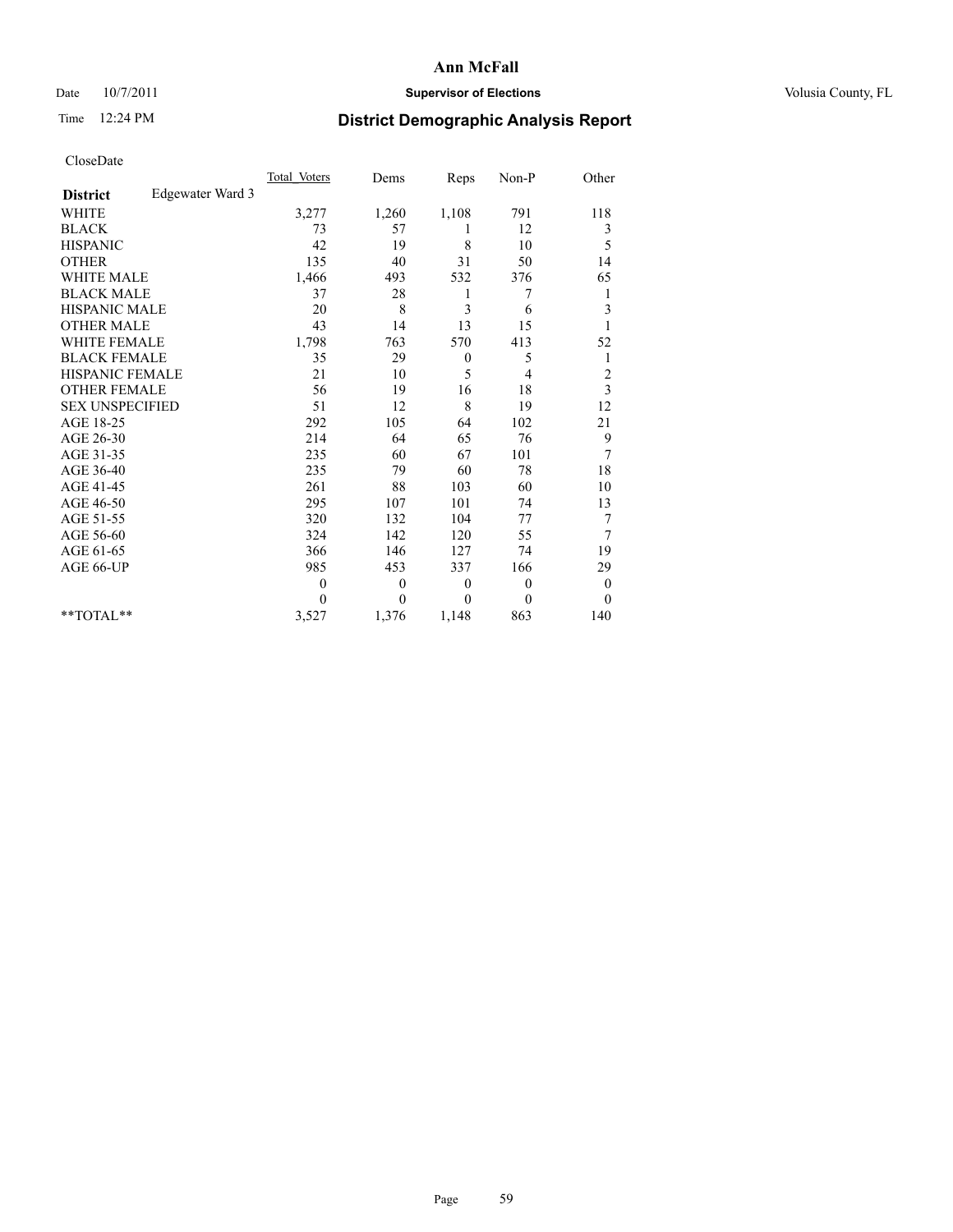# Ann McFall

Date 10/7/2011 **Supervisor of Elections** Volusia County, FL

Time 12:24 PM **District Demographic Analysis Report**

CloseDate

| | Total_Voters | Dems | Reps | Non-P | Other |
|---|---|---|---|---|---|
| **District** Edgewater Ward 3 | | | | | |
| WHITE | 3,277 | 1,260 | 1,108 | 791 | 118 |
| BLACK | 73 | 57 | 1 | 12 | 3 |
| HISPANIC | 42 | 19 | 8 | 10 | 5 |
| OTHER | 135 | 40 | 31 | 50 | 14 |
| WHITE MALE | 1,466 | 493 | 532 | 376 | 65 |
| BLACK MALE | 37 | 28 | 1 | 7 | 1 |
| HISPANIC MALE | 20 | 8 | 3 | 6 | 3 |
| OTHER MALE | 43 | 14 | 13 | 15 | 1 |
| WHITE FEMALE | 1,798 | 763 | 570 | 413 | 52 |
| BLACK FEMALE | 35 | 29 | 0 | 5 | 1 |
| HISPANIC FEMALE | 21 | 10 | 5 | 4 | 2 |
| OTHER FEMALE | 56 | 19 | 16 | 18 | 3 |
| SEX UNSPECIFIED | 51 | 12 | 8 | 19 | 12 |
| AGE 18-25 | 292 | 105 | 64 | 102 | 21 |
| AGE 26-30 | 214 | 64 | 65 | 76 | 9 |
| AGE 31-35 | 235 | 60 | 67 | 101 | 7 |
| AGE 36-40 | 235 | 79 | 60 | 78 | 18 |
| AGE 41-45 | 261 | 88 | 103 | 60 | 10 |
| AGE 46-50 | 295 | 107 | 101 | 74 | 13 |
| AGE 51-55 | 320 | 132 | 104 | 77 | 7 |
| AGE 56-60 | 324 | 142 | 120 | 55 | 7 |
| AGE 61-65 | 366 | 146 | 127 | 74 | 19 |
| AGE 66-UP | 985 | 453 | 337 | 166 | 29 |
| | 0 | 0 | 0 | 0 | 0 |
| | 0 | 0 | 0 | 0 | 0 |
| **TOTAL** | 3,527 | 1,376 | 1,148 | 863 | 140 |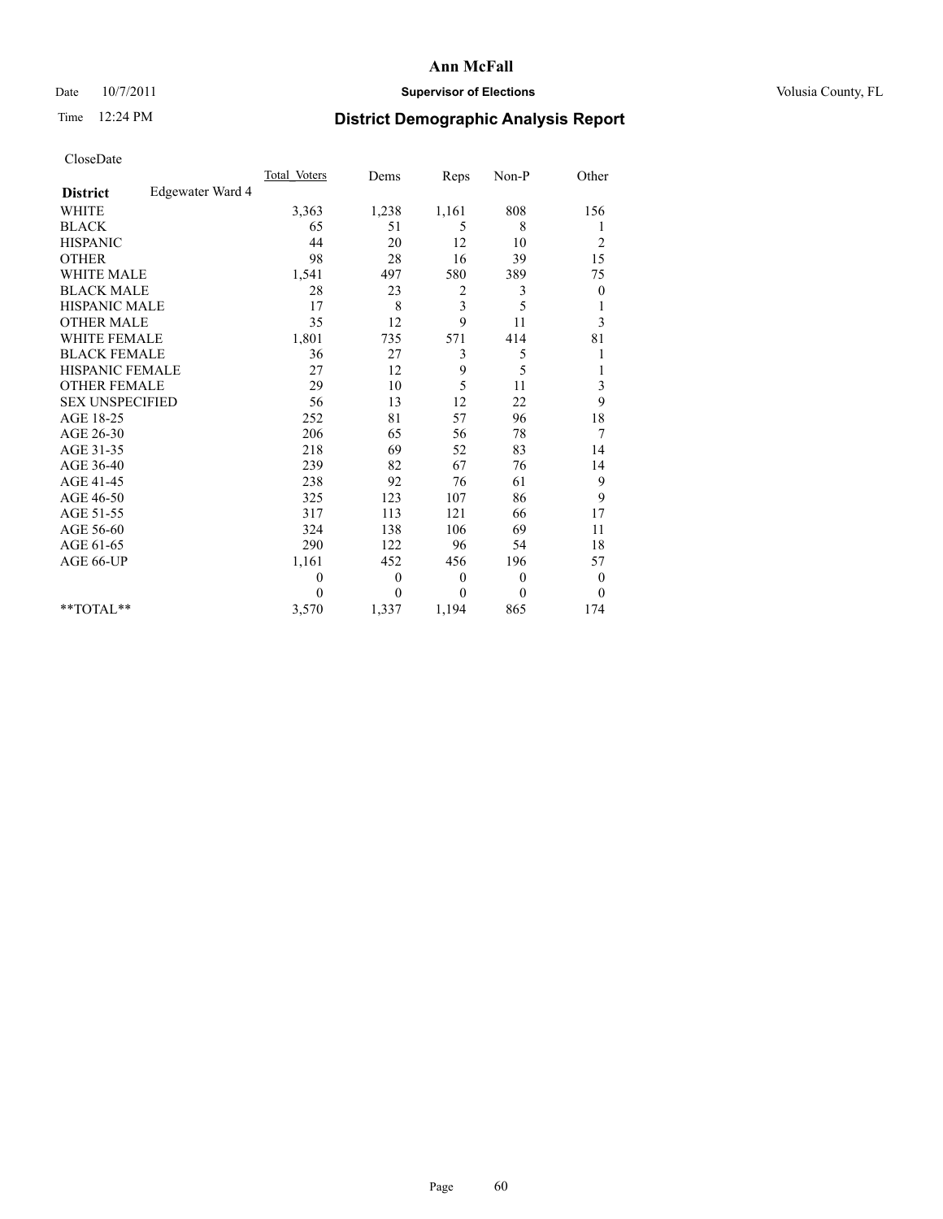Date 10/7/2011 **Supervisor of Elections** Volusia County, FL

Time 12:24 PM

# Ann McFall

## District Demographic Analysis Report

CloseDate

| | Total_Voters | Dems | Reps | Non-P | Other |
|---|---|---|---|---|---|
| **District** Edgewater Ward 4 | | | | | |
| WHITE | 3,363 | 1,238 | 1,161 | 808 | 156 |
| BLACK | 65 | 51 | 5 | 8 | 1 |
| HISPANIC | 44 | 20 | 12 | 10 | 2 |
| OTHER | 98 | 28 | 16 | 39 | 15 |
| WHITE MALE | 1,541 | 497 | 580 | 389 | 75 |
| BLACK MALE | 28 | 23 | 2 | 3 | 0 |
| HISPANIC MALE | 17 | 8 | 3 | 5 | 1 |
| OTHER MALE | 35 | 12 | 9 | 11 | 3 |
| WHITE FEMALE | 1,801 | 735 | 571 | 414 | 81 |
| BLACK FEMALE | 36 | 27 | 3 | 5 | 1 |
| HISPANIC FEMALE | 27 | 12 | 9 | 5 | 1 |
| OTHER FEMALE | 29 | 10 | 5 | 11 | 3 |
| SEX UNSPECIFIED | 56 | 13 | 12 | 22 | 9 |
| AGE 18-25 | 252 | 81 | 57 | 96 | 18 |
| AGE 26-30 | 206 | 65 | 56 | 78 | 7 |
| AGE 31-35 | 218 | 69 | 52 | 83 | 14 |
| AGE 36-40 | 239 | 82 | 67 | 76 | 14 |
| AGE 41-45 | 238 | 92 | 76 | 61 | 9 |
| AGE 46-50 | 325 | 123 | 107 | 86 | 9 |
| AGE 51-55 | 317 | 113 | 121 | 66 | 17 |
| AGE 56-60 | 324 | 138 | 106 | 69 | 11 |
| AGE 61-65 | 290 | 122 | 96 | 54 | 18 |
| AGE 66-UP | 1,161 | 452 | 456 | 196 | 57 |
| | 0 | 0 | 0 | 0 | 0 |
| | 0 | 0 | 0 | 0 | 0 |
| **TOTAL** | 3,570 | 1,337 | 1,194 | 865 | 174 |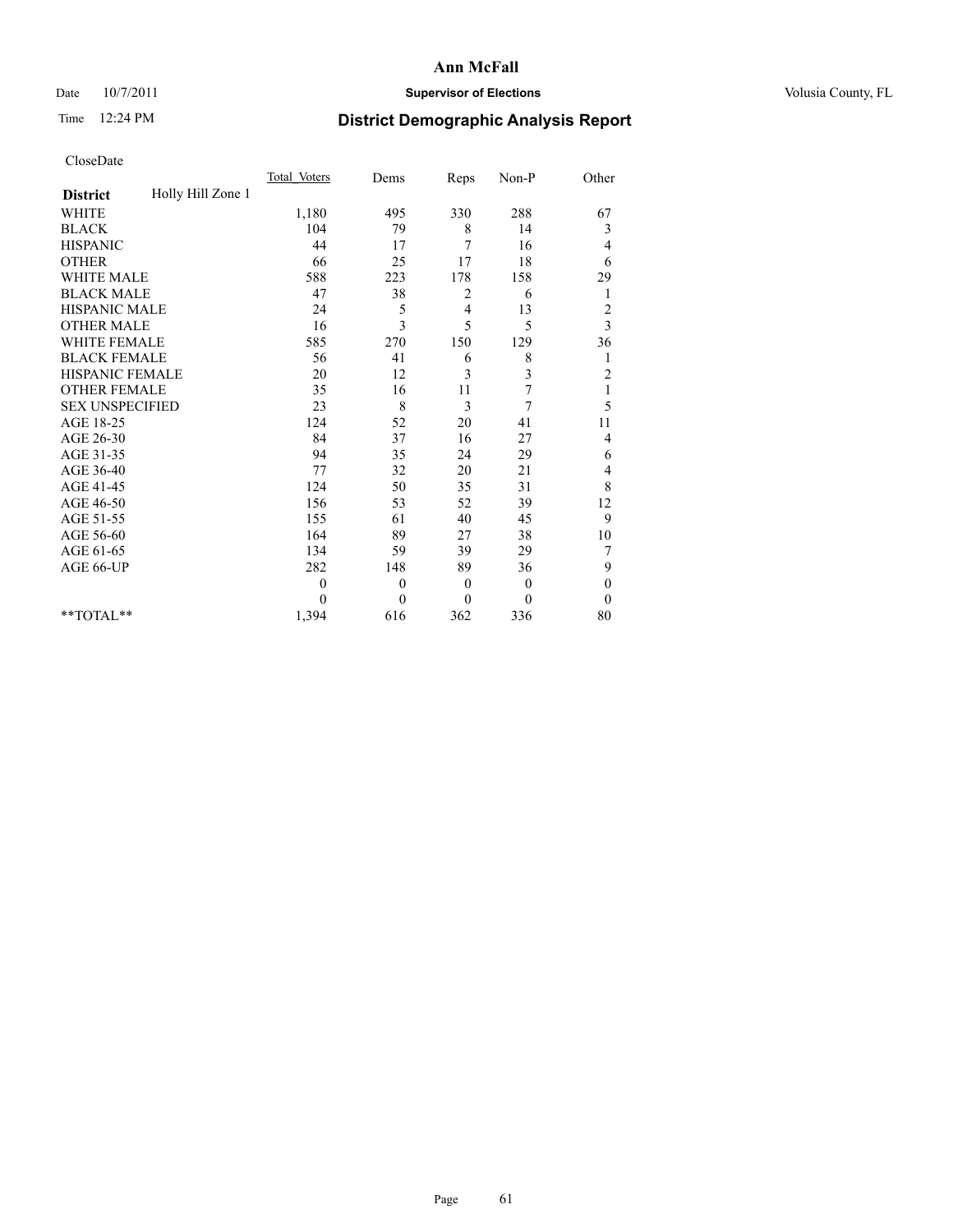**Ann McFall**

Date 10/7/2011 **Supervisor of Elections** Volusia County, FL

Time 12:24 PM

## District Demographic Analysis Report

CloseDate

| | Total_Voters | Dems | Reps | Non-P | Other |
|---|---|---|---|---|---|
| **District** Holly Hill Zone 1 | | | | | |
| WHITE | 1,180 | 495 | 330 | 288 | 67 |
| BLACK | 104 | 79 | 8 | 14 | 3 |
| HISPANIC | 44 | 17 | 7 | 16 | 4 |
| OTHER | 66 | 25 | 17 | 18 | 6 |
| WHITE MALE | 588 | 223 | 178 | 158 | 29 |
| BLACK MALE | 47 | 38 | 2 | 6 | 1 |
| HISPANIC MALE | 24 | 5 | 4 | 13 | 2 |
| OTHER MALE | 16 | 3 | 5 | 5 | 3 |
| WHITE FEMALE | 585 | 270 | 150 | 129 | 36 |
| BLACK FEMALE | 56 | 41 | 6 | 8 | 1 |
| HISPANIC FEMALE | 20 | 12 | 3 | 3 | 2 |
| OTHER FEMALE | 35 | 16 | 11 | 7 | 1 |
| SEX UNSPECIFIED | 23 | 8 | 3 | 7 | 5 |
| AGE 18-25 | 124 | 52 | 20 | 41 | 11 |
| AGE 26-30 | 84 | 37 | 16 | 27 | 4 |
| AGE 31-35 | 94 | 35 | 24 | 29 | 6 |
| AGE 36-40 | 77 | 32 | 20 | 21 | 4 |
| AGE 41-45 | 124 | 50 | 35 | 31 | 8 |
| AGE 46-50 | 156 | 53 | 52 | 39 | 12 |
| AGE 51-55 | 155 | 61 | 40 | 45 | 9 |
| AGE 56-60 | 164 | 89 | 27 | 38 | 10 |
| AGE 61-65 | 134 | 59 | 39 | 29 | 7 |
| AGE 66-UP | 282 | 148 | 89 | 36 | 9 |
| | 0 | 0 | 0 | 0 | 0 |
| | 0 | 0 | 0 | 0 | 0 |
| **TOTAL** | 1,394 | 616 | 362 | 336 | 80 |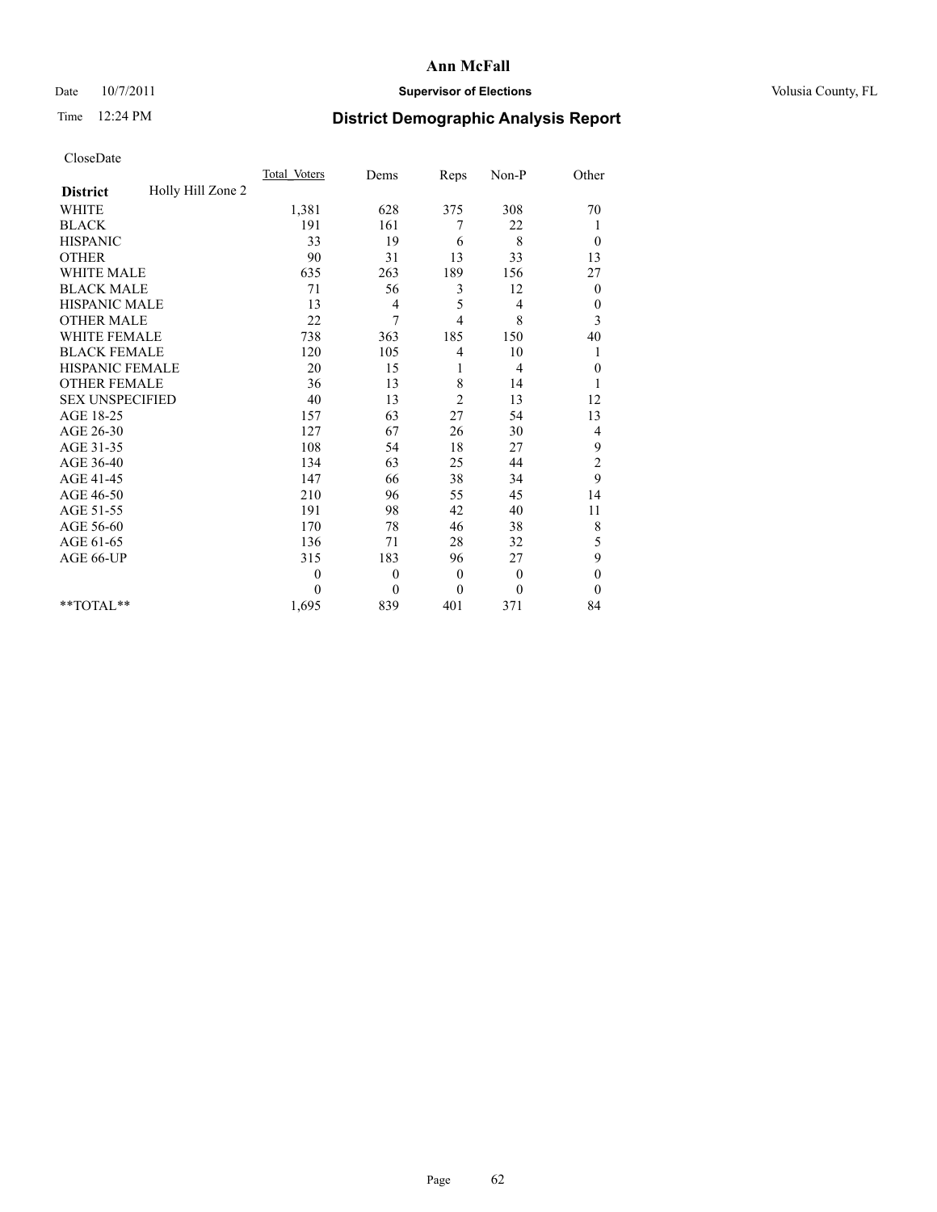**Ann McFall**

Date 10/7/2011 **Supervisor of Elections** Volusia County, FL

Time 12:24 PM **District Demographic Analysis Report**

CloseDate

| District: Holly Hill Zone 2 | Total Voters | Dems | Reps | Non-P | Other |
|---|---|---|---|---|---|
| WHITE | 1,381 | 628 | 375 | 308 | 70 |
| BLACK | 191 | 161 | 7 | 22 | 1 |
| HISPANIC | 33 | 19 | 6 | 8 | 0 |
| OTHER | 90 | 31 | 13 | 33 | 13 |
| WHITE MALE | 635 | 263 | 189 | 156 | 27 |
| BLACK MALE | 71 | 56 | 3 | 12 | 0 |
| HISPANIC MALE | 13 | 4 | 5 | 4 | 0 |
| OTHER MALE | 22 | 7 | 4 | 8 | 3 |
| WHITE FEMALE | 738 | 363 | 185 | 150 | 40 |
| BLACK FEMALE | 120 | 105 | 4 | 10 | 1 |
| HISPANIC FEMALE | 20 | 15 | 1 | 4 | 0 |
| OTHER FEMALE | 36 | 13 | 8 | 14 | 1 |
| SEX UNSPECIFIED | 40 | 13 | 2 | 13 | 12 |
| AGE 18-25 | 157 | 63 | 27 | 54 | 13 |
| AGE 26-30 | 127 | 67 | 26 | 30 | 4 |
| AGE 31-35 | 108 | 54 | 18 | 27 | 9 |
| AGE 36-40 | 134 | 63 | 25 | 44 | 2 |
| AGE 41-45 | 147 | 66 | 38 | 34 | 9 |
| AGE 46-50 | 210 | 96 | 55 | 45 | 14 |
| AGE 51-55 | 191 | 98 | 42 | 40 | 11 |
| AGE 56-60 | 170 | 78 | 46 | 38 | 8 |
| AGE 61-65 | 136 | 71 | 28 | 32 | 5 |
| AGE 66-UP | 315 | 183 | 96 | 27 | 9 |
| | 0 | 0 | 0 | 0 | 0 |
| | 0 | 0 | 0 | 0 | 0 |
| **TOTAL** | 1,695 | 839 | 401 | 371 | 84 |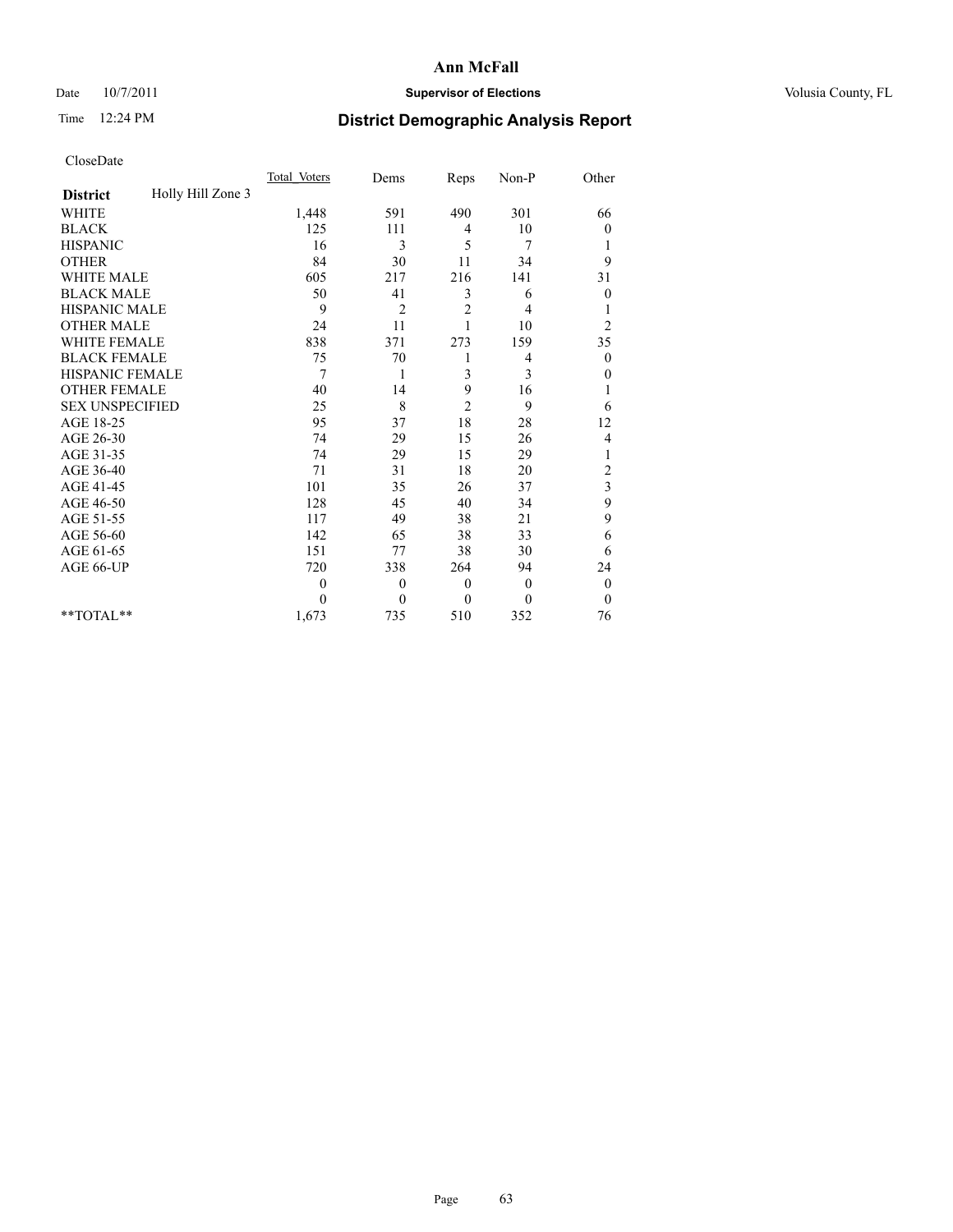Date 10/7/2011

Time 12:24 PM

**Ann McFall**

**Supervisor of Elections**

Volusia County, FL

## District Demographic Analysis Report

CloseDate

| | Total_Voters | Dems | Reps | Non-P | Other |
|---|---|---|---|---|---|
| **District** Holly Hill Zone 3 | | | | | |
| WHITE | 1,448 | 591 | 490 | 301 | 66 |
| BLACK | 125 | 111 | 4 | 10 | 0 |
| HISPANIC | 16 | 3 | 5 | 7 | 1 |
| OTHER | 84 | 30 | 11 | 34 | 9 |
| WHITE MALE | 605 | 217 | 216 | 141 | 31 |
| BLACK MALE | 50 | 41 | 3 | 6 | 0 |
| HISPANIC MALE | 9 | 2 | 2 | 4 | 1 |
| OTHER MALE | 24 | 11 | 1 | 10 | 2 |
| WHITE FEMALE | 838 | 371 | 273 | 159 | 35 |
| BLACK FEMALE | 75 | 70 | 1 | 4 | 0 |
| HISPANIC FEMALE | 7 | 1 | 3 | 3 | 0 |
| OTHER FEMALE | 40 | 14 | 9 | 16 | 1 |
| SEX UNSPECIFIED | 25 | 8 | 2 | 9 | 6 |
| AGE 18-25 | 95 | 37 | 18 | 28 | 12 |
| AGE 26-30 | 74 | 29 | 15 | 26 | 4 |
| AGE 31-35 | 74 | 29 | 15 | 29 | 1 |
| AGE 36-40 | 71 | 31 | 18 | 20 | 2 |
| AGE 41-45 | 101 | 35 | 26 | 37 | 3 |
| AGE 46-50 | 128 | 45 | 40 | 34 | 9 |
| AGE 51-55 | 117 | 49 | 38 | 21 | 9 |
| AGE 56-60 | 142 | 65 | 38 | 33 | 6 |
| AGE 61-65 | 151 | 77 | 38 | 30 | 6 |
| AGE 66-UP | 720 | 338 | 264 | 94 | 24 |
| | 0 | 0 | 0 | 0 | 0 |
| | 0 | 0 | 0 | 0 | 0 |
| **TOTAL** | 1,673 | 735 | 510 | 352 | 76 |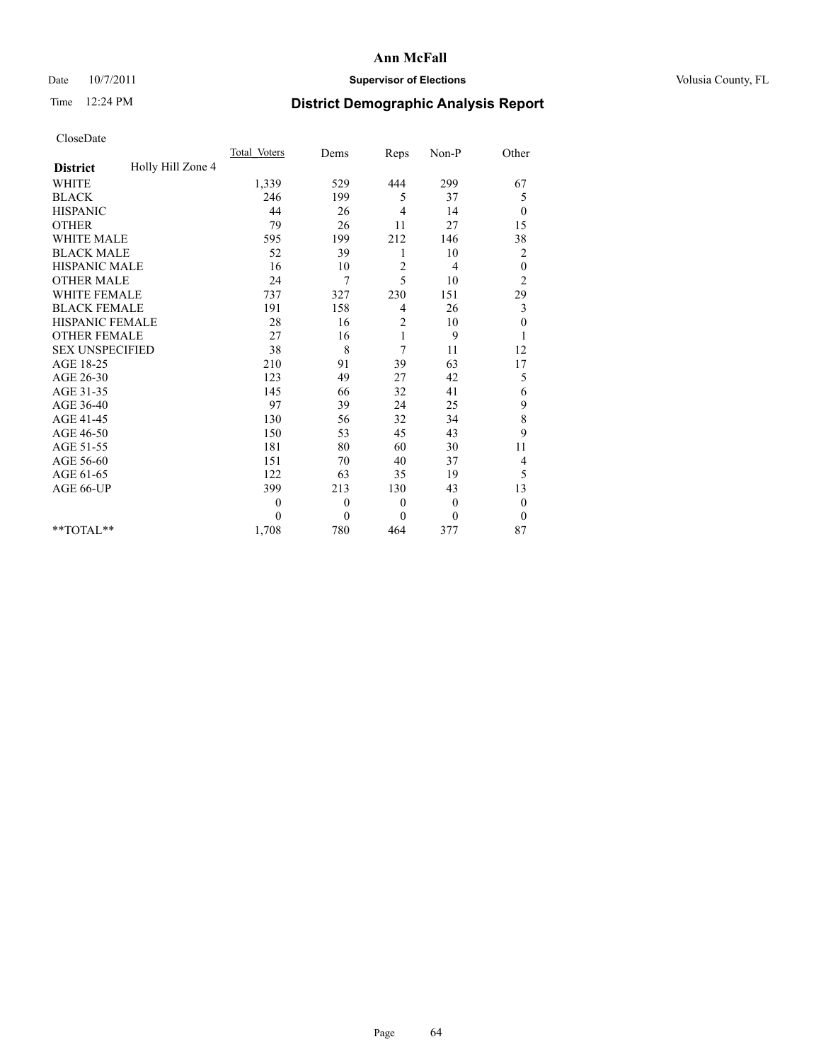**Ann McFall**

Date 10/7/2011 **Supervisor of Elections** Volusia County, FL

Time 12:24 PM

# District Demographic Analysis Report

CloseDate

| **District** Holly Hill Zone 4 | Total Voters | Dems | Reps | Non-P | Other |
|---|---|---|---|---|---|
| WHITE | 1,339 | 529 | 444 | 299 | 67 |
| BLACK | 246 | 199 | 5 | 37 | 5 |
| HISPANIC | 44 | 26 | 4 | 14 | 0 |
| OTHER | 79 | 26 | 11 | 27 | 15 |
| WHITE MALE | 595 | 199 | 212 | 146 | 38 |
| BLACK MALE | 52 | 39 | 1 | 10 | 2 |
| HISPANIC MALE | 16 | 10 | 2 | 4 | 0 |
| OTHER MALE | 24 | 7 | 5 | 10 | 2 |
| WHITE FEMALE | 737 | 327 | 230 | 151 | 29 |
| BLACK FEMALE | 191 | 158 | 4 | 26 | 3 |
| HISPANIC FEMALE | 28 | 16 | 2 | 10 | 0 |
| OTHER FEMALE | 27 | 16 | 1 | 9 | 1 |
| SEX UNSPECIFIED | 38 | 8 | 7 | 11 | 12 |
| AGE 18-25 | 210 | 91 | 39 | 63 | 17 |
| AGE 26-30 | 123 | 49 | 27 | 42 | 5 |
| AGE 31-35 | 145 | 66 | 32 | 41 | 6 |
| AGE 36-40 | 97 | 39 | 24 | 25 | 9 |
| AGE 41-45 | 130 | 56 | 32 | 34 | 8 |
| AGE 46-50 | 150 | 53 | 45 | 43 | 9 |
| AGE 51-55 | 181 | 80 | 60 | 30 | 11 |
| AGE 56-60 | 151 | 70 | 40 | 37 | 4 |
| AGE 61-65 | 122 | 63 | 35 | 19 | 5 |
| AGE 66-UP | 399 | 213 | 130 | 43 | 13 |
| | 0 | 0 | 0 | 0 | 0 |
| | 0 | 0 | 0 | 0 | 0 |
| **TOTAL** | 1,708 | 780 | 464 | 377 | 87 |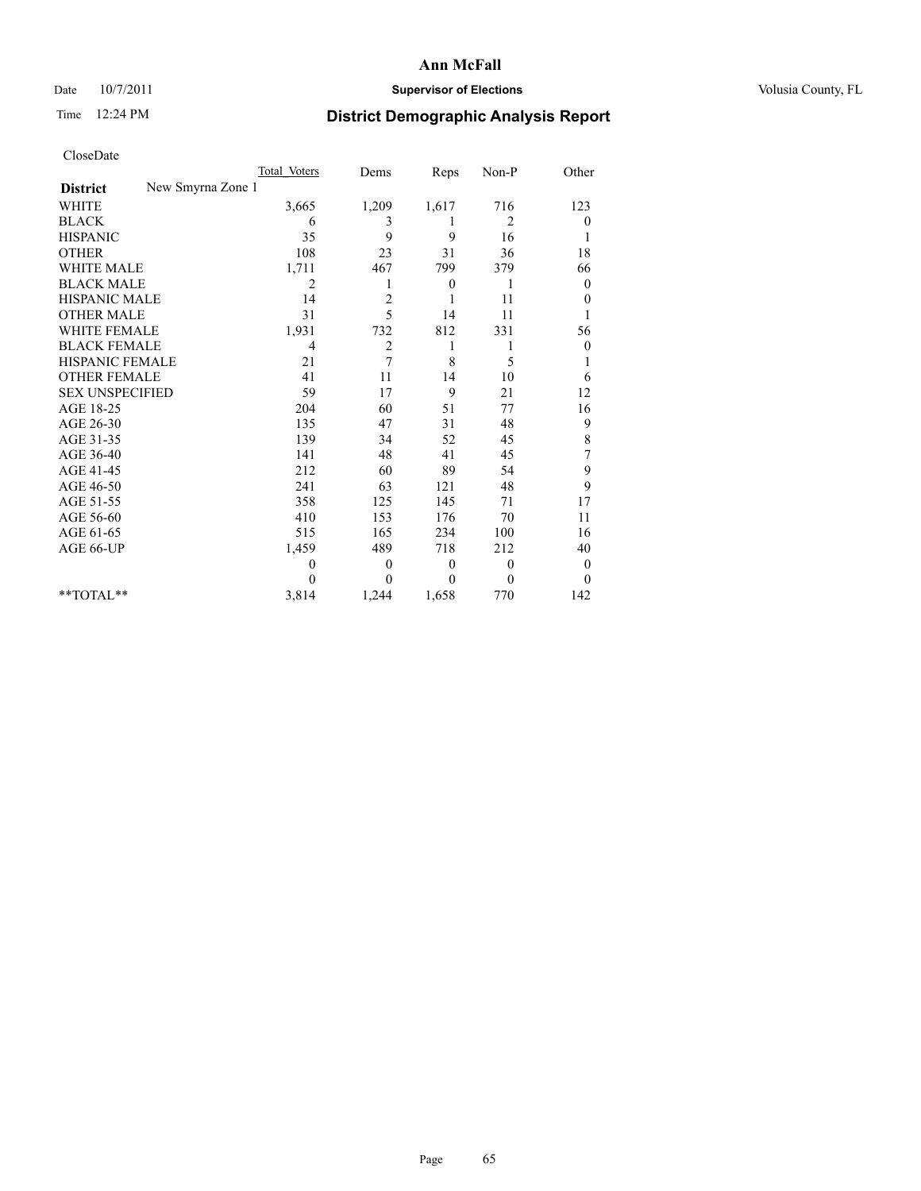**Ann McFall**

Date 10/7/2011 **Supervisor of Elections** Volusia County, FL

Time 12:24 PM **District Demographic Analysis Report**

CloseDate

| | Total Voters | Dems | Reps | Non-P | Other |
|---|---|---|---|---|---|
| **District** New Smyrna Zone 1 | | | | | |
| WHITE | 3,665 | 1,209 | 1,617 | 716 | 123 |
| BLACK | 6 | 3 | 1 | 2 | 0 |
| HISPANIC | 35 | 9 | 9 | 16 | 1 |
| OTHER | 108 | 23 | 31 | 36 | 18 |
| WHITE MALE | 1,711 | 467 | 799 | 379 | 66 |
| BLACK MALE | 2 | 1 | 0 | 1 | 0 |
| HISPANIC MALE | 14 | 2 | 1 | 11 | 0 |
| OTHER MALE | 31 | 5 | 14 | 11 | 1 |
| WHITE FEMALE | 1,931 | 732 | 812 | 331 | 56 |
| BLACK FEMALE | 4 | 2 | 1 | 1 | 0 |
| HISPANIC FEMALE | 21 | 7 | 8 | 5 | 1 |
| OTHER FEMALE | 41 | 11 | 14 | 10 | 6 |
| SEX UNSPECIFIED | 59 | 17 | 9 | 21 | 12 |
| AGE 18-25 | 204 | 60 | 51 | 77 | 16 |
| AGE 26-30 | 135 | 47 | 31 | 48 | 9 |
| AGE 31-35 | 139 | 34 | 52 | 45 | 8 |
| AGE 36-40 | 141 | 48 | 41 | 45 | 7 |
| AGE 41-45 | 212 | 60 | 89 | 54 | 9 |
| AGE 46-50 | 241 | 63 | 121 | 48 | 9 |
| AGE 51-55 | 358 | 125 | 145 | 71 | 17 |
| AGE 56-60 | 410 | 153 | 176 | 70 | 11 |
| AGE 61-65 | 515 | 165 | 234 | 100 | 16 |
| AGE 66-UP | 1,459 | 489 | 718 | 212 | 40 |
| | 0 | 0 | 0 | 0 | 0 |
| | 0 | 0 | 0 | 0 | 0 |
| **TOTAL** | 3,814 | 1,244 | 1,658 | 770 | 142 |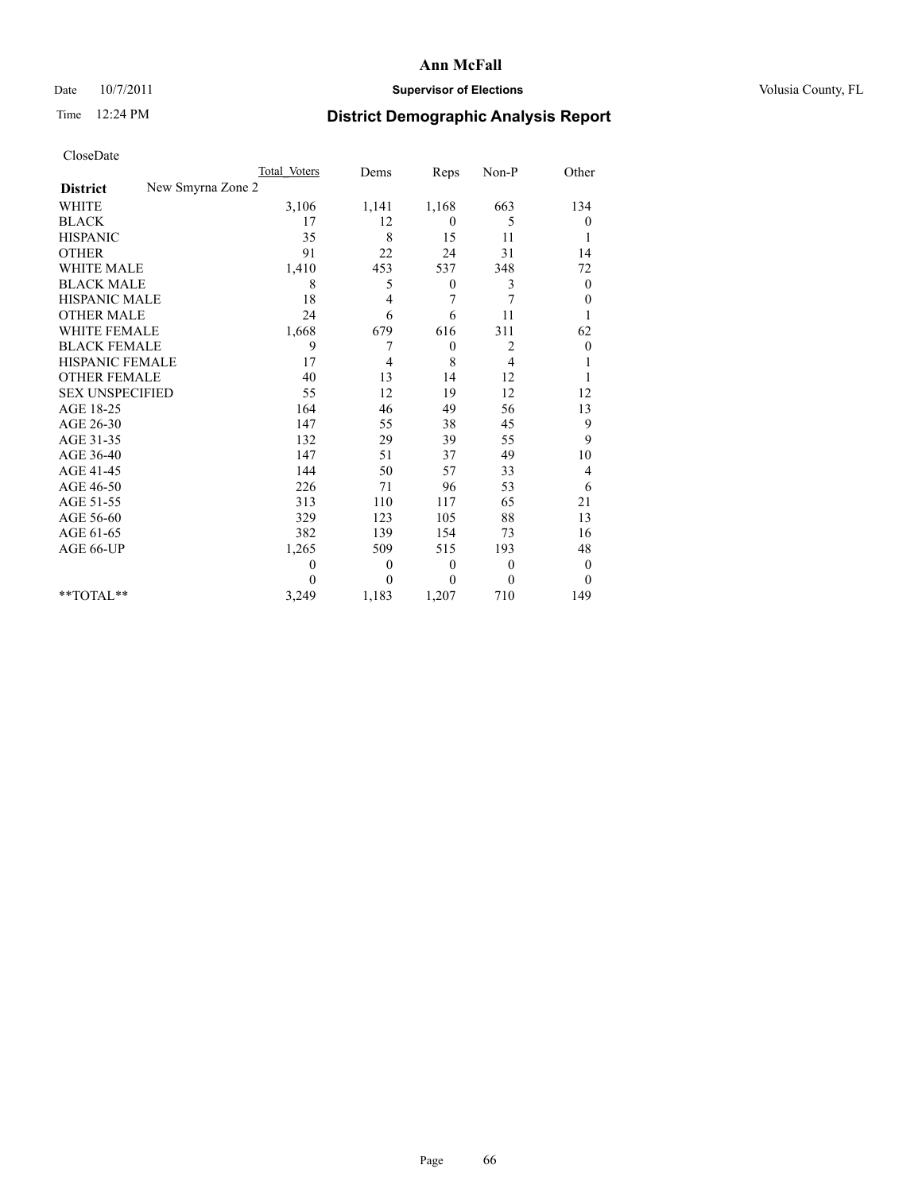**Ann McFall**

Date 10/7/2011 **Supervisor of Elections** Volusia County, FL

Time 12:24 PM

# District Demographic Analysis Report

CloseDate

| | Total_Voters | Dems | Reps | Non-P | Other |
|---|---|---|---|---|---|
| **District** New Smyrna Zone 2 | | | | | |
| WHITE | 3,106 | 1,141 | 1,168 | 663 | 134 |
| BLACK | 17 | 12 | 0 | 5 | 0 |
| HISPANIC | 35 | 8 | 15 | 11 | 1 |
| OTHER | 91 | 22 | 24 | 31 | 14 |
| WHITE MALE | 1,410 | 453 | 537 | 348 | 72 |
| BLACK MALE | 8 | 5 | 0 | 3 | 0 |
| HISPANIC MALE | 18 | 4 | 7 | 7 | 0 |
| OTHER MALE | 24 | 6 | 6 | 11 | 1 |
| WHITE FEMALE | 1,668 | 679 | 616 | 311 | 62 |
| BLACK FEMALE | 9 | 7 | 0 | 2 | 0 |
| HISPANIC FEMALE | 17 | 4 | 8 | 4 | 1 |
| OTHER FEMALE | 40 | 13 | 14 | 12 | 1 |
| SEX UNSPECIFIED | 55 | 12 | 19 | 12 | 12 |
| AGE 18-25 | 164 | 46 | 49 | 56 | 13 |
| AGE 26-30 | 147 | 55 | 38 | 45 | 9 |
| AGE 31-35 | 132 | 29 | 39 | 55 | 9 |
| AGE 36-40 | 147 | 51 | 37 | 49 | 10 |
| AGE 41-45 | 144 | 50 | 57 | 33 | 4 |
| AGE 46-50 | 226 | 71 | 96 | 53 | 6 |
| AGE 51-55 | 313 | 110 | 117 | 65 | 21 |
| AGE 56-60 | 329 | 123 | 105 | 88 | 13 |
| AGE 61-65 | 382 | 139 | 154 | 73 | 16 |
| AGE 66-UP | 1,265 | 509 | 515 | 193 | 48 |
| | 0 | 0 | 0 | 0 | 0 |
| | 0 | 0 | 0 | 0 | 0 |
| **TOTAL** | 3,249 | 1,183 | 1,207 | 710 | 149 |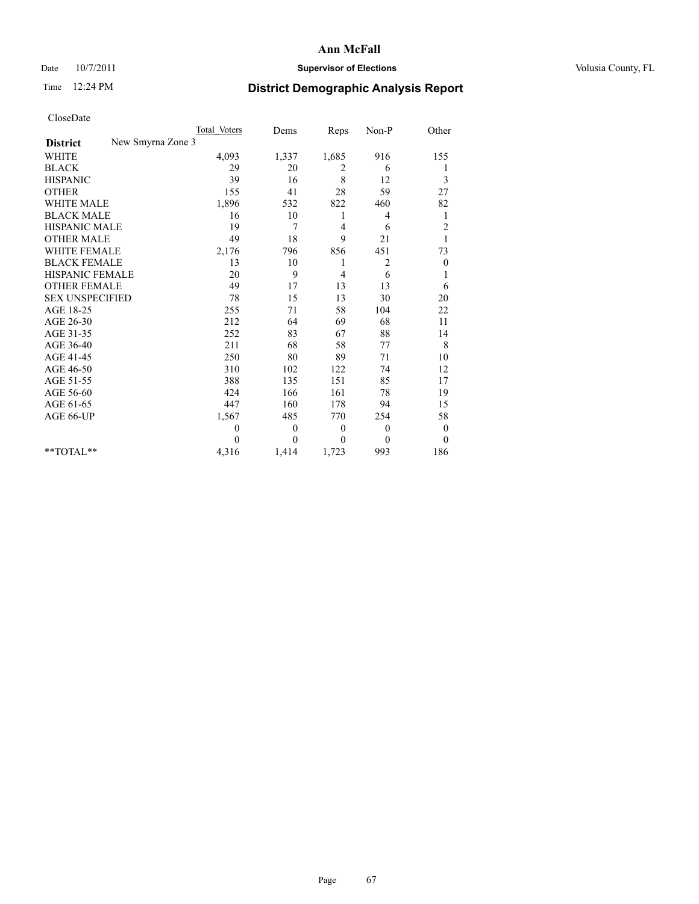# Ann McFall

Date 10/7/2011 **Supervisor of Elections** Volusia County, FL

Time 12:24 PM **District Demographic Analysis Report**

CloseDate

| **District** New Smyrna Zone 3 | Total Voters | Dems | Reps | Non-P | Other |
|---|---|---|---|---|---|
| WHITE | 4,093 | 1,337 | 1,685 | 916 | 155 |
| BLACK | 29 | 20 | 2 | 6 | 1 |
| HISPANIC | 39 | 16 | 8 | 12 | 3 |
| OTHER | 155 | 41 | 28 | 59 | 27 |
| WHITE MALE | 1,896 | 532 | 822 | 460 | 82 |
| BLACK MALE | 16 | 10 | 1 | 4 | 1 |
| HISPANIC MALE | 19 | 7 | 4 | 6 | 2 |
| OTHER MALE | 49 | 18 | 9 | 21 | 1 |
| WHITE FEMALE | 2,176 | 796 | 856 | 451 | 73 |
| BLACK FEMALE | 13 | 10 | 1 | 2 | 0 |
| HISPANIC FEMALE | 20 | 9 | 4 | 6 | 1 |
| OTHER FEMALE | 49 | 17 | 13 | 13 | 6 |
| SEX UNSPECIFIED | 78 | 15 | 13 | 30 | 20 |
| AGE 18-25 | 255 | 71 | 58 | 104 | 22 |
| AGE 26-30 | 212 | 64 | 69 | 68 | 11 |
| AGE 31-35 | 252 | 83 | 67 | 88 | 14 |
| AGE 36-40 | 211 | 68 | 58 | 77 | 8 |
| AGE 41-45 | 250 | 80 | 89 | 71 | 10 |
| AGE 46-50 | 310 | 102 | 122 | 74 | 12 |
| AGE 51-55 | 388 | 135 | 151 | 85 | 17 |
| AGE 56-60 | 424 | 166 | 161 | 78 | 19 |
| AGE 61-65 | 447 | 160 | 178 | 94 | 15 |
| AGE 66-UP | 1,567 | 485 | 770 | 254 | 58 |
| | 0 | 0 | 0 | 0 | 0 |
| | 0 | 0 | 0 | 0 | 0 |
| **TOTAL** | 4,316 | 1,414 | 1,723 | 993 | 186 |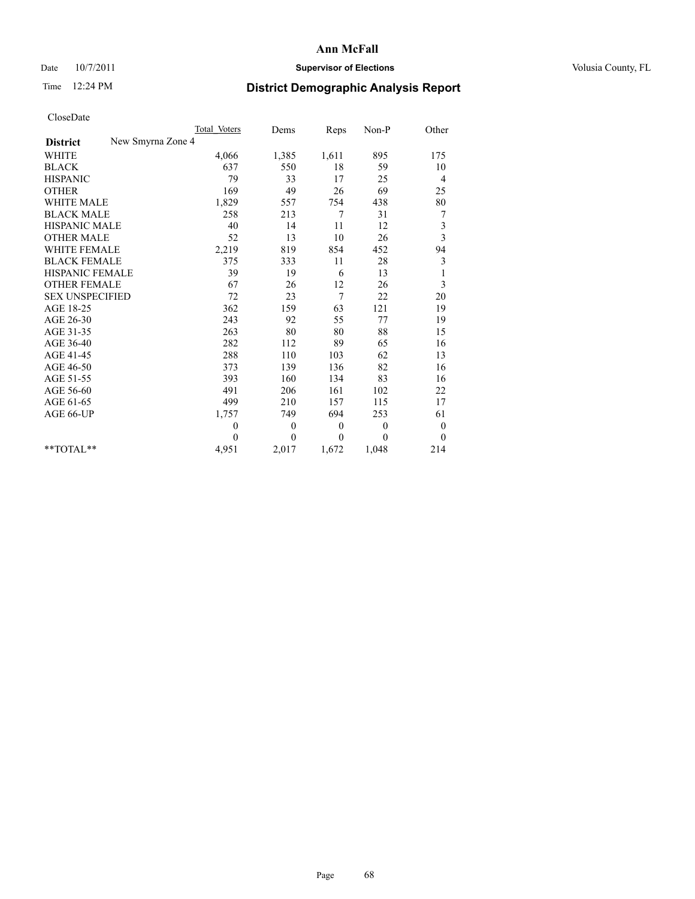# Ann McFall

Date 10/7/2011 **Supervisor of Elections** Volusia County, FL

Time 12:24 PM **District Demographic Analysis Report**

CloseDate

| **District** New Smyrna Zone 4 | Total Voters | Dems | Reps | Non-P | Other |
|---|---|---|---|---|---|
| WHITE | 4,066 | 1,385 | 1,611 | 895 | 175 |
| BLACK | 637 | 550 | 18 | 59 | 10 |
| HISPANIC | 79 | 33 | 17 | 25 | 4 |
| OTHER | 169 | 49 | 26 | 69 | 25 |
| WHITE MALE | 1,829 | 557 | 754 | 438 | 80 |
| BLACK MALE | 258 | 213 | 7 | 31 | 7 |
| HISPANIC MALE | 40 | 14 | 11 | 12 | 3 |
| OTHER MALE | 52 | 13 | 10 | 26 | 3 |
| WHITE FEMALE | 2,219 | 819 | 854 | 452 | 94 |
| BLACK FEMALE | 375 | 333 | 11 | 28 | 3 |
| HISPANIC FEMALE | 39 | 19 | 6 | 13 | 1 |
| OTHER FEMALE | 67 | 26 | 12 | 26 | 3 |
| SEX UNSPECIFIED | 72 | 23 | 7 | 22 | 20 |
| AGE 18-25 | 362 | 159 | 63 | 121 | 19 |
| AGE 26-30 | 243 | 92 | 55 | 77 | 19 |
| AGE 31-35 | 263 | 80 | 80 | 88 | 15 |
| AGE 36-40 | 282 | 112 | 89 | 65 | 16 |
| AGE 41-45 | 288 | 110 | 103 | 62 | 13 |
| AGE 46-50 | 373 | 139 | 136 | 82 | 16 |
| AGE 51-55 | 393 | 160 | 134 | 83 | 16 |
| AGE 56-60 | 491 | 206 | 161 | 102 | 22 |
| AGE 61-65 | 499 | 210 | 157 | 115 | 17 |
| AGE 66-UP | 1,757 | 749 | 694 | 253 | 61 |
| | 0 | 0 | 0 | 0 | 0 |
| | 0 | 0 | 0 | 0 | 0 |
| **TOTAL** | 4,951 | 2,017 | 1,672 | 1,048 | 214 |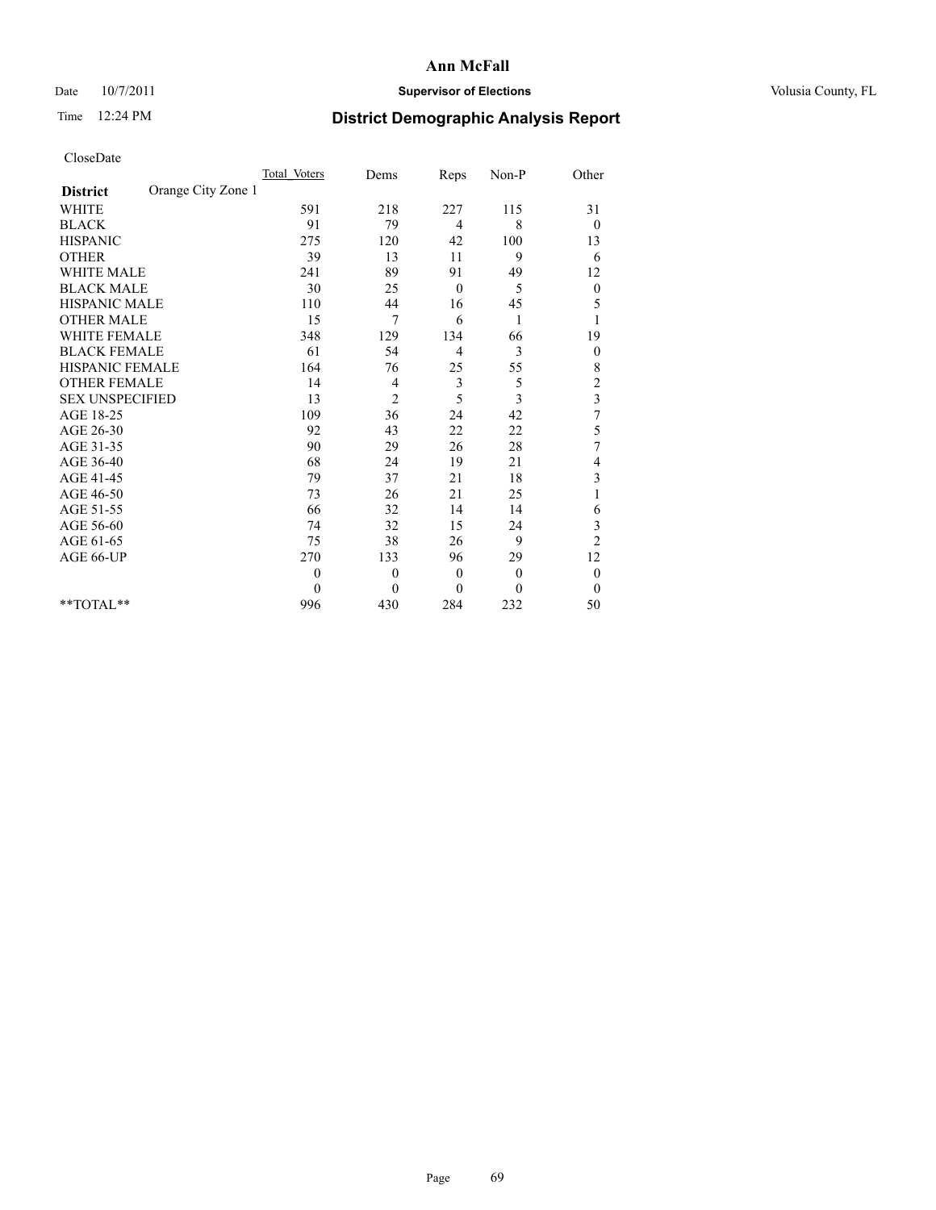# Ann McFall

Date 10/7/2011 **Supervisor of Elections** Volusia County, FL

Time 12:24 PM **District Demographic Analysis Report**

CloseDate

| | Total_Voters | Dems | Reps | Non-P | Other |
|---|---|---|---|---|---|
| **District** Orange City Zone 1 | | | | | |
| WHITE | 591 | 218 | 227 | 115 | 31 |
| BLACK | 91 | 79 | 4 | 8 | 0 |
| HISPANIC | 275 | 120 | 42 | 100 | 13 |
| OTHER | 39 | 13 | 11 | 9 | 6 |
| WHITE MALE | 241 | 89 | 91 | 49 | 12 |
| BLACK MALE | 30 | 25 | 0 | 5 | 0 |
| HISPANIC MALE | 110 | 44 | 16 | 45 | 5 |
| OTHER MALE | 15 | 7 | 6 | 1 | 1 |
| WHITE FEMALE | 348 | 129 | 134 | 66 | 19 |
| BLACK FEMALE | 61 | 54 | 4 | 3 | 0 |
| HISPANIC FEMALE | 164 | 76 | 25 | 55 | 8 |
| OTHER FEMALE | 14 | 4 | 3 | 5 | 2 |
| SEX UNSPECIFIED | 13 | 2 | 5 | 3 | 3 |
| AGE 18-25 | 109 | 36 | 24 | 42 | 7 |
| AGE 26-30 | 92 | 43 | 22 | 22 | 5 |
| AGE 31-35 | 90 | 29 | 26 | 28 | 7 |
| AGE 36-40 | 68 | 24 | 19 | 21 | 4 |
| AGE 41-45 | 79 | 37 | 21 | 18 | 3 |
| AGE 46-50 | 73 | 26 | 21 | 25 | 1 |
| AGE 51-55 | 66 | 32 | 14 | 14 | 6 |
| AGE 56-60 | 74 | 32 | 15 | 24 | 3 |
| AGE 61-65 | 75 | 38 | 26 | 9 | 2 |
| AGE 66-UP | 270 | 133 | 96 | 29 | 12 |
| | 0 | 0 | 0 | 0 | 0 |
| | 0 | 0 | 0 | 0 | 0 |
| **TOTAL** | 996 | 430 | 284 | 232 | 50 |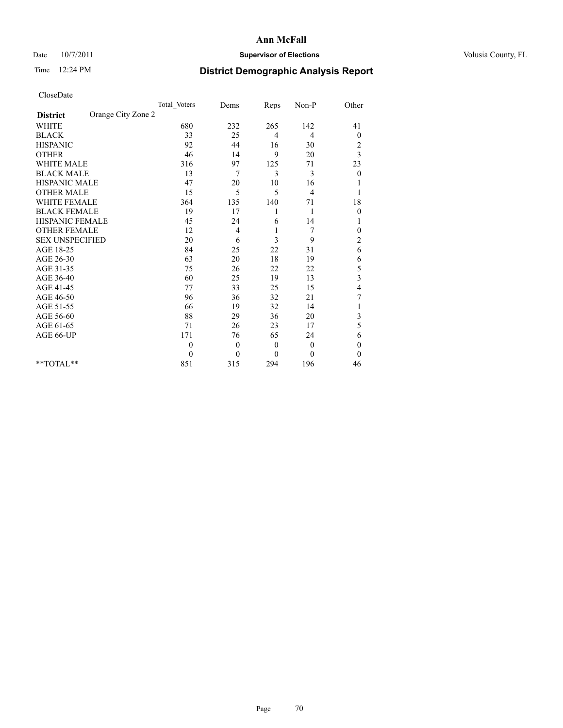# Ann McFall

Date 10/7/2011 **Supervisor of Elections** Volusia County, FL

Time 12:24 PM

## District Demographic Analysis Report

CloseDate

| | Total Voters | Dems | Reps | Non-P | Other |
|---|---|---|---|---|---|
| **District** Orange City Zone 2 | | | | | |
| WHITE | 680 | 232 | 265 | 142 | 41 |
| BLACK | 33 | 25 | 4 | 4 | 0 |
| HISPANIC | 92 | 44 | 16 | 30 | 2 |
| OTHER | 46 | 14 | 9 | 20 | 3 |
| WHITE MALE | 316 | 97 | 125 | 71 | 23 |
| BLACK MALE | 13 | 7 | 3 | 3 | 0 |
| HISPANIC MALE | 47 | 20 | 10 | 16 | 1 |
| OTHER MALE | 15 | 5 | 5 | 4 | 1 |
| WHITE FEMALE | 364 | 135 | 140 | 71 | 18 |
| BLACK FEMALE | 19 | 17 | 1 | 1 | 0 |
| HISPANIC FEMALE | 45 | 24 | 6 | 14 | 1 |
| OTHER FEMALE | 12 | 4 | 1 | 7 | 0 |
| SEX UNSPECIFIED | 20 | 6 | 3 | 9 | 2 |
| AGE 18-25 | 84 | 25 | 22 | 31 | 6 |
| AGE 26-30 | 63 | 20 | 18 | 19 | 6 |
| AGE 31-35 | 75 | 26 | 22 | 22 | 5 |
| AGE 36-40 | 60 | 25 | 19 | 13 | 3 |
| AGE 41-45 | 77 | 33 | 25 | 15 | 4 |
| AGE 46-50 | 96 | 36 | 32 | 21 | 7 |
| AGE 51-55 | 66 | 19 | 32 | 14 | 1 |
| AGE 56-60 | 88 | 29 | 36 | 20 | 3 |
| AGE 61-65 | 71 | 26 | 23 | 17 | 5 |
| AGE 66-UP | 171 | 76 | 65 | 24 | 6 |
| | 0 | 0 | 0 | 0 | 0 |
| | 0 | 0 | 0 | 0 | 0 |
| **TOTAL** | 851 | 315 | 294 | 196 | 46 |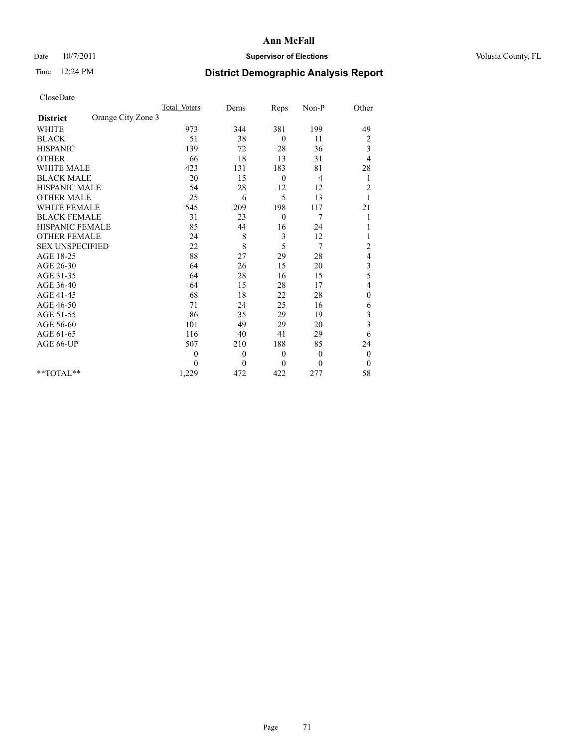# Ann McFall

Date 10/7/2011 **Supervisor of Elections** Volusia County, FL

Time 12:24 PM **District Demographic Analysis Report**

CloseDate

| | Total_Voters | Dems | Reps | Non-P | Other |
|---|---|---|---|---|---|
| **District** Orange City Zone 3 | | | | | |
| WHITE | 973 | 344 | 381 | 199 | 49 |
| BLACK | 51 | 38 | 0 | 11 | 2 |
| HISPANIC | 139 | 72 | 28 | 36 | 3 |
| OTHER | 66 | 18 | 13 | 31 | 4 |
| WHITE MALE | 423 | 131 | 183 | 81 | 28 |
| BLACK MALE | 20 | 15 | 0 | 4 | 1 |
| HISPANIC MALE | 54 | 28 | 12 | 12 | 2 |
| OTHER MALE | 25 | 6 | 5 | 13 | 1 |
| WHITE FEMALE | 545 | 209 | 198 | 117 | 21 |
| BLACK FEMALE | 31 | 23 | 0 | 7 | 1 |
| HISPANIC FEMALE | 85 | 44 | 16 | 24 | 1 |
| OTHER FEMALE | 24 | 8 | 3 | 12 | 1 |
| SEX UNSPECIFIED | 22 | 8 | 5 | 7 | 2 |
| AGE 18-25 | 88 | 27 | 29 | 28 | 4 |
| AGE 26-30 | 64 | 26 | 15 | 20 | 3 |
| AGE 31-35 | 64 | 28 | 16 | 15 | 5 |
| AGE 36-40 | 64 | 15 | 28 | 17 | 4 |
| AGE 41-45 | 68 | 18 | 22 | 28 | 0 |
| AGE 46-50 | 71 | 24 | 25 | 16 | 6 |
| AGE 51-55 | 86 | 35 | 29 | 19 | 3 |
| AGE 56-60 | 101 | 49 | 29 | 20 | 3 |
| AGE 61-65 | 116 | 40 | 41 | 29 | 6 |
| AGE 66-UP | 507 | 210 | 188 | 85 | 24 |
| | 0 | 0 | 0 | 0 | 0 |
| | 0 | 0 | 0 | 0 | 0 |
| **TOTAL** | 1,229 | 472 | 422 | 277 | 58 |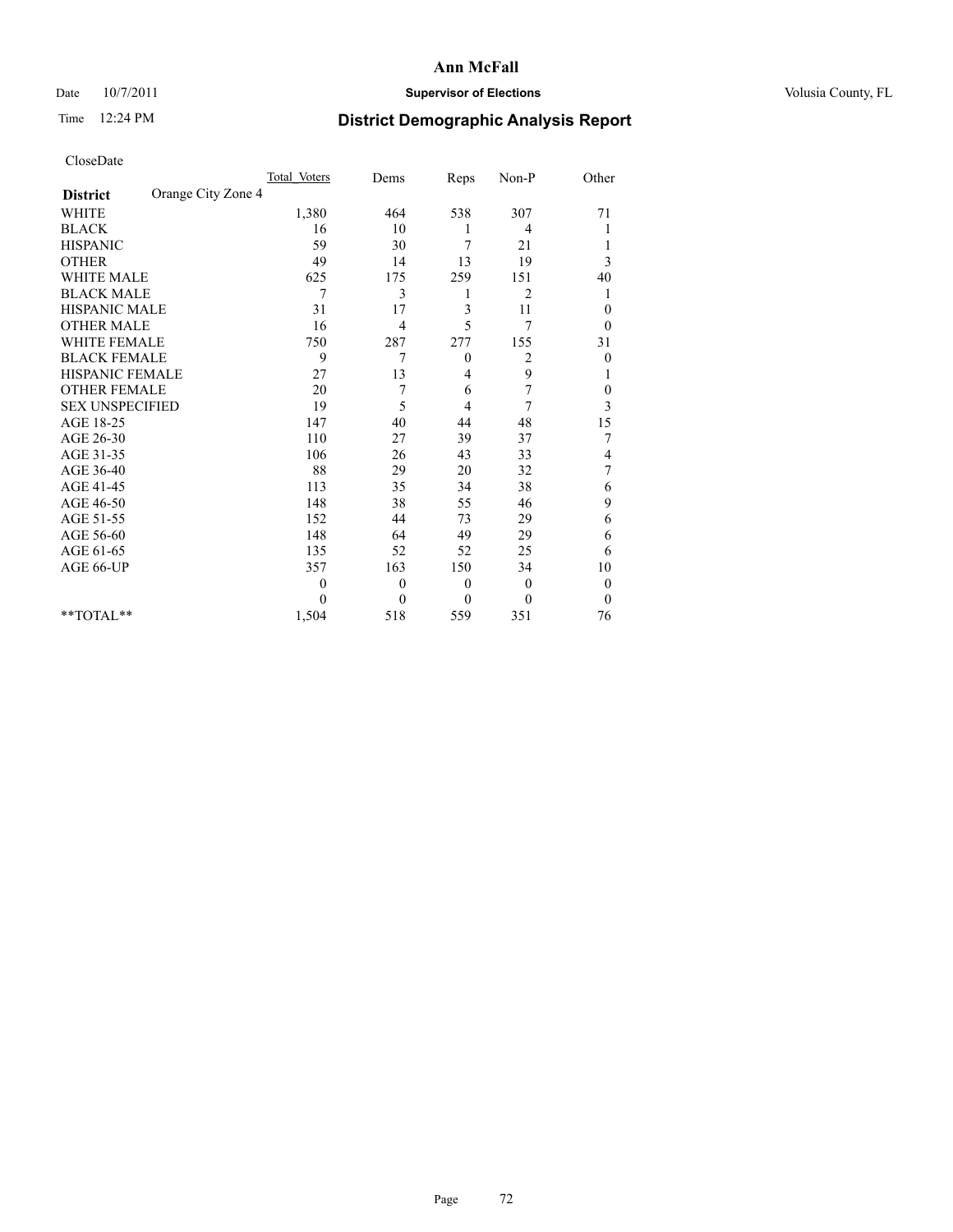# Ann McFall

Date 10/7/2011 **Supervisor of Elections** Volusia County, FL

Time 12:24 PM **District Demographic Analysis Report**

CloseDate

| **District** Orange City Zone 4 | Total Voters | Dems | Reps | Non-P | Other |
|---|---|---|---|---|---|
| WHITE | 1,380 | 464 | 538 | 307 | 71 |
| BLACK | 16 | 10 | 1 | 4 | 1 |
| HISPANIC | 59 | 30 | 7 | 21 | 1 |
| OTHER | 49 | 14 | 13 | 19 | 3 |
| WHITE MALE | 625 | 175 | 259 | 151 | 40 |
| BLACK MALE | 7 | 3 | 1 | 2 | 1 |
| HISPANIC MALE | 31 | 17 | 3 | 11 | 0 |
| OTHER MALE | 16 | 4 | 5 | 7 | 0 |
| WHITE FEMALE | 750 | 287 | 277 | 155 | 31 |
| BLACK FEMALE | 9 | 7 | 0 | 2 | 0 |
| HISPANIC FEMALE | 27 | 13 | 4 | 9 | 1 |
| OTHER FEMALE | 20 | 7 | 6 | 7 | 0 |
| SEX UNSPECIFIED | 19 | 5 | 4 | 7 | 3 |
| AGE 18-25 | 147 | 40 | 44 | 48 | 15 |
| AGE 26-30 | 110 | 27 | 39 | 37 | 7 |
| AGE 31-35 | 106 | 26 | 43 | 33 | 4 |
| AGE 36-40 | 88 | 29 | 20 | 32 | 7 |
| AGE 41-45 | 113 | 35 | 34 | 38 | 6 |
| AGE 46-50 | 148 | 38 | 55 | 46 | 9 |
| AGE 51-55 | 152 | 44 | 73 | 29 | 6 |
| AGE 56-60 | 148 | 64 | 49 | 29 | 6 |
| AGE 61-65 | 135 | 52 | 52 | 25 | 6 |
| AGE 66-UP | 357 | 163 | 150 | 34 | 10 |
| | 0 | 0 | 0 | 0 | 0 |
| | 0 | 0 | 0 | 0 | 0 |
| **TOTAL** | 1,504 | 518 | 559 | 351 | 76 |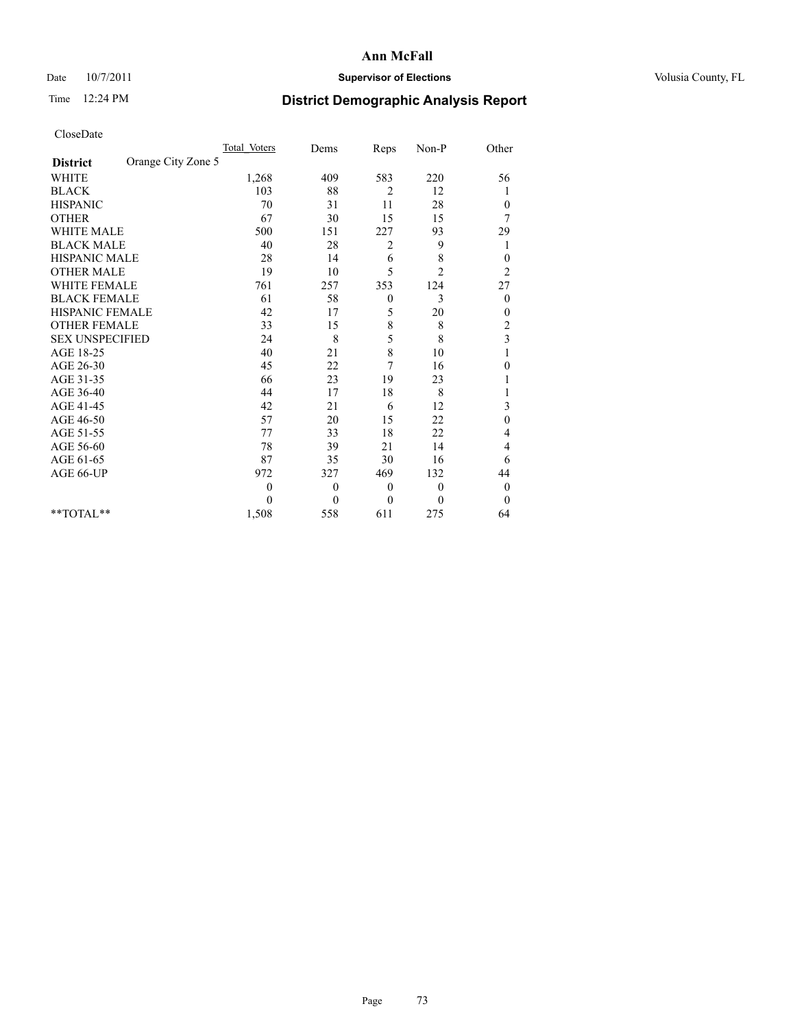# Ann McFall

Date 10/7/2011 **Supervisor of Elections** Volusia County, FL

Time 12:24 PM **District Demographic Analysis Report**

CloseDate

| | Total_Voters | Dems | Reps | Non-P | Other |
|---|---|---|---|---|---|
| **District** Orange City Zone 5 | | | | | |
| WHITE | 1,268 | 409 | 583 | 220 | 56 |
| BLACK | 103 | 88 | 2 | 12 | 1 |
| HISPANIC | 70 | 31 | 11 | 28 | 0 |
| OTHER | 67 | 30 | 15 | 15 | 7 |
| WHITE MALE | 500 | 151 | 227 | 93 | 29 |
| BLACK MALE | 40 | 28 | 2 | 9 | 1 |
| HISPANIC MALE | 28 | 14 | 6 | 8 | 0 |
| OTHER MALE | 19 | 10 | 5 | 2 | 2 |
| WHITE FEMALE | 761 | 257 | 353 | 124 | 27 |
| BLACK FEMALE | 61 | 58 | 0 | 3 | 0 |
| HISPANIC FEMALE | 42 | 17 | 5 | 20 | 0 |
| OTHER FEMALE | 33 | 15 | 8 | 8 | 2 |
| SEX UNSPECIFIED | 24 | 8 | 5 | 8 | 3 |
| AGE 18-25 | 40 | 21 | 8 | 10 | 1 |
| AGE 26-30 | 45 | 22 | 7 | 16 | 0 |
| AGE 31-35 | 66 | 23 | 19 | 23 | 1 |
| AGE 36-40 | 44 | 17 | 18 | 8 | 1 |
| AGE 41-45 | 42 | 21 | 6 | 12 | 3 |
| AGE 46-50 | 57 | 20 | 15 | 22 | 0 |
| AGE 51-55 | 77 | 33 | 18 | 22 | 4 |
| AGE 56-60 | 78 | 39 | 21 | 14 | 4 |
| AGE 61-65 | 87 | 35 | 30 | 16 | 6 |
| AGE 66-UP | 972 | 327 | 469 | 132 | 44 |
| | 0 | 0 | 0 | 0 | 0 |
| | 0 | 0 | 0 | 0 | 0 |
| **TOTAL** | 1,508 | 558 | 611 | 275 | 64 |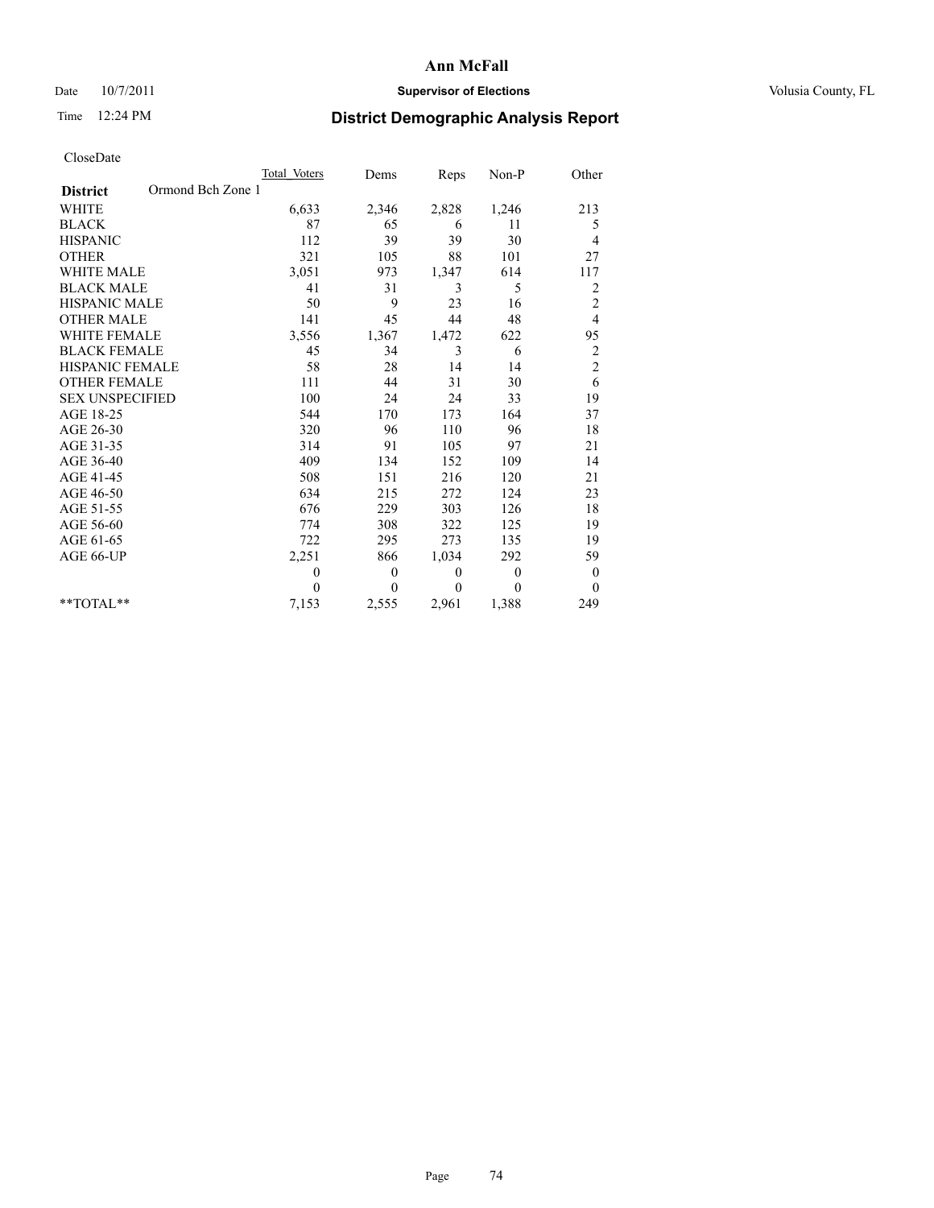**Ann McFall**

Date 10/7/2011 **Supervisor of Elections** Volusia County, FL

Time 12:24 PM **District Demographic Analysis Report**

CloseDate

| | Total_Voters | Dems | Reps | Non-P | Other |
|---|---|---|---|---|---|
| **District** Ormond Bch Zone 1 | | | | | |
| WHITE | 6,633 | 2,346 | 2,828 | 1,246 | 213 |
| BLACK | 87 | 65 | 6 | 11 | 5 |
| HISPANIC | 112 | 39 | 39 | 30 | 4 |
| OTHER | 321 | 105 | 88 | 101 | 27 |
| WHITE MALE | 3,051 | 973 | 1,347 | 614 | 117 |
| BLACK MALE | 41 | 31 | 3 | 5 | 2 |
| HISPANIC MALE | 50 | 9 | 23 | 16 | 2 |
| OTHER MALE | 141 | 45 | 44 | 48 | 4 |
| WHITE FEMALE | 3,556 | 1,367 | 1,472 | 622 | 95 |
| BLACK FEMALE | 45 | 34 | 3 | 6 | 2 |
| HISPANIC FEMALE | 58 | 28 | 14 | 14 | 2 |
| OTHER FEMALE | 111 | 44 | 31 | 30 | 6 |
| SEX UNSPECIFIED | 100 | 24 | 24 | 33 | 19 |
| AGE 18-25 | 544 | 170 | 173 | 164 | 37 |
| AGE 26-30 | 320 | 96 | 110 | 96 | 18 |
| AGE 31-35 | 314 | 91 | 105 | 97 | 21 |
| AGE 36-40 | 409 | 134 | 152 | 109 | 14 |
| AGE 41-45 | 508 | 151 | 216 | 120 | 21 |
| AGE 46-50 | 634 | 215 | 272 | 124 | 23 |
| AGE 51-55 | 676 | 229 | 303 | 126 | 18 |
| AGE 56-60 | 774 | 308 | 322 | 125 | 19 |
| AGE 61-65 | 722 | 295 | 273 | 135 | 19 |
| AGE 66-UP | 2,251 | 866 | 1,034 | 292 | 59 |
| | 0 | 0 | 0 | 0 | 0 |
| | 0 | 0 | 0 | 0 | 0 |
| **TOTAL** | 7,153 | 2,555 | 2,961 | 1,388 | 249 |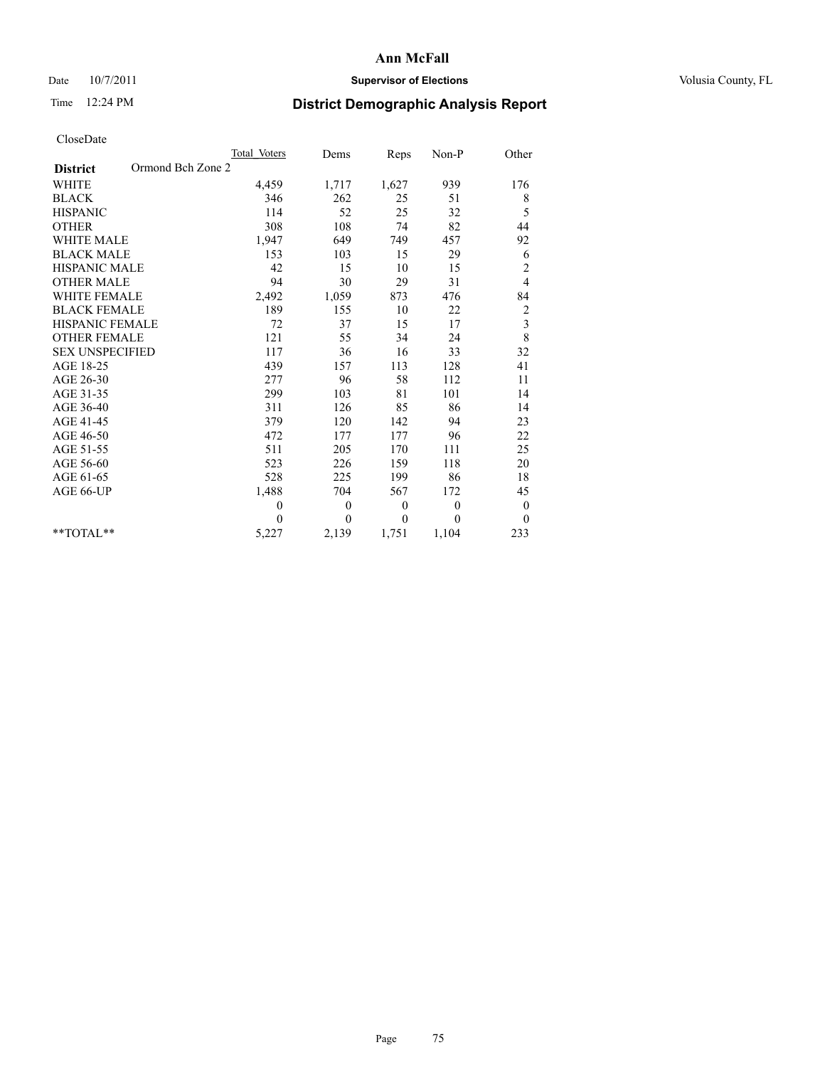# Ann McFall

Date 10/7/2011 **Supervisor of Elections** Volusia County, FL

Time 12:24 PM **District Demographic Analysis Report**

CloseDate

| **District** Ormond Bch Zone 2 | Total Voters | Dems | Reps | Non-P | Other |
|---|---|---|---|---|---|
| WHITE | 4,459 | 1,717 | 1,627 | 939 | 176 |
| BLACK | 346 | 262 | 25 | 51 | 8 |
| HISPANIC | 114 | 52 | 25 | 32 | 5 |
| OTHER | 308 | 108 | 74 | 82 | 44 |
| WHITE MALE | 1,947 | 649 | 749 | 457 | 92 |
| BLACK MALE | 153 | 103 | 15 | 29 | 6 |
| HISPANIC MALE | 42 | 15 | 10 | 15 | 2 |
| OTHER MALE | 94 | 30 | 29 | 31 | 4 |
| WHITE FEMALE | 2,492 | 1,059 | 873 | 476 | 84 |
| BLACK FEMALE | 189 | 155 | 10 | 22 | 2 |
| HISPANIC FEMALE | 72 | 37 | 15 | 17 | 3 |
| OTHER FEMALE | 121 | 55 | 34 | 24 | 8 |
| SEX UNSPECIFIED | 117 | 36 | 16 | 33 | 32 |
| AGE 18-25 | 439 | 157 | 113 | 128 | 41 |
| AGE 26-30 | 277 | 96 | 58 | 112 | 11 |
| AGE 31-35 | 299 | 103 | 81 | 101 | 14 |
| AGE 36-40 | 311 | 126 | 85 | 86 | 14 |
| AGE 41-45 | 379 | 120 | 142 | 94 | 23 |
| AGE 46-50 | 472 | 177 | 177 | 96 | 22 |
| AGE 51-55 | 511 | 205 | 170 | 111 | 25 |
| AGE 56-60 | 523 | 226 | 159 | 118 | 20 |
| AGE 61-65 | 528 | 225 | 199 | 86 | 18 |
| AGE 66-UP | 1,488 | 704 | 567 | 172 | 45 |
| | 0 | 0 | 0 | 0 | 0 |
| | 0 | 0 | 0 | 0 | 0 |
| **TOTAL** | 5,227 | 2,139 | 1,751 | 1,104 | 233 |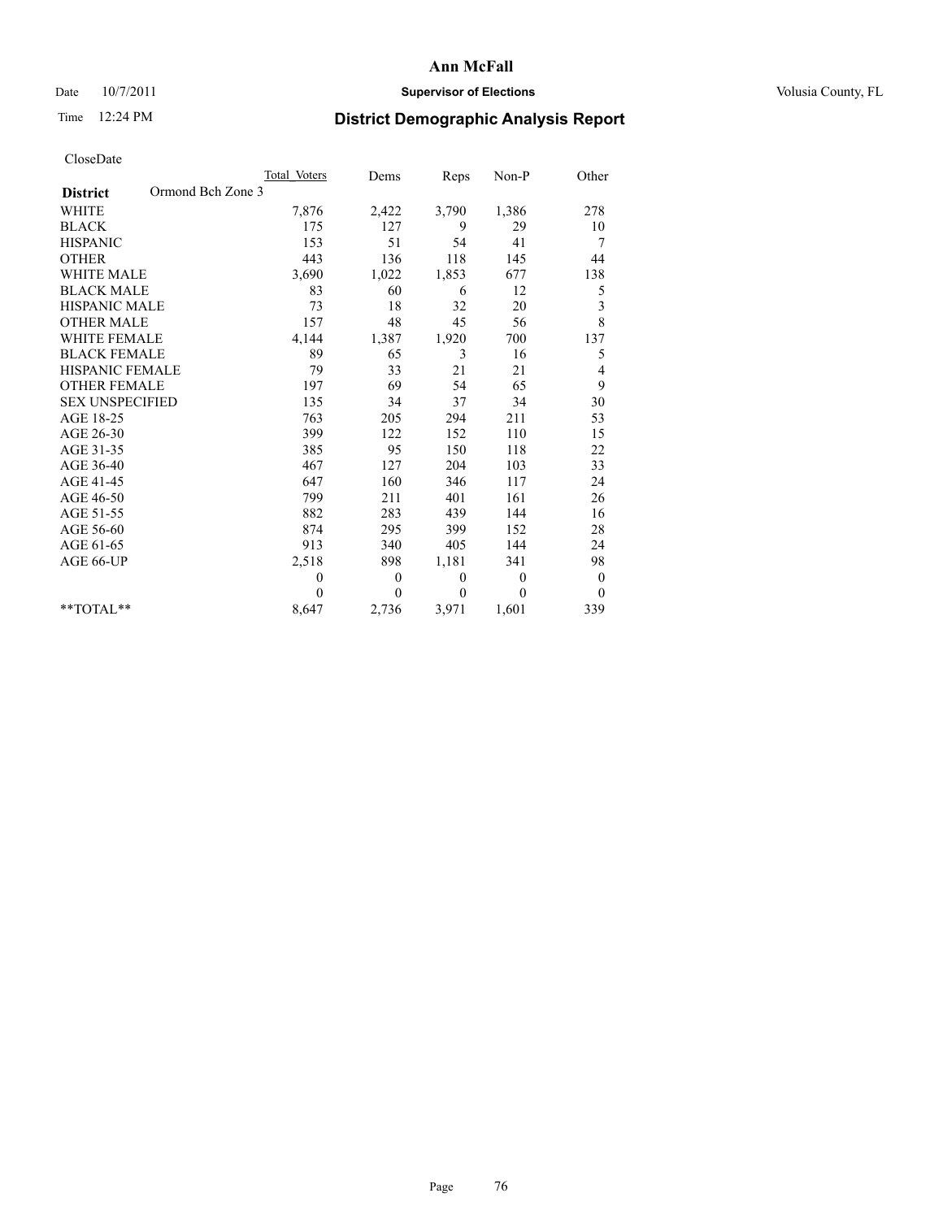**Ann McFall**

Date 10/7/2011 **Supervisor of Elections** Volusia County, FL

Time 12:24 PM

## District Demographic Analysis Report

CloseDate

| | Total Voters | Dems | Reps | Non-P | Other |
|---|---|---|---|---|---|
| **District** Ormond Bch Zone 3 | | | | | |
| WHITE | 7,876 | 2,422 | 3,790 | 1,386 | 278 |
| BLACK | 175 | 127 | 9 | 29 | 10 |
| HISPANIC | 153 | 51 | 54 | 41 | 7 |
| OTHER | 443 | 136 | 118 | 145 | 44 |
| WHITE MALE | 3,690 | 1,022 | 1,853 | 677 | 138 |
| BLACK MALE | 83 | 60 | 6 | 12 | 5 |
| HISPANIC MALE | 73 | 18 | 32 | 20 | 3 |
| OTHER MALE | 157 | 48 | 45 | 56 | 8 |
| WHITE FEMALE | 4,144 | 1,387 | 1,920 | 700 | 137 |
| BLACK FEMALE | 89 | 65 | 3 | 16 | 5 |
| HISPANIC FEMALE | 79 | 33 | 21 | 21 | 4 |
| OTHER FEMALE | 197 | 69 | 54 | 65 | 9 |
| SEX UNSPECIFIED | 135 | 34 | 37 | 34 | 30 |
| AGE 18-25 | 763 | 205 | 294 | 211 | 53 |
| AGE 26-30 | 399 | 122 | 152 | 110 | 15 |
| AGE 31-35 | 385 | 95 | 150 | 118 | 22 |
| AGE 36-40 | 467 | 127 | 204 | 103 | 33 |
| AGE 41-45 | 647 | 160 | 346 | 117 | 24 |
| AGE 46-50 | 799 | 211 | 401 | 161 | 26 |
| AGE 51-55 | 882 | 283 | 439 | 144 | 16 |
| AGE 56-60 | 874 | 295 | 399 | 152 | 28 |
| AGE 61-65 | 913 | 340 | 405 | 144 | 24 |
| AGE 66-UP | 2,518 | 898 | 1,181 | 341 | 98 |
| | 0 | 0 | 0 | 0 | 0 |
| | 0 | 0 | 0 | 0 | 0 |
| **TOTAL** | 8,647 | 2,736 | 3,971 | 1,601 | 339 |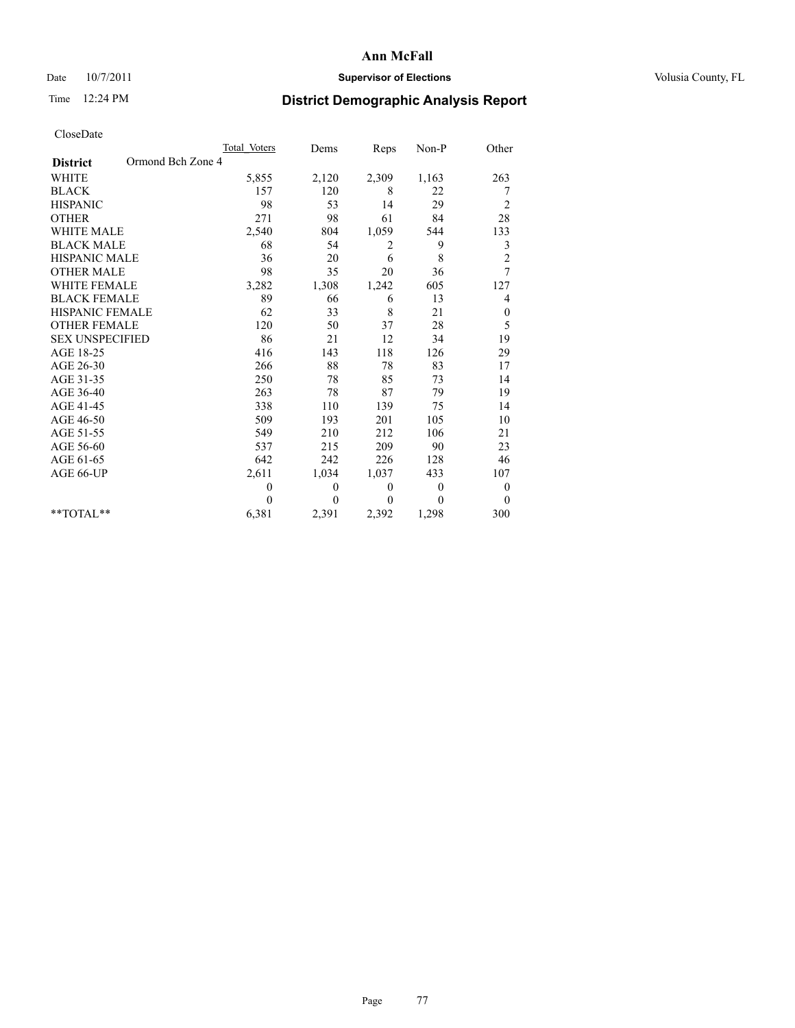# Ann McFall

Date 10/7/2011 **Supervisor of Elections** Volusia County, FL

Time 12:24 PM **District Demographic Analysis Report**

CloseDate

| | Total Voters | Dems | Reps | Non-P | Other |
|---|---|---|---|---|---|
| **District** Ormond Bch Zone 4 | | | | | |
| WHITE | 5,855 | 2,120 | 2,309 | 1,163 | 263 |
| BLACK | 157 | 120 | 8 | 22 | 7 |
| HISPANIC | 98 | 53 | 14 | 29 | 2 |
| OTHER | 271 | 98 | 61 | 84 | 28 |
| WHITE MALE | 2,540 | 804 | 1,059 | 544 | 133 |
| BLACK MALE | 68 | 54 | 2 | 9 | 3 |
| HISPANIC MALE | 36 | 20 | 6 | 8 | 2 |
| OTHER MALE | 98 | 35 | 20 | 36 | 7 |
| WHITE FEMALE | 3,282 | 1,308 | 1,242 | 605 | 127 |
| BLACK FEMALE | 89 | 66 | 6 | 13 | 4 |
| HISPANIC FEMALE | 62 | 33 | 8 | 21 | 0 |
| OTHER FEMALE | 120 | 50 | 37 | 28 | 5 |
| SEX UNSPECIFIED | 86 | 21 | 12 | 34 | 19 |
| AGE 18-25 | 416 | 143 | 118 | 126 | 29 |
| AGE 26-30 | 266 | 88 | 78 | 83 | 17 |
| AGE 31-35 | 250 | 78 | 85 | 73 | 14 |
| AGE 36-40 | 263 | 78 | 87 | 79 | 19 |
| AGE 41-45 | 338 | 110 | 139 | 75 | 14 |
| AGE 46-50 | 509 | 193 | 201 | 105 | 10 |
| AGE 51-55 | 549 | 210 | 212 | 106 | 21 |
| AGE 56-60 | 537 | 215 | 209 | 90 | 23 |
| AGE 61-65 | 642 | 242 | 226 | 128 | 46 |
| AGE 66-UP | 2,611 | 1,034 | 1,037 | 433 | 107 |
| | 0 | 0 | 0 | 0 | 0 |
| | 0 | 0 | 0 | 0 | 0 |
| **TOTAL** | 6,381 | 2,391 | 2,392 | 1,298 | 300 |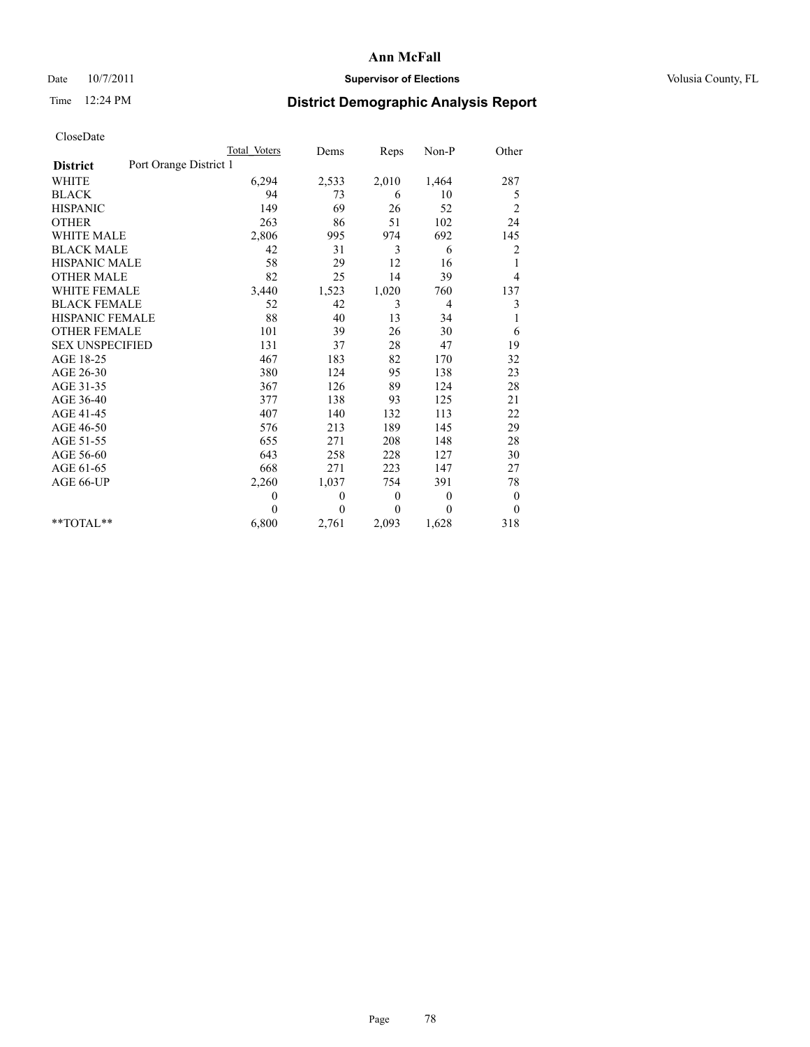# Ann McFall

Date 10/7/2011 **Supervisor of Elections** Volusia County, FL

Time 12:24 PM **District Demographic Analysis Report**

CloseDate

| | Total Voters | Dems | Reps | Non-P | Other |
|---|---|---|---|---|---|
| **District** Port Orange District 1 | | | | | |
| WHITE | 6,294 | 2,533 | 2,010 | 1,464 | 287 |
| BLACK | 94 | 73 | 6 | 10 | 5 |
| HISPANIC | 149 | 69 | 26 | 52 | 2 |
| OTHER | 263 | 86 | 51 | 102 | 24 |
| WHITE MALE | 2,806 | 995 | 974 | 692 | 145 |
| BLACK MALE | 42 | 31 | 3 | 6 | 2 |
| HISPANIC MALE | 58 | 29 | 12 | 16 | 1 |
| OTHER MALE | 82 | 25 | 14 | 39 | 4 |
| WHITE FEMALE | 3,440 | 1,523 | 1,020 | 760 | 137 |
| BLACK FEMALE | 52 | 42 | 3 | 4 | 3 |
| HISPANIC FEMALE | 88 | 40 | 13 | 34 | 1 |
| OTHER FEMALE | 101 | 39 | 26 | 30 | 6 |
| SEX UNSPECIFIED | 131 | 37 | 28 | 47 | 19 |
| AGE 18-25 | 467 | 183 | 82 | 170 | 32 |
| AGE 26-30 | 380 | 124 | 95 | 138 | 23 |
| AGE 31-35 | 367 | 126 | 89 | 124 | 28 |
| AGE 36-40 | 377 | 138 | 93 | 125 | 21 |
| AGE 41-45 | 407 | 140 | 132 | 113 | 22 |
| AGE 46-50 | 576 | 213 | 189 | 145 | 29 |
| AGE 51-55 | 655 | 271 | 208 | 148 | 28 |
| AGE 56-60 | 643 | 258 | 228 | 127 | 30 |
| AGE 61-65 | 668 | 271 | 223 | 147 | 27 |
| AGE 66-UP | 2,260 | 1,037 | 754 | 391 | 78 |
| | 0 | 0 | 0 | 0 | 0 |
| | 0 | 0 | 0 | 0 | 0 |
| **TOTAL** | 6,800 | 2,761 | 2,093 | 1,628 | 318 |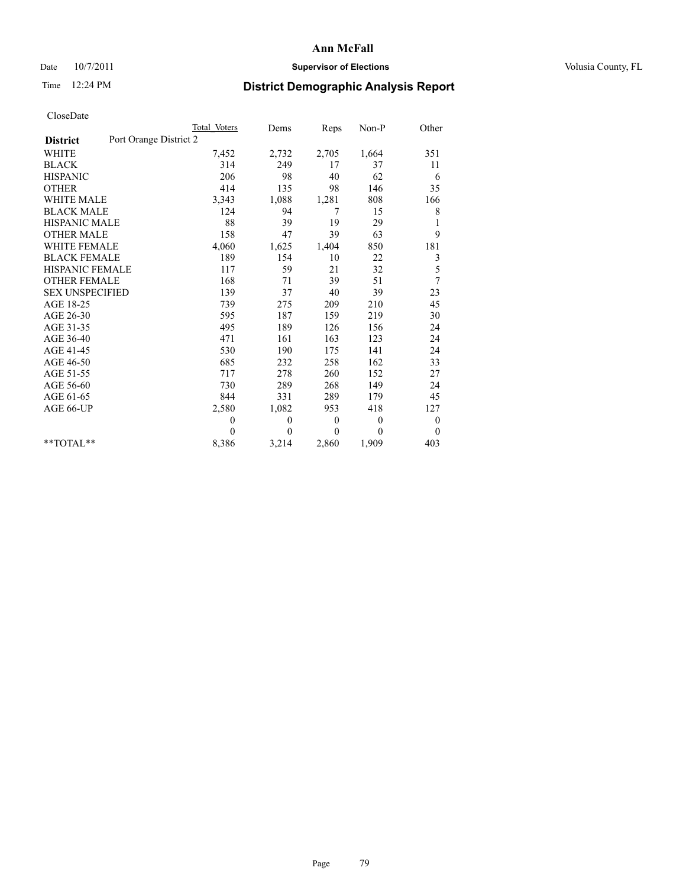**Ann McFall**

Date 10/7/2011 **Supervisor of Elections** Volusia County, FL

Time 12:24 PM

## District Demographic Analysis Report

CloseDate

| **District** Port Orange District 2 | Total Voters | Dems | Reps | Non-P | Other |
|---|---|---|---|---|---|
| WHITE | 7,452 | 2,732 | 2,705 | 1,664 | 351 |
| BLACK | 314 | 249 | 17 | 37 | 11 |
| HISPANIC | 206 | 98 | 40 | 62 | 6 |
| OTHER | 414 | 135 | 98 | 146 | 35 |
| WHITE MALE | 3,343 | 1,088 | 1,281 | 808 | 166 |
| BLACK MALE | 124 | 94 | 7 | 15 | 8 |
| HISPANIC MALE | 88 | 39 | 19 | 29 | 1 |
| OTHER MALE | 158 | 47 | 39 | 63 | 9 |
| WHITE FEMALE | 4,060 | 1,625 | 1,404 | 850 | 181 |
| BLACK FEMALE | 189 | 154 | 10 | 22 | 3 |
| HISPANIC FEMALE | 117 | 59 | 21 | 32 | 5 |
| OTHER FEMALE | 168 | 71 | 39 | 51 | 7 |
| SEX UNSPECIFIED | 139 | 37 | 40 | 39 | 23 |
| AGE 18-25 | 739 | 275 | 209 | 210 | 45 |
| AGE 26-30 | 595 | 187 | 159 | 219 | 30 |
| AGE 31-35 | 495 | 189 | 126 | 156 | 24 |
| AGE 36-40 | 471 | 161 | 163 | 123 | 24 |
| AGE 41-45 | 530 | 190 | 175 | 141 | 24 |
| AGE 46-50 | 685 | 232 | 258 | 162 | 33 |
| AGE 51-55 | 717 | 278 | 260 | 152 | 27 |
| AGE 56-60 | 730 | 289 | 268 | 149 | 24 |
| AGE 61-65 | 844 | 331 | 289 | 179 | 45 |
| AGE 66-UP | 2,580 | 1,082 | 953 | 418 | 127 |
| | 0 | 0 | 0 | 0 | 0 |
| | 0 | 0 | 0 | 0 | 0 |
| **TOTAL** | 8,386 | 3,214 | 2,860 | 1,909 | 403 |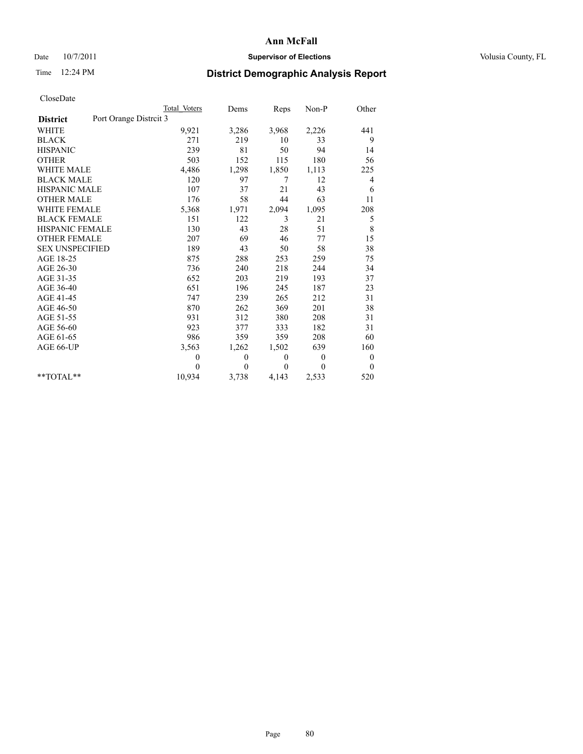# Ann McFall

Date 10/7/2011 **Supervisor of Elections** Volusia County, FL

Time 12:24 PM **District Demographic Analysis Report**

CloseDate

| | Total Voters | Dems | Reps | Non-P | Other |
|---|---|---|---|---|---|
| **District** Port Orange Distrcit 3 | | | | | |
| WHITE | 9,921 | 3,286 | 3,968 | 2,226 | 441 |
| BLACK | 271 | 219 | 10 | 33 | 9 |
| HISPANIC | 239 | 81 | 50 | 94 | 14 |
| OTHER | 503 | 152 | 115 | 180 | 56 |
| WHITE MALE | 4,486 | 1,298 | 1,850 | 1,113 | 225 |
| BLACK MALE | 120 | 97 | 7 | 12 | 4 |
| HISPANIC MALE | 107 | 37 | 21 | 43 | 6 |
| OTHER MALE | 176 | 58 | 44 | 63 | 11 |
| WHITE FEMALE | 5,368 | 1,971 | 2,094 | 1,095 | 208 |
| BLACK FEMALE | 151 | 122 | 3 | 21 | 5 |
| HISPANIC FEMALE | 130 | 43 | 28 | 51 | 8 |
| OTHER FEMALE | 207 | 69 | 46 | 77 | 15 |
| SEX UNSPECIFIED | 189 | 43 | 50 | 58 | 38 |
| AGE 18-25 | 875 | 288 | 253 | 259 | 75 |
| AGE 26-30 | 736 | 240 | 218 | 244 | 34 |
| AGE 31-35 | 652 | 203 | 219 | 193 | 37 |
| AGE 36-40 | 651 | 196 | 245 | 187 | 23 |
| AGE 41-45 | 747 | 239 | 265 | 212 | 31 |
| AGE 46-50 | 870 | 262 | 369 | 201 | 38 |
| AGE 51-55 | 931 | 312 | 380 | 208 | 31 |
| AGE 56-60 | 923 | 377 | 333 | 182 | 31 |
| AGE 61-65 | 986 | 359 | 359 | 208 | 60 |
| AGE 66-UP | 3,563 | 1,262 | 1,502 | 639 | 160 |
| | 0 | 0 | 0 | 0 | 0 |
| | 0 | 0 | 0 | 0 | 0 |
| **TOTAL** | 10,934 | 3,738 | 4,143 | 2,533 | 520 |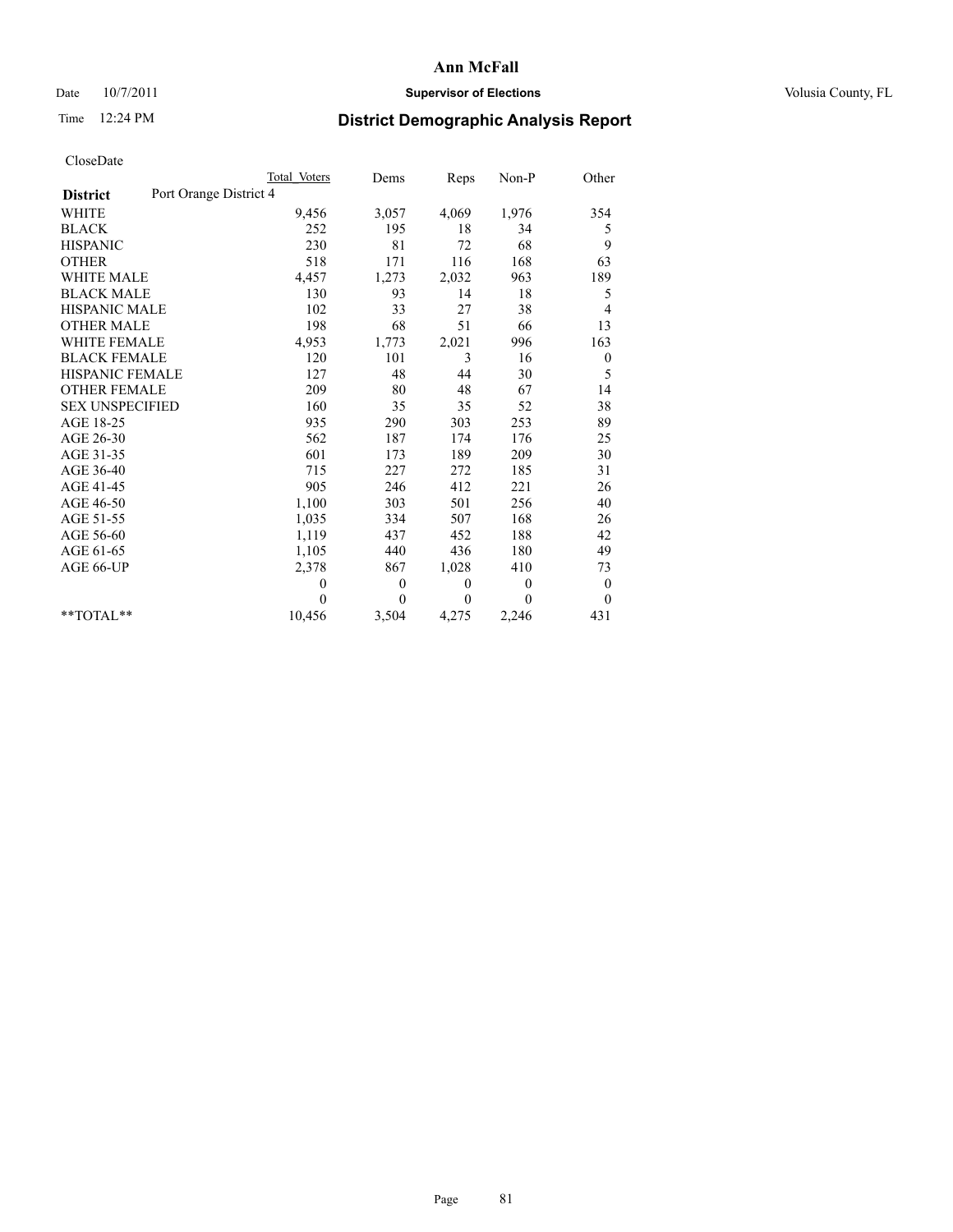Date 10/7/2011

Time 12:24 PM

# Ann McFall

**Supervisor of Elections**

Volusia County, FL

## District Demographic Analysis Report

CloseDate

| **District** Port Orange District 4 | Total Voters | Dems | Reps | Non-P | Other |
|---|---|---|---|---|---|
| WHITE | 9,456 | 3,057 | 4,069 | 1,976 | 354 |
| BLACK | 252 | 195 | 18 | 34 | 5 |
| HISPANIC | 230 | 81 | 72 | 68 | 9 |
| OTHER | 518 | 171 | 116 | 168 | 63 |
| WHITE MALE | 4,457 | 1,273 | 2,032 | 963 | 189 |
| BLACK MALE | 130 | 93 | 14 | 18 | 5 |
| HISPANIC MALE | 102 | 33 | 27 | 38 | 4 |
| OTHER MALE | 198 | 68 | 51 | 66 | 13 |
| WHITE FEMALE | 4,953 | 1,773 | 2,021 | 996 | 163 |
| BLACK FEMALE | 120 | 101 | 3 | 16 | 0 |
| HISPANIC FEMALE | 127 | 48 | 44 | 30 | 5 |
| OTHER FEMALE | 209 | 80 | 48 | 67 | 14 |
| SEX UNSPECIFIED | 160 | 35 | 35 | 52 | 38 |
| AGE 18-25 | 935 | 290 | 303 | 253 | 89 |
| AGE 26-30 | 562 | 187 | 174 | 176 | 25 |
| AGE 31-35 | 601 | 173 | 189 | 209 | 30 |
| AGE 36-40 | 715 | 227 | 272 | 185 | 31 |
| AGE 41-45 | 905 | 246 | 412 | 221 | 26 |
| AGE 46-50 | 1,100 | 303 | 501 | 256 | 40 |
| AGE 51-55 | 1,035 | 334 | 507 | 168 | 26 |
| AGE 56-60 | 1,119 | 437 | 452 | 188 | 42 |
| AGE 61-65 | 1,105 | 440 | 436 | 180 | 49 |
| AGE 66-UP | 2,378 | 867 | 1,028 | 410 | 73 |
| | 0 | 0 | 0 | 0 | 0 |
| | 0 | 0 | 0 | 0 | 0 |
| **TOTAL** | 10,456 | 3,504 | 4,275 | 2,246 | 431 |